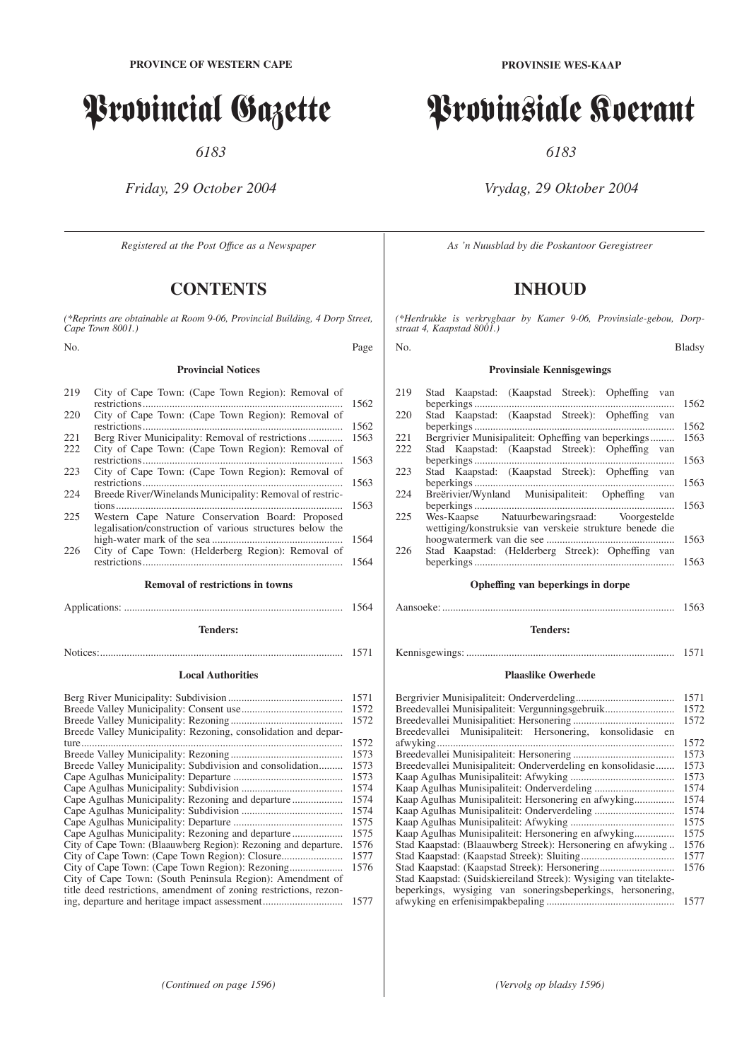PROVINCE OF WESTERN CAPE

# Provincial Gazette

*6183*

*Friday, 29 October 2004*

*Registered at the Post Office as a Newspaper*

## CONTENTS

*(\*Reprints are obtainable at Room 9-06, Provincial Building, 4 Dorp Street, Cape Town 8001.)*

| No. | | Page |
|---|---|---|
| | **Provincial Notices** | |
| 219 | City of Cape Town: (Cape Town Region): Removal of restrictions | 1562 |
| 220 | City of Cape Town: (Cape Town Region): Removal of restrictions | 1562 |
| 221 | Berg River Municipality: Removal of restrictions | 1563 |
| 222 | City of Cape Town: (Cape Town Region): Removal of restrictions | 1563 |
| 223 | City of Cape Town: (Cape Town Region): Removal of restrictions | 1563 |
| 224 | Breede River/Winelands Municipality: Removal of restrictions | 1563 |
| 225 | Western Cape Nature Conservation Board: Proposed legalisation/construction of various structures below the high-water mark of the sea | 1564 |
| 226 | City of Cape Town: (Helderberg Region): Removal of restrictions | 1564 |
| | **Removal of restrictions in towns** | |
| | Applications: | 1564 |
| | **Tenders:** | |
| | Notices: | 1571 |
| | **Local Authorities** | |
| | Berg River Municipality: Subdivision | 1571 |
| | Breede Valley Municipality: Consent use | 1572 |
| | Breede Valley Municipality: Rezoning | 1572 |
| | Breede Valley Municipality: Rezoning, consolidation and departure | 1572 |
| | Breede Valley Municipality: Rezoning | 1573 |
| | Breede Valley Municipality: Subdivision and consolidation | 1573 |
| | Cape Agulhas Municipality: Departure | 1573 |
| | Cape Agulhas Municipality: Subdivision | 1574 |
| | Cape Agulhas Municipality: Rezoning and departure | 1574 |
| | Cape Agulhas Municipality: Subdivision | 1574 |
| | Cape Agulhas Municipality: Departure | 1575 |
| | Cape Agulhas Municipality: Rezoning and departure | 1575 |
| | City of Cape Town: (Blaauwberg Region): Rezoning and departure. | 1576 |
| | City of Cape Town: (Cape Town Region): Closure | 1577 |
| | City of Cape Town: (Cape Town Region): Rezoning | 1576 |
| | City of Cape Town: (South Peninsula Region): Amendment of title deed restrictions, amendment of zoning restrictions, rezoning, departure and heritage impact assessment | 1577 |

*(Continued on page 1596)*

PROVINSIE WES-KAAP

# Provinsiale Koerant

*6183*

*Vrydag, 29 Oktober 2004*

*As 'n Nuusblad by die Poskantoor Geregistreer*

## INHOUD

*(\*Herdrukke is verkrygbaar by Kamer 9-06, Provinsiale-gebou, Dorpstraat 4, Kaapstad 8001.)*

| No. | | Bladsy |
|---|---|---|
| | **Provinsiale Kennisgewings** | |
| 219 | Stad Kaapstad: (Kaapstad Streek): Opheffing van beperkings | 1562 |
| 220 | Stad Kaapstad: (Kaapstad Streek): Opheffing van beperkings | 1562 |
| 221 | Bergrivier Munisipaliteit: Opheffing van beperkings | 1563 |
| 222 | Stad Kaapstad: (Kaapstad Streek): Opheffing van beperkings | 1563 |
| 223 | Stad Kaapstad: (Kaapstad Streek): Opheffing van beperkings | 1563 |
| 224 | Breërivier/Wynland Munisipaliteit: Opheffing van beperkings | 1563 |
| 225 | Wes-Kaapse Natuurbewaringsraad: Voorgestelde wettiging/konstruksie van verskeie strukture benede die hoogwatermerk van die see | 1563 |
| 226 | Stad Kaapstad: (Helderberg Streek): Opheffing van beperkings | 1563 |
| | **Opheffing van beperkings in dorpe** | |
| | Aansoeke: | 1563 |
| | **Tenders:** | |
| | Kennisgewings: | 1571 |
| | **Plaaslike Owerhede** | |
| | Bergrivier Munisipaliteit: Onderverdeling | 1571 |
| | Breedevallei Munisipaliteit: Vergunningsgebruik | 1572 |
| | Breedevallei Munisipalitiet: Hersonering | 1572 |
| | Breedevallei Munisipaliteit: Hersonering, konsolidasie en afwyking | 1572 |
| | Breedevallei Munisipaliteit: Hersonering | 1573 |
| | Breedevallei Munisipaliteit: Onderverdeling en konsolidasie | 1573 |
| | Kaap Agulhas Munisipaliteit: Afwyking | 1573 |
| | Kaap Agulhas Munisipaliteit: Onderverdeling | 1574 |
| | Kaap Agulhas Munisipaliteit: Hersonering en afwyking | 1574 |
| | Kaap Agulhas Munisipaliteit: Onderverdeling | 1574 |
| | Kaap Agulhas Munisipaliteit: Afwyking | 1575 |
| | Kaap Agulhas Munisipaliteit: Hersonering en afwyking | 1575 |
| | Stad Kaapstad: (Blaauwberg Streek): Hersonering en afwyking | 1576 |
| | Stad Kaapstad: (Kaapstad Streek): Sluiting | 1577 |
| | Stad Kaapstad: (Kaapstad Streek): Hersonering | 1576 |
| | Stad Kaapstad: (Suidskiereiland Streek): Wysiging van titelaktebeperkings, wysiging van soneringsbeperkings, hersonering, afwyking en erfenisimpakbepaling | 1577 |

*(Vervolg op bladsy 1596)*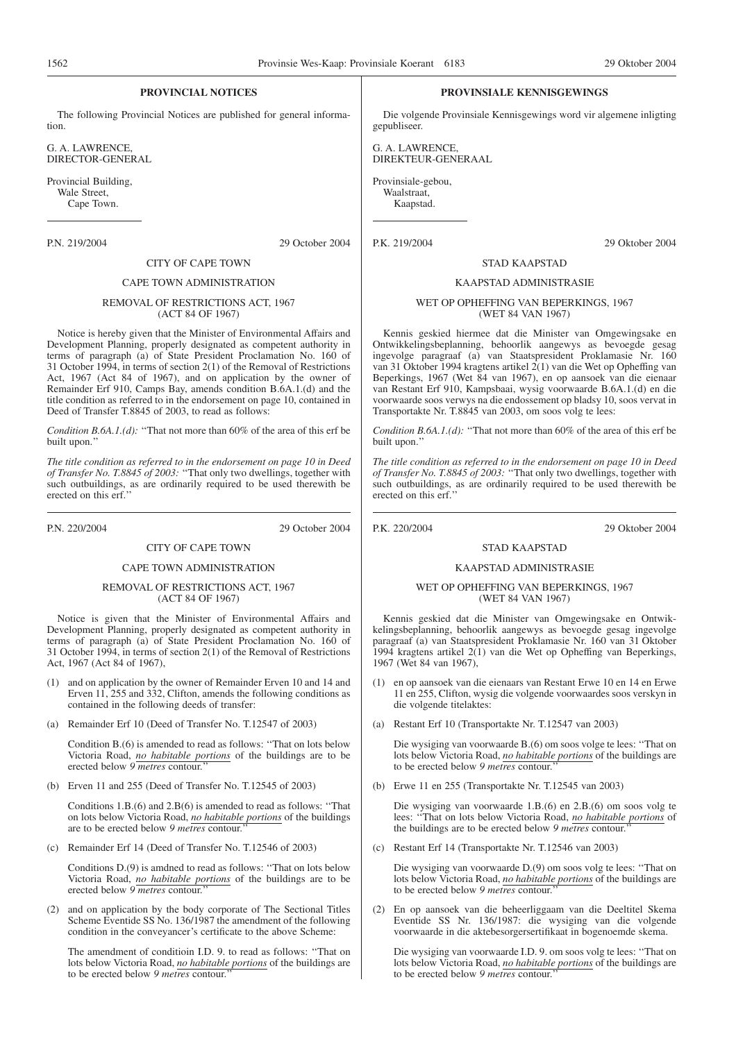## PROVINCIAL NOTICES

The following Provincial Notices are published for general information.

G. A. LAWRENCE,
DIRECTOR-GENERAL

Provincial Building,
Wale Street,
Cape Town.

---

P.N. 219/2004 29 October 2004

CITY OF CAPE TOWN

CAPE TOWN ADMINISTRATION

REMOVAL OF RESTRICTIONS ACT, 1967
(ACT 84 OF 1967)

Notice is hereby given that the Minister of Environmental Affairs and Development Planning, properly designated as competent authority in terms of paragraph (a) of State President Proclamation No. 160 of 31 October 1994, in terms of section 2(1) of the Removal of Restrictions Act, 1967 (Act 84 of 1967), and on application by the owner of Remainder Erf 910, Camps Bay, amends condition B.6A.1.(d) and the title condition as referred to in the endorsement on page 10, contained in Deed of Transfer T.8845 of 2003, to read as follows:

*Condition B.6A.1.(d):* ''That not more than 60% of the area of this erf be built upon.''

*The title condition as referred to in the endorsement on page 10 in Deed of Transfer No. T.8845 of 2003:* ''That only two dwellings, together with such outbuildings, as are ordinarily required to be used therewith be erected on this erf.''

---

P.N. 220/2004 29 October 2004

CITY OF CAPE TOWN

CAPE TOWN ADMINISTRATION

REMOVAL OF RESTRICTIONS ACT, 1967
(ACT 84 OF 1967)

Notice is given that the Minister of Environmental Affairs and Development Planning, properly designated as competent authority in terms of paragraph (a) of State President Proclamation No. 160 of 31 October 1994, in terms of section 2(1) of the Removal of Restrictions Act, 1967 (Act 84 of 1967),

(1) and on application by the owner of Remainder Erven 10 and 14 and Erven 11, 255 and 332, Clifton, amends the following conditions as contained in the following deeds of transfer:

(a) Remainder Erf 10 (Deed of Transfer No. T.12547 of 2003)

Condition B.(6) is amended to read as follows: ''That on lots below Victoria Road, *no habitable portions* of the buildings are to be erected below *9 metres* contour.''

(b) Erven 11 and 255 (Deed of Transfer No. T.12545 of 2003)

Conditions 1.B.(6) and 2.B(6) is amended to read as follows: ''That on lots below Victoria Road, *no habitable portions* of the buildings are to be erected below *9 metres* contour.''

(c) Remainder Erf 14 (Deed of Transfer No. T.12546 of 2003)

Conditions D.(9) is amdned to read as follows: ''That on lots below Victoria Road, *no habitable portions* of the buildings are to be erected below *9 metres* contour.''

(2) and on application by the body corporate of The Sectional Titles Scheme Eventide SS No. 136/1987 the amendment of the following condition in the conveyancer's certificate to the above Scheme:

The amendment of conditioin I.D. 9. to read as follows: ''That on lots below Victoria Road, *no habitable portions* of the buildings are to be erected below *9 metres* contour.''

---

## PROVINSIALE KENNISGEWINGS

Die volgende Provinsiale Kennisgewings word vir algemene inligting gepubliseer.

G. A. LAWRENCE,
DIREKTEUR-GENERAAL

Provinsiale-gebou,
Waalstraat,
Kaapstad.

---

P.K. 219/2004 29 Oktober 2004

STAD KAAPSTAD

KAAPSTAD ADMINISTRASIE

WET OP OPHEFFING VAN BEPERKINGS, 1967
(WET 84 VAN 1967)

Kennis geskied hiermee dat die Minister van Omgewingsake en Ontwikkelingsbeplanning, behoorlik aangewys as bevoegde gesag ingevolge paragraaf (a) van Staatspresident Proklamasie Nr. 160 van 31 Oktober 1994 kragtens artikel 2(1) van die Wet op Opheffing van Beperkings, 1967 (Wet 84 van 1967), en op aansoek van die eienaar van Restant Erf 910, Kampsbaai, wysig voorwaarde B.6A.1.(d) en die voorwaarde soos verwys na die endossement op bladsy 10, soos vervat in Transportakte Nr. T.8845 van 2003, om soos volg te lees:

*Condition B.6A.1.(d):* ''That not more than 60% of the area of this erf be built upon.''

*The title condition as referred to in the endorsement on page 10 in Deed of Transfer No. T.8845 of 2003:* ''That only two dwellings, together with such outbuildings, as are ordinarily required to be used therewith be erected on this erf.''

---

P.K. 220/2004 29 Oktober 2004

STAD KAAPSTAD

KAAPSTAD ADMINISTRASIE

WET OP OPHEFFING VAN BEPERKINGS, 1967
(WET 84 VAN 1967)

Kennis geskied dat die Minister van Omgewingsake en Ontwikkelingsbeplanning, behoorlik aangewys as bevoegde gesag ingevolge paragraaf (a) van Staatspresident Proklamasie Nr. 160 van 31 Oktober 1994 kragtens artikel 2(1) van die Wet op Opheffing van Beperkings, 1967 (Wet 84 van 1967),

(1) en op aansoek van die eienaars van Restant Erwe 10 en 14 en Erwe 11 en 255, Clifton, wysig die volgende voorwaardes soos verskyn in die volgende titelaktes:

(a) Restant Erf 10 (Transportakte Nr. T.12547 van 2003)

Die wysiging van voorwaarde B.(6) om soos volge te lees: ''That on lots below Victoria Road, *no habitable portions* of the buildings are to be erected below *9 metres* contour.''

(b) Erwe 11 en 255 (Transportakte Nr. T.12545 van 2003)

Die wysiging van voorwaarde 1.B.(6) en 2.B.(6) om soos volg te lees: ''That on lots below Victoria Road, *no habitable portions* of the buildings are to be erected below *9 metres* contour.''

(c) Restant Erf 14 (Transportakte Nr. T.12546 van 2003)

Die wysiging van voorwaarde D.(9) om soos volg te lees: ''That on lots below Victoria Road, *no habitable portions* of the buildings are to be erected below *9 metres* contour.''

(2) En op aansoek van die beheerliggaam van die Deeltitel Skema Eventide SS Nr. 136/1987: die wysiging van die volgende voorwaarde in die aktebesorgersertifikaat in bogenoemde skema.

Die wysiging van voorwaarde I.D. 9. om soos volg te lees: ''That on lots below Victoria Road, *no habitable portions* of the buildings are to be erected below *9 metres* contour.''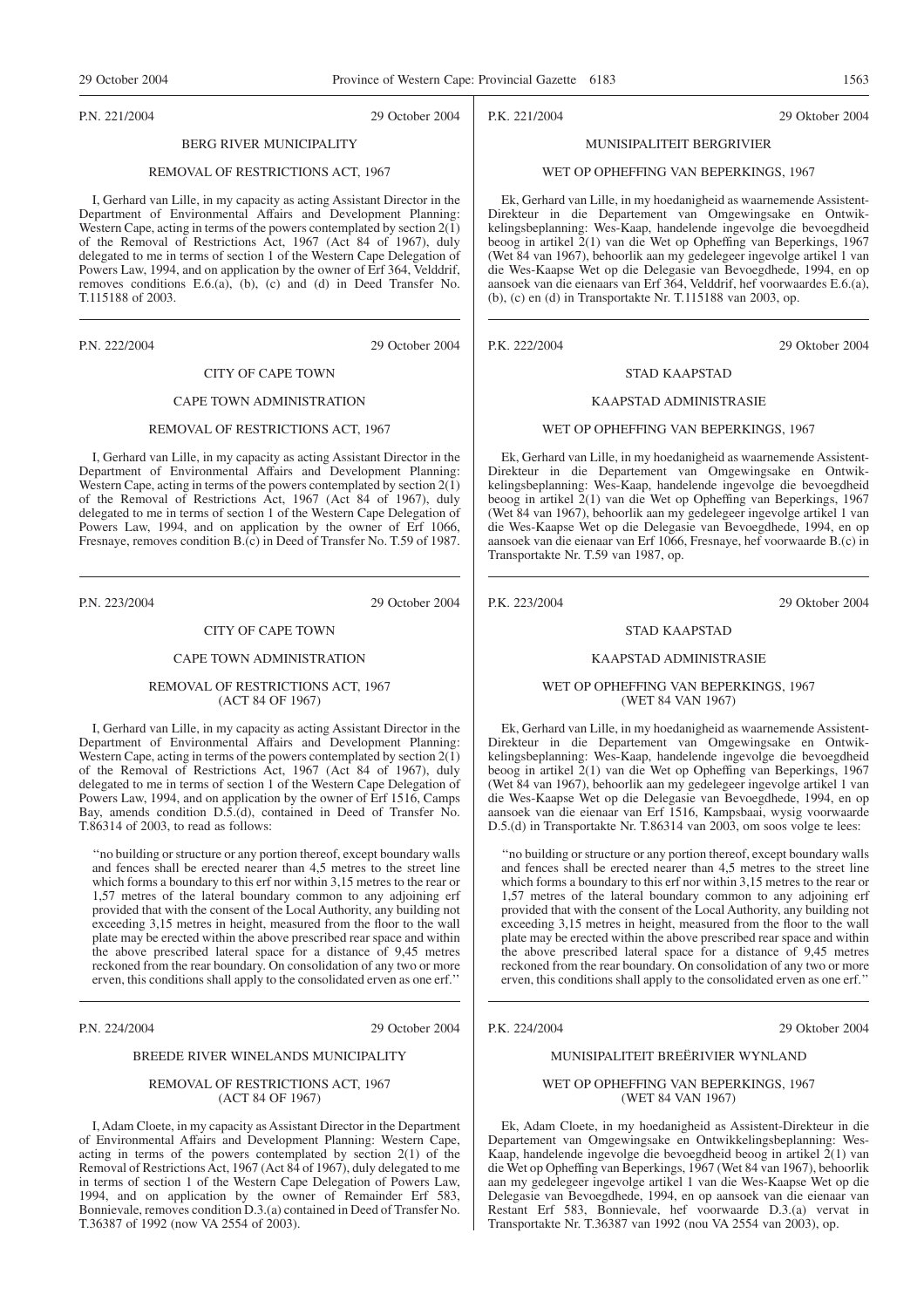P.N. 221/2004 29 October 2004

BERG RIVER MUNICIPALITY

REMOVAL OF RESTRICTIONS ACT, 1967

I, Gerhard van Lille, in my capacity as acting Assistant Director in the Department of Environmental Affairs and Development Planning: Western Cape, acting in terms of the powers contemplated by section 2(1) of the Removal of Restrictions Act, 1967 (Act 84 of 1967), duly delegated to me in terms of section 1 of the Western Cape Delegation of Powers Law, 1994, and on application by the owner of Erf 364, Velddrif, removes conditions E.6.(a), (b), (c) and (d) in Deed Transfer No. T.115188 of 2003.

---

P.K. 221/2004 29 Oktober 2004

MUNISIPALITEIT BERGRIVIER

WET OP OPHEFFING VAN BEPERKINGS, 1967

Ek, Gerhard van Lille, in my hoedanigheid as waarnemende Assistent-Direkteur in die Departement van Omgewingsake en Ontwikkelingsbeplanning: Wes-Kaap, handelende ingevolge die bevoegdheid beoog in artikel 2(1) van die Wet op Opheffing van Beperkings, 1967 (Wet 84 van 1967), behoorlik aan my gedelegeer ingevolge artikel 1 van die Wes-Kaapse Wet op die Delegasie van Bevoegdhede, 1994, en op aansoek van die eienaars van Erf 364, Velddrif, hef voorwaardes E.6.(a), (b), (c) en (d) in Transportakte Nr. T.115188 van 2003, op.

---

P.N. 222/2004 29 October 2004

CITY OF CAPE TOWN

CAPE TOWN ADMINISTRATION

REMOVAL OF RESTRICTIONS ACT, 1967

I, Gerhard van Lille, in my capacity as acting Assistant Director in the Department of Environmental Affairs and Development Planning: Western Cape, acting in terms of the powers contemplated by section 2(1) of the Removal of Restrictions Act, 1967 (Act 84 of 1967), duly delegated to me in terms of section 1 of the Western Cape Delegation of Powers Law, 1994, and on application by the owner of Erf 1066, Fresnaye, removes condition B.(c) in Deed of Transfer No. T.59 of 1987.

---

P.K. 222/2004 29 Oktober 2004

STAD KAAPSTAD

KAAPSTAD ADMINISTRASIE

WET OP OPHEFFING VAN BEPERKINGS, 1967

Ek, Gerhard van Lille, in my hoedanigheid as waarnemende Assistent-Direkteur in die Departement van Omgewingsake en Ontwikkelingsbeplanning: Wes-Kaap, handelende ingevolge die bevoegdheid beoog in artikel 2(1) van die Wet op Opheffing van Beperkings, 1967 (Wet 84 van 1967), behoorlik aan my gedelegeer ingevolge artikel 1 van die Wes-Kaapse Wet op die Delegasie van Bevoegdhede, 1994, en op aansoek van die eienaar van Erf 1066, Fresnaye, hef voorwaarde B.(c) in Transportakte Nr. T.59 van 1987, op.

---

P.N. 223/2004 29 October 2004

CITY OF CAPE TOWN

CAPE TOWN ADMINISTRATION

REMOVAL OF RESTRICTIONS ACT, 1967
(ACT 84 OF 1967)

I, Gerhard van Lille, in my capacity as acting Assistant Director in the Department of Environmental Affairs and Development Planning: Western Cape, acting in terms of the powers contemplated by section 2(1) of the Removal of Restrictions Act, 1967 (Act 84 of 1967), duly delegated to me in terms of section 1 of the Western Cape Delegation of Powers Law, 1994, and on application by the owner of Erf 1516, Camps Bay, amends condition D.5.(d), contained in Deed of Transfer No. T.86314 of 2003, to read as follows:

''no building or structure or any portion thereof, except boundary walls and fences shall be erected nearer than 4,5 metres to the street line which forms a boundary to this erf nor within 3,15 metres to the rear or 1,57 metres of the lateral boundary common to any adjoining erf provided that with the consent of the Local Authority, any building not exceeding 3,15 metres in height, measured from the floor to the wall plate may be erected within the above prescribed rear space and within the above prescribed lateral space for a distance of 9,45 metres reckoned from the rear boundary. On consolidation of any two or more erven, this conditions shall apply to the consolidated erven as one erf.''

---

P.K. 223/2004 29 Oktober 2004

STAD KAAPSTAD

KAAPSTAD ADMINISTRASIE

WET OP OPHEFFING VAN BEPERKINGS, 1967
(WET 84 VAN 1967)

Ek, Gerhard van Lille, in my hoedanigheid as waarnemende Assistent-Direkteur in die Departement van Omgewingsake en Ontwikkelingsbeplanning: Wes-Kaap, handelende ingevolge die bevoegdheid beoog in artikel 2(1) van die Wet op Opheffing van Beperkings, 1967 (Wet 84 van 1967), behoorlik aan my gedelegeer ingevolge artikel 1 van die Wes-Kaapse Wet op die Delegasie van Bevoegdhede, 1994, en op aansoek van die eienaar van Erf 1516, Kampsbaai, wysig voorwaarde D.5.(d) in Transportakte Nr. T.86314 van 2003, om soos volge te lees:

''no building or structure or any portion thereof, except boundary walls and fences shall be erected nearer than 4,5 metres to the street line which forms a boundary to this erf nor within 3,15 metres to the rear or 1,57 metres of the lateral boundary common to any adjoining erf provided that with the consent of the Local Authority, any building not exceeding 3,15 metres in height, measured from the floor to the wall plate may be erected within the above prescribed rear space and within the above prescribed lateral space for a distance of 9,45 metres reckoned from the rear boundary. On consolidation of any two or more erven, this conditions shall apply to the consolidated erven as one erf.''

---

P.N. 224/2004 29 October 2004

BREEDE RIVER WINELANDS MUNICIPALITY

REMOVAL OF RESTRICTIONS ACT, 1967
(ACT 84 OF 1967)

I, Adam Cloete, in my capacity as Assistant Director in the Department of Environmental Affairs and Development Planning: Western Cape, acting in terms of the powers contemplated by section 2(1) of the Removal of Restrictions Act, 1967 (Act 84 of 1967), duly delegated to me in terms of section 1 of the Western Cape Delegation of Powers Law, 1994, and on application by the owner of Remainder Erf 583, Bonnievale, removes condition D.3.(a) contained in Deed of Transfer No. T.36387 of 1992 (now VA 2554 of 2003).

---

P.K. 224/2004 29 Oktober 2004

MUNISIPALITEIT BREËRIVIER WYNLAND

WET OP OPHEFFING VAN BEPERKINGS, 1967
(WET 84 VAN 1967)

Ek, Adam Cloete, in my hoedanigheid as Assistent-Direkteur in die Departement van Omgewingsake en Ontwikkelingsbeplanning: Wes-Kaap, handelende ingevolge die bevoegdheid beoog in artikel 2(1) van die Wet op Opheffing van Beperkings, 1967 (Wet 84 van 1967), behoorlik aan my gedelegeer ingevolge artikel 1 van die Wes-Kaapse Wet op die Delegasie van Bevoegdhede, 1994, en op aansoek van die eienaar van Restant Erf 583, Bonnievale, hef voorwaarde D.3.(a) vervat in Transportakte Nr. T.36387 van 1992 (nou VA 2554 van 2003), op.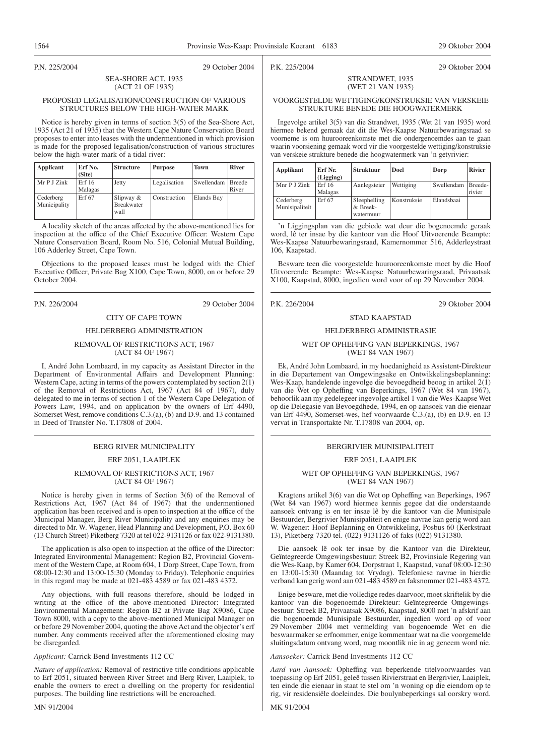P.N. 225/2004 29 October 2004

SEA-SHORE ACT, 1935
(ACT 21 OF 1935)

PROPOSED LEGALISATION/CONSTRUCTION OF VARIOUS STRUCTURES BELOW THE HIGH-WATER MARK

Notice is hereby given in terms of section 3(5) of the Sea-Shore Act, 1935 (Act 21 of 1935) that the Western Cape Nature Conservation Board proposes to enter into leases with the undermentioned in which provision is made for the proposed legalisation/construction of various structures below the high-water mark of a tidal river:

| Applicant | Erf No. (Site) | Structure | Purpose | Town | River |
|---|---|---|---|---|---|
| Mr P J Zink | Erf 16 Malagas | Jetty | Legalisation | Swellendam | Breede River |
| Cederberg Municipality | Erf 67 | Slipway & Breakwater wall | Construction | Elands Bay | |

A locality sketch of the areas affected by the above-mentioned lies for inspection at the office of the Chief Executive Officer: Western Cape Nature Conservation Board, Room No. 516, Colonial Mutual Building, 106 Adderley Street, Cape Town.

Objections to the proposed leases must be lodged with the Chief Executive Officer, Private Bag X100, Cape Town, 8000, on or before 29 October 2004.

P.N. 226/2004 29 October 2004

CITY OF CAPE TOWN

HELDERBERG ADMINISTRATION

REMOVAL OF RESTRICTIONS ACT, 1967
(ACT 84 OF 1967)

I, André John Lombaard, in my capacity as Assistant Director in the Department of Environmental Affairs and Development Planning: Western Cape, acting in terms of the powers contemplated by section 2(1) of the Removal of Restrictions Act, 1967 (Act 84 of 1967), duly delegated to me in terms of section 1 of the Western Cape Delegation of Powers Law, 1994, and on application by the owners of Erf 4490, Somerset West, remove conditions C.3.(a), (b) and D.9. and 13 contained in Deed of Transfer No. T.17808 of 2004.

BERG RIVER MUNICIPALITY

ERF 2051, LAAIPLEK

REMOVAL OF RESTRICTIONS ACT, 1967
(ACT 84 OF 1967)

Notice is hereby given in terms of Section 3(6) of the Removal of Restrictions Act, 1967 (Act 84 of 1967) that the undermentioned application has been received and is open to inspection at the office of the Municipal Manager, Berg River Municipality and any enquiries may be directed to Mr. W. Wagener, Head Planning and Development, P.O. Box 60 (13 Church Street) Piketberg 7320 at tel 022-9131126 or fax 022-9131380.

The application is also open to inspection at the office of the Director: Integrated Environmental Management: Region B2, Provincial Government of the Western Cape, at Room 604, 1 Dorp Street, Cape Town, from 08:00-12:30 and 13:00-15:30 (Monday to Friday). Telephonic enquiries in this regard may be made at 021-483 4589 or fax 021-483 4372.

Any objections, with full reasons therefore, should be lodged in writing at the office of the above-mentioned Director: Integrated Environmental Management: Region B2 at Private Bag X9086, Cape Town 8000, with a copy to the above-mentioned Municipal Manager on or before 29 November 2004, quoting the above Act and the objector's erf number. Any comments received after the aforementioned closing may be disregarded.

*Applicant:* Carrick Bend Investments 112 CC

*Nature of application:* Removal of restrictive title conditions applicable to Erf 2051, situated between River Street and Berg River, Laaiplek, to enable the owners to erect a dwelling on the property for residential purposes. The building line restrictions will be encroached.

MN 91/2004

P.K. 225/2004 29 Oktober 2004

STRANDWET, 1935
(WET 21 VAN 1935)

VOORGESTELDE WETTIGING/KONSTRUKSIE VAN VERSKEIE STRUKTURE BENEDE DIE HOOGWATERMERK

Ingevolge artikel 3(5) van die Strandwet, 1935 (Wet 21 van 1935) word hiermee bekend gemaak dat dit die Wes-Kaapse Natuurbewaringsraad se voorneme is om huurooreenkomste met die ondergenoemdes aan te gaan waarin voorsiening gemaak word vir die voorgestelde wettiging/konstruksie van verskeie strukture benede die hoogwatermerk van 'n getyrivier:

| Applikant | Erf Nr. (Ligging) | Struktuur | Doel | Dorp | Rivier |
|---|---|---|---|---|---|
| Mnr P J Zink | Erf 16 Malagas | Aanlegsteier | Wettiging | Swellendam | Breede-rivier |
| Cederberg Munisipaliteit | Erf 67 | Sleephelling & Breek-watermuur | Konstruksie | Elandsbaai | |

'n Liggingsplan van die gebiede wat deur die bogenoemde geraak word, lê ter insae by die kantoor van die Hoof Uitvoerende Beampte: Wes-Kaapse Natuurbewaringsraad, Kamernommer 516, Adderleystraat 106, Kaapstad.

Besware teen die voorgestelde huurooreenkomste moet by die Hoof Uitvoerende Beampte: Wes-Kaapse Natuurbewaringsraad, Privaatsak X100, Kaapstad, 8000, ingedien word voor of op 29 November 2004.

P.K. 226/2004 29 Oktober 2004

STAD KAAPSTAD

HELDERBERG ADMINISTRASIE

WET OP OPHEFFING VAN BEPERKINGS, 1967
(WET 84 VAN 1967)

Ek, André John Lombaard, in my hoedanigheid as Assistent-Direkteur in die Departement van Omgewingsake en Ontwikkelingsbeplanning: Wes-Kaap, handelende ingevolge die bevoegdheid beoog in artikel 2(1) van die Wet op Opheffing van Beperkings, 1967 (Wet 84 van 1967), behoorlik aan my gedelegeer ingevolge artikel 1 van die Wes-Kaapse Wet op die Delegasie van Bevoegdhede, 1994, en op aansoek van die eienaar van Erf 4490, Somerset-wes, hef voorwaarde C.3.(a), (b) en D.9. en 13 vervat in Transportakte Nr. T.17808 van 2004, op.

BERGRIVIER MUNISIPALITEIT

ERF 2051, LAAIPLEK

WET OP OPHEFFING VAN BEPERKINGS, 1967
(WET 84 VAN 1967)

Kragtens artikel 3(6) van die Wet op Opheffing van Beperkings, 1967 (Wet 84 van 1967) word hiermee kennis gegee dat die onderstaande aansoek ontvang is en ter insake lê by die kantoor van die Munisipale Bestuurder, Bergrivier Munisipaliteit en enige navrae kan gerig word aan W. Wagener: Hoof Beplanning en Ontwikkeling, Posbus 60 (Kerkstraat 13), Piketberg 7320 tel. (022) 9131126 of faks (022) 9131380.

Die aansoek lê ook ter insae by die Kantoor van die Direkteur, Geïntegreerde Omgewingsbestuur: Streek B2, Provinsiale Regering van die Wes-Kaap, by Kamer 604, Dorpstraat 1, Kaapstad, vanaf 08:00-12:30 en 13:00-15:30 (Maandag tot Vrydag). Telefoniese navrae in hierdie verband kan gerig word aan 021-483 4589 en faksnommer 021-483 4372.

Enige besware, met die volledige redes daarvoor, moet skriftelik by die kantoor van die bogenoemde Direkteur: Geïntegreerde Omgewingsbestuur: Streek B2, Privaatsak X9086, Kaapstad, 8000 met 'n afskrif aan die bogenoemde Munisipale Bestuurder, ingedien word op of voor 29 November 2004 met vermelding van bogenoemde Wet en die beswaarmaker se erfnommer, enige kommentaar wat na die voorgemelde sluitingsdatum ontvang word, mag moontlik nie in ag geneem word nie.

*Aansoeker:* Carrick Bend Investments 112 CC

*Aard van Aansoek:* Opheffing van beperkende titelvoorwaardes van toepassing op Erf 2051, geleë tussen Rivierstraat en Bergrivier, Laaiplek, ten einde die eienaar in staat te stel om 'n woning op die eiendom op te rig, vir residensiële doeleindes. Die boulynbeperkings sal oorskry word.

MK 91/2004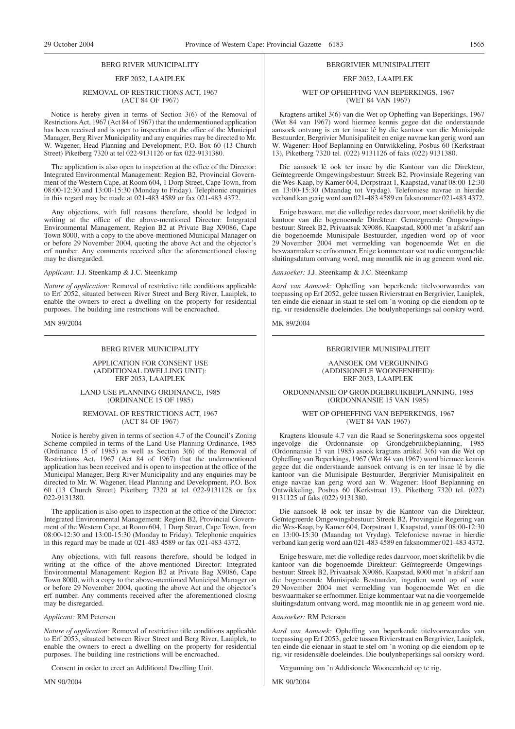BERG RIVER MUNICIPALITY

ERF 2052, LAAIPLEK

REMOVAL OF RESTRICTIONS ACT, 1967 (ACT 84 OF 1967)

Notice is hereby given in terms of Section 3(6) of the Removal of Restrictions Act, 1967 (Act 84 of 1967) that the undermentioned application has been received and is open to inspection at the office of the Municipal Manager, Berg River Municipality and any enquiries may be directed to Mr. W. Wagener, Head Planning and Development, P.O. Box 60 (13 Church Street) Piketberg 7320 at tel 022-9131126 or fax 022-9131380.

The application is also open to inspection at the office of the Director: Integrated Environmental Management: Region B2, Provincial Government of the Western Cape, at Room 604, 1 Dorp Street, Cape Town, from 08:00-12:30 and 13:00-15:30 (Monday to Friday). Telephonic enquiries in this regard may be made at 021-483 4589 or fax 021-483 4372.

Any objections, with full reasons therefore, should be lodged in writing at the office of the above-mentioned Director: Integrated Environmental Management, Region B2 at Private Bag X9086, Cape Town 8000, with a copy to the above-mentioned Municipal Manager on or before 29 November 2004, quoting the above Act and the objector's erf number. Any comments received after the aforementioned closing date may be disregarded.

*Applicant:* J.J. Steenkamp & J.C. Steenkamp

*Nature of application:* Removal of restrictive title conditions applicable to Erf 2052, situated between River Street and Berg River, Laaiplek, to enable the owners to erect a dwelling on the property for residential purposes. The building line restrictions will be encroached.

MN 89/2004

---

BERGRIVIER MUNISIPALITEIT

ERF 2052, LAAIPLEK

WET OP OPHEFFING VAN BEPERKINGS, 1967 (WET 84 VAN 1967)

Kragtens artikel 3(6) van die Wet op Opheffing van Beperkings, 1967 (Wet 84 van 1967) word hiermee kennis gegee dat die onderstaande aansoek ontvang is en ter insae lê by die kantoor van die Munisipale Bestuurder, Bergrivier Munisipaliteit en enige navrae kan gerig word aan W. Wagener: Hoof Beplanning en Ontwikkeling, Posbus 60 (Kerkstraat 13), Piketberg 7320 tel. (022) 9131126 of faks (022) 9131380.

Die aansoek lê ook ter insae by die Kantoor van die Direkteur, Geïntegreerde Omgewingsbestuur: Streek B2, Provinsiale Regering van die Wes-Kaap, by Kamer 604, Dorpstraat 1, Kaapstad, vanaf 08:00-12:30 en 13:00-15:30 (Maandag tot Vrydag). Telefoniese navrae in hierdie verband kan gerig word aan 021-483 4589 en faksnommer 021-483 4372.

Enige besware, met die volledige redes daarvoor, moet skriftelik by die kantoor van die bogenoemde Direkteur: Geïntegreerde Omgewingsbestuur: Streek B2, Privaatsak X9086, Kaapstad, 8000 met 'n afskrif aan die bogenoemde Munisipale Bestuurder, ingedien word op of voor 29 November 2004 met vermelding van bogenoemde Wet en die beswaarmaker se erfnommer. Enige kommentaar wat na die voorgemelde sluitingsdatum ontvang word, mag moontlik nie in ag geneem word nie.

*Aansoeker:* J.J. Steenkamp & J.C. Steenkamp

*Aard van Aansoek:* Opheffing van beperkende titelvoorwaardes van toepassing op Erf 2052, geleë tussen Rivierstraat en Bergrivier, Laaiplek, ten einde die eienaar in staat te stel om 'n woning op die eiendom op te rig, vir residensiële doeleindes. Die boulynbeperkings sal oorskry word.

MK 89/2004

---

BERG RIVER MUNICIPALITY

APPLICATION FOR CONSENT USE (ADDITIONAL DWELLING UNIT): ERF 2053, LAAIPLEK

LAND USE PLANNING ORDINANCE, 1985 (ORDINANCE 15 OF 1985)

REMOVAL OF RESTRICTIONS ACT, 1967 (ACT 84 OF 1967)

Notice is hereby given in terms of section 4.7 of the Council's Zoning Scheme compiled in terms of the Land Use Planning Ordinance, 1985 (Ordinance 15 of 1985) as well as Section 3(6) of the Removal of Restrictions Act, 1967 (Act 84 of 1967) that the undermentioned application has been received and is open to inspection at the office of the Municipal Manager, Berg River Municipality and any enquiries may be directed to Mr. W. Wagener, Head Planning and Development, P.O. Box 60 (13 Church Street) Piketberg 7320 at tel 022-9131128 or fax 022-9131380.

The application is also open to inspection at the office of the Director: Integrated Environmental Management: Region B2, Provincial Government of the Western Cape, at Room 604, 1 Dorp Street, Cape Town, from 08:00-12:30 and 13:00-15:30 (Monday to Friday). Telephonic enquiries in this regard may be made at 021-483 4589 or fax 021-483 4372.

Any objections, with full reasons therefore, should be lodged in writing at the office of the above-mentioned Director: Integrated Environmental Management: Region B2 at Private Bag X9086, Cape Town 8000, with a copy to the above-mentioned Municipal Manager on or before 29 November 2004, quoting the above Act and the objector's erf number. Any comments received after the aforementioned closing may be disregarded.

*Applicant:* RM Petersen

*Nature of application:* Removal of restrictive title conditions applicable to Erf 2053, situated between River Street and Berg River, Laaiplek, to enable the owners to erect a dwelling on the property for residential purposes. The building line restrictions will be encroached.

Consent in order to erect an Additional Dwelling Unit.

MN 90/2004

---

BERGRIVIER MUNISIPALITEIT

AANSOEK OM VERGUNNING (ADDISIONELE WOONEENHEID): ERF 2053, LAAIPLEK

ORDONNANSIE OP GRONDGEBRUIKBEPLANNING, 1985 (ORDONNANSIE 15 VAN 1985)

WET OP OPHEFFING VAN BEPERKINGS, 1967 (WET 84 VAN 1967)

Kragtens klousule 4.7 van die Raad se Soneringskema soos opgestel ingevolge die Ordonnansie op Grondgebruikbeplanning, 1985 (Ordonnansie 15 van 1985) asook kragtans artikel 3(6) van die Wet op Opheffing van Beperkings, 1967 (Wet 84 van 1967) word hiermee kennis gegee dat die onderstaande aansoek ontvang is en ter insae lê by die kantoor van die Munisipale Bestuurder, Bergrivier Munisipaliteit en enige navrae kan gerig word aan W. Wagener: Hoof Beplanning en Ontwikkeling, Posbus 60 (Kerkstraat 13), Piketberg 7320 tel. (022) 9131125 of faks (022) 9131380.

Die aansoek lê ook ter insae by die Kantoor van die Direkteur, Geïntegreerde Omgewingsbestuur: Streek B2, Provingiale Regering van die Wes-Kaap, by Kamer 604, Dorpstraat 1, Kaapstad, vanaf 08:00-12:30 en 13:00-15:30 (Maandag tot Vrydag). Telefoniese navrae in hierdie verband kan gerig word aan 021-483 4589 en faksnommer 021-483 4372.

Enige besware, met die volledige redes daarvoor, moet skriftelik by die kantoor van die bogenoemde Direkteur: Geïntegreerde Omgewingsbestuur: Streek B2, Privaatsak X9086, Kaapstad, 8000 met 'n afskrif aan die bogenoemde Munisipale Bestuurder, ingedien word op of voor 29 November 2004 met vermelding van bogenoemde Wet en die beswaarmaker se erfnommer. Enige kommentaar wat na die voorgemelde sluitingsdatum ontvang word, mag moontlik nie in ag geneem word nie.

*Aansoeker:* RM Petersen

*Aard van Aansoek:* Opheffing van beperkende titelvoorwaardes van toepassing op Erf 2053, geleë tussen Rivierstraat en Bergrivier, Laaiplek, ten einde die eienaar in staat te stel om 'n woning op die eiendom op te rig, vir residensiële doeleindes. Die boulynbeperkings sal oorskry word.

Vergunning om 'n Addisionele Wooneenheid op te rig.

MK 90/2004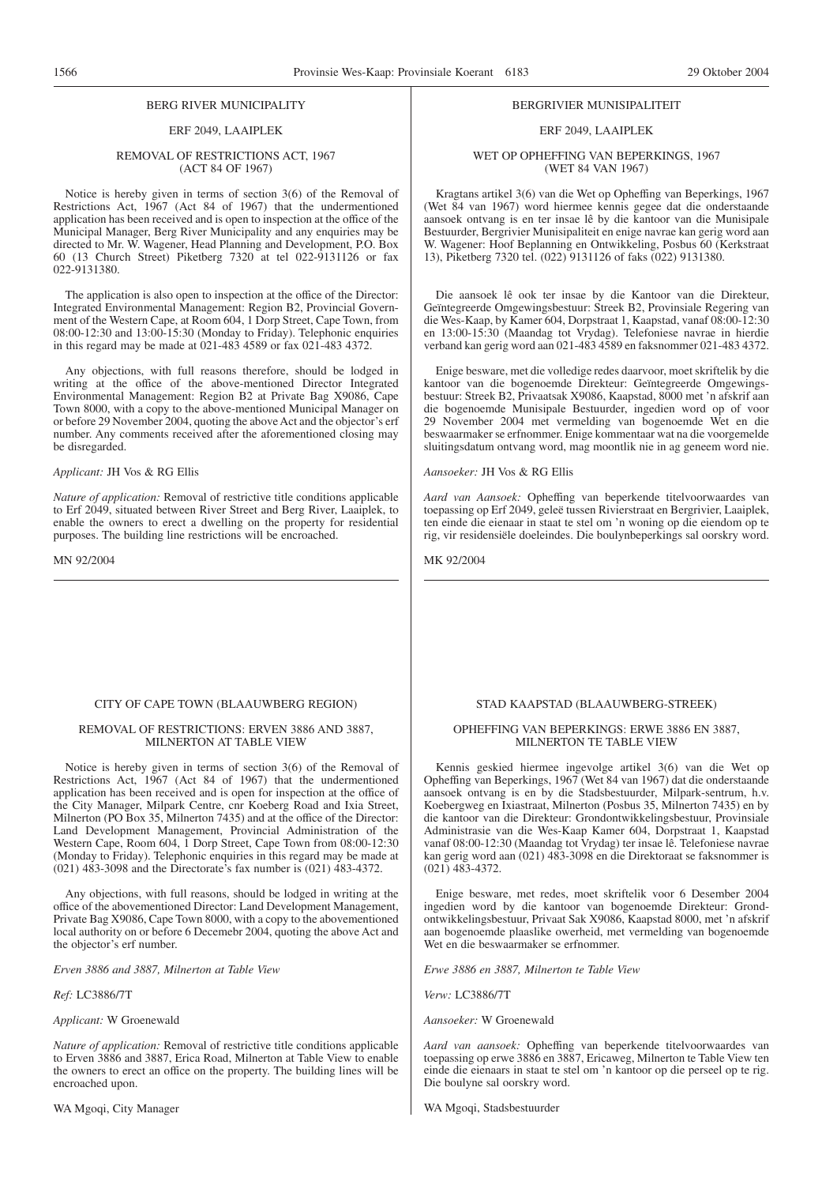BERG RIVER MUNICIPALITY

ERF 2049, LAAIPLEK

REMOVAL OF RESTRICTIONS ACT, 1967 (ACT 84 OF 1967)

Notice is hereby given in terms of section 3(6) of the Removal of Restrictions Act, 1967 (Act 84 of 1967) that the undermentioned application has been received and is open to inspection at the office of the Municipal Manager, Berg River Municipality and any enquiries may be directed to Mr. W. Wagener, Head Planning and Development, P.O. Box 60 (13 Church Street) Piketberg 7320 at tel 022-9131126 or fax 022-9131380.

The application is also open to inspection at the office of the Director: Integrated Environmental Management: Region B2, Provincial Government of the Western Cape, at Room 604, 1 Dorp Street, Cape Town, from 08:00-12:30 and 13:00-15:30 (Monday to Friday). Telephonic enquiries in this regard may be made at 021-483 4589 or fax 021-483 4372.

Any objections, with full reasons therefore, should be lodged in writing at the office of the above-mentioned Director Integrated Environmental Management: Region B2 at Private Bag X9086, Cape Town 8000, with a copy to the above-mentioned Municipal Manager on or before 29 November 2004, quoting the above Act and the objector's erf number. Any comments received after the aforementioned closing may be disregarded.

*Applicant:* JH Vos & RG Ellis

*Nature of application:* Removal of restrictive title conditions applicable to Erf 2049, situated between River Street and Berg River, Laaiplek, to enable the owners to erect a dwelling on the property for residential purposes. The building line restrictions will be encroached.

MN 92/2004

---

BERGRIVIER MUNISIPALITEIT

ERF 2049, LAAIPLEK

WET OP OPHEFFING VAN BEPERKINGS, 1967 (WET 84 VAN 1967)

Kragtans artikel 3(6) van die Wet op Opheffing van Beperkings, 1967 (Wet 84 van 1967) word hiermee kennis gegee dat die onderstaande aansoek ontvang is en ter insae lê by die kantoor van die Munisipale Bestuurder, Bergrivier Munisipaliteit en enige navrae kan gerig word aan W. Wagener: Hoof Beplanning en Ontwikkeling, Posbus 60 (Kerkstraat 13), Piketberg 7320 tel. (022) 9131126 of faks (022) 9131380.

Die aansoek lê ook ter insae by die Kantoor van die Direkteur, Geïntegreerde Omgewingsbestuur: Streek B2, Provinsiale Regering van die Wes-Kaap, by Kamer 604, Dorpstraat 1, Kaapstad, vanaf 08:00-12:30 en 13:00-15:30 (Maandag tot Vrydag). Telefoniese navrae in hierdie verband kan gerig word aan 021-483 4589 en faksnommer 021-483 4372.

Enige besware, met die volledige redes daarvoor, moet skriftelik by die kantoor van die bogenoemde Direkteur: Geïntegreerde Omgewingsbestuur: Streek B2, Privaatsak X9086, Kaapstad, 8000 met 'n afskrif aan die bogenoemde Munisipale Bestuurder, ingedien word op of voor 29 November 2004 met vermelding van bogenoemde Wet en die beswaarmaker se erfnommer. Enige kommentaar wat na die voorgemelde sluitingsdatum ontvang word, mag moontlik nie in ag geneem word nie.

*Aansoeker:* JH Vos & RG Ellis

*Aard van Aansoek:* Opheffing van beperkende titelvoorwaardes van toepassing op Erf 2049, geleë tussen Rivierstraat en Bergrivier, Laaiplek, ten einde die eienaar in staat te stel om 'n woning op die eiendom op te rig, vir residensiële doeleindes. Die boulynbeperkings sal oorskry word.

MK 92/2004

---

CITY OF CAPE TOWN (BLAAUWBERG REGION)

REMOVAL OF RESTRICTIONS: ERVEN 3886 AND 3887, MILNERTON AT TABLE VIEW

Notice is hereby given in terms of section 3(6) of the Removal of Restrictions Act, 1967 (Act 84 of 1967) that the undermentioned application has been received and is open for inspection at the office of the City Manager, Milpark Centre, cnr Koeberg Road and Ixia Street, Milnerton (PO Box 35, Milnerton 7435) and at the office of the Director: Land Development Management, Provincial Administration of the Western Cape, Room 604, 1 Dorp Street, Cape Town from 08:00-12:30 (Monday to Friday). Telephonic enquiries in this regard may be made at (021) 483-3098 and the Directorate's fax number is (021) 483-4372.

Any objections, with full reasons, should be lodged in writing at the office of the abovementioned Director: Land Development Management, Private Bag X9086, Cape Town 8000, with a copy to the abovementioned local authority on or before 6 Decemebr 2004, quoting the above Act and the objector's erf number.

*Erven 3886 and 3887, Milnerton at Table View*

*Ref:* LC3886/7T

*Applicant:* W Groenewald

*Nature of application:* Removal of restrictive title conditions applicable to Erven 3886 and 3887, Erica Road, Milnerton at Table View to enable the owners to erect an office on the property. The building lines will be encroached upon.

WA Mgoqi, City Manager

---

STAD KAAPSTAD (BLAAUWBERG-STREEK)

OPHEFFING VAN BEPERKINGS: ERWE 3886 EN 3887, MILNERTON TE TABLE VIEW

Kennis geskied hiermee ingevolge artikel 3(6) van die Wet op Opheffing van Beperkings, 1967 (Wet 84 van 1967) dat die onderstaande aansoek ontvang is en by die Stadsbestuurder, Milpark-sentrum, h.v. Koebergweg en Ixiastraat, Milnerton (Posbus 35, Milnerton 7435) en by die kantoor van die Direkteur: Grondontwikkelingsbestuur, Provinsiale Administrasie van die Wes-Kaap Kamer 604, Dorpstraat 1, Kaapstad vanaf 08:00-12:30 (Maandag tot Vrydag) ter insae lê. Telefoniese navrae kan gerig word aan (021) 483-3098 en die Direktoraat se faksnommer is (021) 483-4372.

Enige besware, met redes, moet skriftelik voor 6 Desember 2004 ingedien word by die kantoor van bogenoemde Direkteur: Grondontwikkelingsbestuur, Privaat Sak X9086, Kaapstad 8000, met 'n afskrif aan bogenoemde plaaslike owerheid, met vermelding van bogenoemde Wet en die beswaarmaker se erfnommer.

*Erwe 3886 en 3887, Milnerton te Table View*

*Verw:* LC3886/7T

*Aansoeker:* W Groenewald

*Aard van aansoek:* Opheffing van beperkende titelvoorwaardes van toepassing op erwe 3886 en 3887, Ericaweg, Milnerton te Table View ten einde die eienaars in staat te stel om 'n kantoor op die perseel op te rig. Die boulyne sal oorskry word.

WA Mgoqi, Stadsbestuurder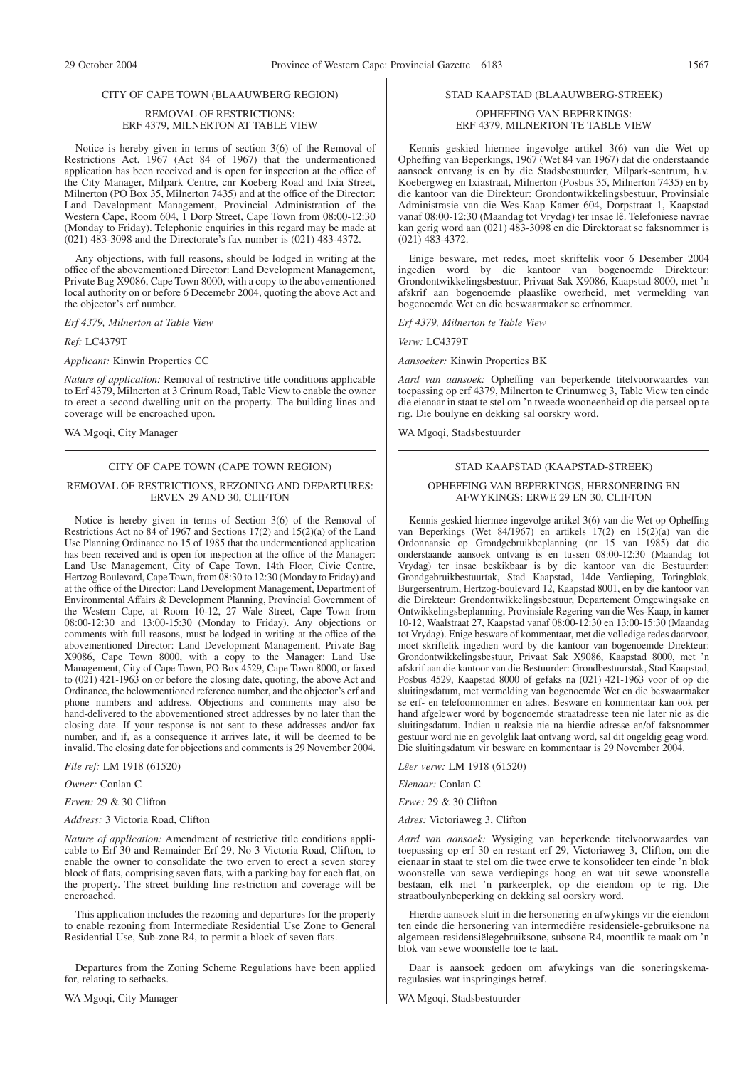## CITY OF CAPE TOWN (BLAAUWBERG REGION)

### REMOVAL OF RESTRICTIONS: ERF 4379, MILNERTON AT TABLE VIEW

Notice is hereby given in terms of section 3(6) of the Removal of Restrictions Act, 1967 (Act 84 of 1967) that the undermentioned application has been received and is open for inspection at the office of the City Manager, Milpark Centre, cnr Koeberg Road and Ixia Street, Milnerton (PO Box 35, Milnerton 7435) and at the office of the Director: Land Development Management, Provincial Administration of the Western Cape, Room 604, 1 Dorp Street, Cape Town from 08:00-12:30 (Monday to Friday). Telephonic enquiries in this regard may be made at (021) 483-3098 and the Directorate's fax number is (021) 483-4372.

Any objections, with full reasons, should be lodged in writing at the office of the abovementioned Director: Land Development Management, Private Bag X9086, Cape Town 8000, with a copy to the abovementioned local authority on or before 6 Decemebr 2004, quoting the above Act and the objector's erf number.

*Erf 4379, Milnerton at Table View*

*Ref:* LC4379T

*Applicant:* Kinwin Properties CC

*Nature of application:* Removal of restrictive title conditions applicable to Erf 4379, Milnerton at 3 Crinum Road, Table View to enable the owner to erect a second dwelling unit on the property. The building lines and coverage will be encroached upon.

WA Mgoqi, City Manager

---

## STAD KAAPSTAD (BLAAUWBERG-STREEK)

### OPHEFFING VAN BEPERKINGS: ERF 4379, MILNERTON TE TABLE VIEW

Kennis geskied hiermee ingevolge artikel 3(6) van die Wet op Opheffing van Beperkings, 1967 (Wet 84 van 1967) dat die onderstaande aansoek ontvang is en by die Stadsbestuurder, Milpark-sentrum, h.v. Koebergweg en Ixiastraat, Milnerton (Posbus 35, Milnerton 7435) en by die kantoor van die Direkteur: Grondontwikkelingsbestuur, Provinsiale Administrasie van die Wes-Kaap Kamer 604, Dorpstraat 1, Kaapstad vanaf 08:00-12:30 (Maandag tot Vrydag) ter insae lê. Telefoniese navrae kan gerig word aan (021) 483-3098 en die Direktoraat se faksnommer is (021) 483-4372.

Enige besware, met redes, moet skriftelik voor 6 Desember 2004 ingedien word by die kantoor van bogenoemde Direkteur: Grondontwikkelingsbestuur, Privaat Sak X9086, Kaapstad 8000, met 'n afskrif aan bogenoemde plaaslike owerheid, met vermelding van bogenoemde Wet en die beswaarmaker se erfnommer.

*Erf 4379, Milnerton te Table View*

*Verw:* LC4379T

*Aansoeker:* Kinwin Properties BK

*Aard van aansoek:* Opheffing van beperkende titelvoorwaardes van toepassing op erf 4379, Milnerton te Crinumweg 3, Table View ten einde die eienaar in staat te stel om 'n tweede wooneenheid op die perseel op te rig. Die boulyne en dekking sal oorskry word.

WA Mgoqi, Stadsbestuurder

---

## CITY OF CAPE TOWN (CAPE TOWN REGION)

### REMOVAL OF RESTRICTIONS, REZONING AND DEPARTURES: ERVEN 29 AND 30, CLIFTON

Notice is hereby given in terms of Section 3(6) of the Removal of Restrictions Act no 84 of 1967 and Sections 17(2) and 15(2)(a) of the Land Use Planning Ordinance no 15 of 1985 that the undermentioned application has been received and is open for inspection at the office of the Manager: Land Use Management, City of Cape Town, 14th Floor, Civic Centre, Hertzog Boulevard, Cape Town, from 08:30 to 12:30 (Monday to Friday) and at the office of the Director: Land Development Management, Department of Environmental Affairs & Development Planning, Provincial Government of the Western Cape, at Room 10-12, 27 Wale Street, Cape Town from 08:00-12:30 and 13:00-15:30 (Monday to Friday). Any objections or comments with full reasons, must be lodged in writing at the office of the abovementioned Director: Land Development Management, Private Bag X9086, Cape Town 8000, with a copy to the Manager: Land Use Management, City of Cape Town, PO Box 4529, Cape Town 8000, or faxed to (021) 421-1963 on or before the closing date, quoting, the above Act and Ordinance, the belowmentioned reference number, and the objector's erf and phone numbers and address. Objections and comments may also be hand-delivered to the abovementioned street addresses by no later than the closing date. If your response is not sent to these addresses and/or fax number, and if, as a consequence it arrives late, it will be deemed to be invalid. The closing date for objections and comments is 29 November 2004.

*File ref:* LM 1918 (61520)

*Owner:* Conlan C

*Erven:* 29 & 30 Clifton

*Address:* 3 Victoria Road, Clifton

*Nature of application:* Amendment of restrictive title conditions applicable to Erf 30 and Remainder Erf 29, No 3 Victoria Road, Clifton, to enable the owner to consolidate the two erven to erect a seven storey block of flats, comprising seven flats, with a parking bay for each flat, on the property. The street building line restriction and coverage will be encroached.

This application includes the rezoning and departures for the property to enable rezoning from Intermediate Residential Use Zone to General Residential Use, Sub-zone R4, to permit a block of seven flats.

Departures from the Zoning Scheme Regulations have been applied for, relating to setbacks.

WA Mgoqi, City Manager

---

## STAD KAAPSTAD (KAAPSTAD-STREEK)

### OPHEFFING VAN BEPERKINGS, HERSONERING EN AFWYKINGS: ERWE 29 EN 30, CLIFTON

Kennis geskied hiermee ingevolge artikel 3(6) van die Wet op Opheffing van Beperkings (Wet 84/1967) en artikels 17(2) en 15(2)(a) van die Ordonnansie op Grondgebruikbeplanning (nr 15 van 1985) dat die onderstaande aansoek ontvang is en tussen 08:00-12:30 (Maandag tot Vrydag) ter insae beskikbaar is by die kantoor van die Bestuurder: Grondgebruikbestuurtak, Stad Kaapstad, 14de Verdieping, Toringblok, Burgersentrum, Hertzog-boulevard 12, Kaapstad 8001, en by die kantoor van die Direkteur: Grondontwikkelingsbestuur, Departement Omgewingsake en Ontwikkelingsbeplanning, Provinsiale Regering van die Wes-Kaap, in kamer 10-12, Waalstraat 27, Kaapstad vanaf 08:00-12:30 en 13:00-15:30 (Maandag tot Vrydag). Enige besware of kommentaar, met die volledige redes daarvoor, moet skriftelik ingedien word by die kantoor van bogenoemde Direkteur: Grondontwikkelingsbestuur, Privaat Sak X9086, Kaapstad 8000, met 'n afskrif aan die kantoor van die Bestuurder: Grondbestuurstak, Stad Kaapstad, Posbus 4529, Kaapstad 8000 of gefaks na (021) 421-1963 voor of op die sluitingsdatum, met vermelding van bogenoemde Wet en die beswaarmaker se erf- en telefoonnommer en adres. Besware en kommentaar kan ook per hand afgelewer word by bogenoemde straatadresse teen nie later nie as die sluitingsdatum. Indien u reaksie nie na hierdie adresse en/of faksnommer gestuur word nie en gevolglik laat ontvang word, sal dit ongeldig geag word. Die sluitingsdatum vir besware en kommentaar is 29 November 2004.

*Lêer verw:* LM 1918 (61520)

*Eienaar:* Conlan C

*Erwe:* 29 & 30 Clifton

*Adres:* Victoriaweg 3, Clifton

*Aard van aansoek:* Wysiging van beperkende titelvoorwaardes van toepassing op erf 30 en restant erf 29, Victoriaweg 3, Clifton, om die eienaar in staat te stel om die twee erwe te konsolideer ten einde 'n blok woonstelle van sewe verdiepings hoog en wat uit sewe woonstelle bestaan, elk met 'n parkeerplek, op die eiendom op te rig. Die straatboulynbeperking en dekking sal oorskry word.

Hierdie aansoek sluit in die hersonering en afwykings vir die eiendom ten einde die hersonering van intermediêre residensiële-gebruiksone na algemeen-residensiëlegebruiksone, subsone R4, moontlik te maak om 'n blok van sewe woonstelle toe te laat.

Daar is aansoek gedoen om afwykings van die soneringskema-regulasies wat inspringings betref.

WA Mgoqi, Stadsbestuurder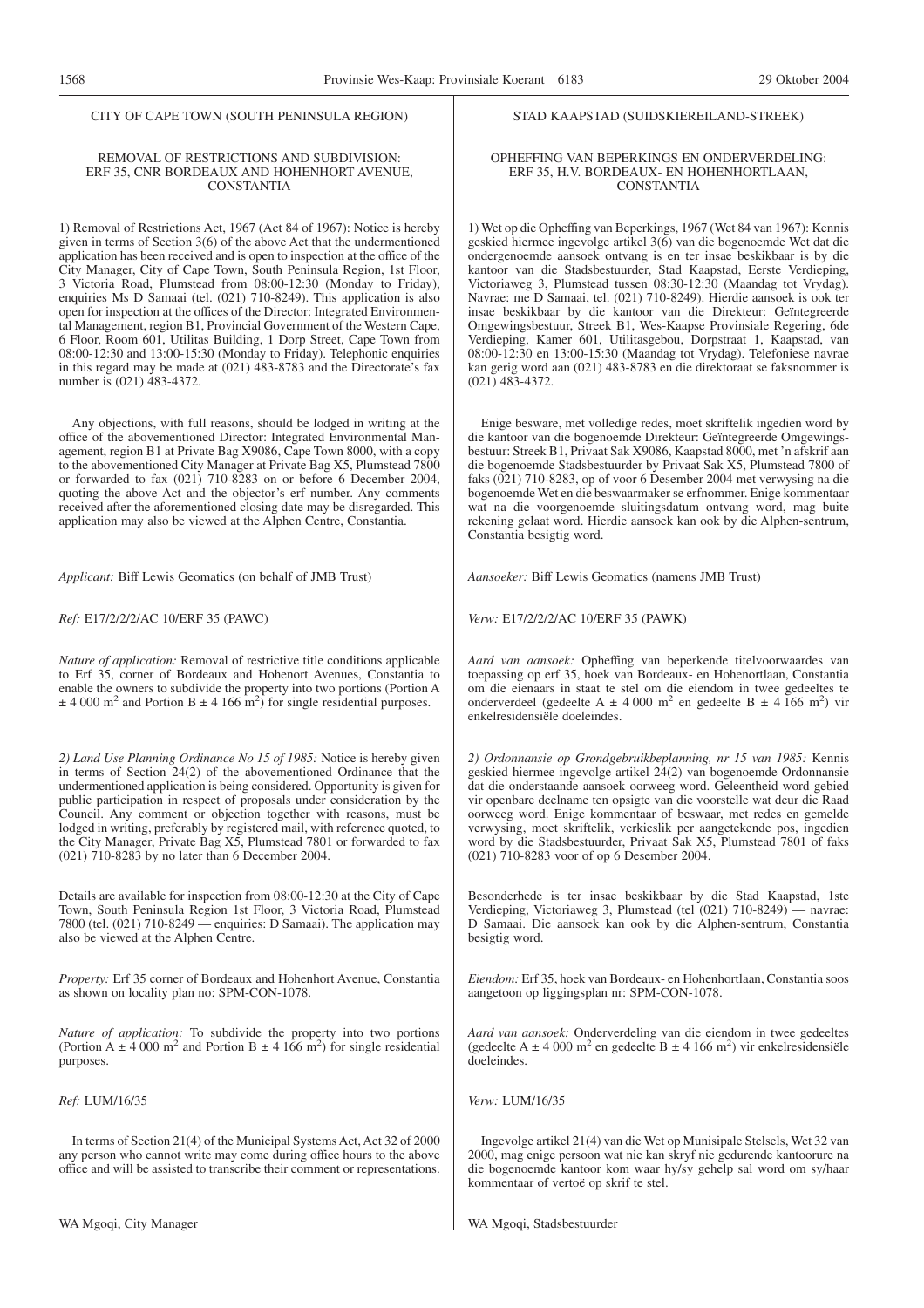CITY OF CAPE TOWN (SOUTH PENINSULA REGION)

REMOVAL OF RESTRICTIONS AND SUBDIVISION: ERF 35, CNR BORDEAUX AND HOHENHORT AVENUE, CONSTANTIA

1) Removal of Restrictions Act, 1967 (Act 84 of 1967): Notice is hereby given in terms of Section 3(6) of the above Act that the undermentioned application has been received and is open to inspection at the office of the City Manager, City of Cape Town, South Peninsula Region, 1st Floor, 3 Victoria Road, Plumstead from 08:00-12:30 (Monday to Friday), enquiries Ms D Samaai (tel. (021) 710-8249). This application is also open for inspection at the offices of the Director: Integrated Environmental Management, region B1, Provincial Government of the Western Cape, 6 Floor, Room 601, Utilitas Building, 1 Dorp Street, Cape Town from 08:00-12:30 and 13:00-15:30 (Monday to Friday). Telephonic enquiries in this regard may be made at (021) 483-8783 and the Directorate's fax number is (021) 483-4372.

Any objections, with full reasons, should be lodged in writing at the office of the abovementioned Director: Integrated Environmental Management, region B1 at Private Bag X9086, Cape Town 8000, with a copy to the abovementioned City Manager at Private Bag X5, Plumstead 7800 or forwarded to fax (021) 710-8283 on or before 6 December 2004, quoting the above Act and the objector's erf number. Any comments received after the aforementioned closing date may be disregarded. This application may also be viewed at the Alphen Centre, Constantia.

*Applicant:* Biff Lewis Geomatics (on behalf of JMB Trust)

*Ref:* E17/2/2/2/AC 10/ERF 35 (PAWC)

*Nature of application:* Removal of restrictive title conditions applicable to Erf 35, corner of Bordeaux and Hohenort Avenues, Constantia to enable the owners to subdivide the property into two portions (Portion A ± 4 000 m$^2$ and Portion B ± 4 166 m$^2$) for single residential purposes.

*2) Land Use Planning Ordinance No 15 of 1985:* Notice is hereby given in terms of Section 24(2) of the abovementioned Ordinance that the undermentioned application is being considered. Opportunity is given for public participation in respect of proposals under consideration by the Council. Any comment or objection together with reasons, must be lodged in writing, preferably by registered mail, with reference quoted, to the City Manager, Private Bag X5, Plumstead 7801 or forwarded to fax (021) 710-8283 by no later than 6 December 2004.

Details are available for inspection from 08:00-12:30 at the City of Cape Town, South Peninsula Region 1st Floor, 3 Victoria Road, Plumstead 7800 (tel. (021) 710-8249 — enquiries: D Samaai). The application may also be viewed at the Alphen Centre.

*Property:* Erf 35 corner of Bordeaux and Hohenhort Avenue, Constantia as shown on locality plan no: SPM-CON-1078.

*Nature of application:* To subdivide the property into two portions (Portion A ± 4 000 m$^2$ and Portion B ± 4 166 m$^2$) for single residential purposes.

*Ref:* LUM/16/35

In terms of Section 21(4) of the Municipal Systems Act, Act 32 of 2000 any person who cannot write may come during office hours to the above office and will be assisted to transcribe their comment or representations.

WA Mgoqi, City Manager

STAD KAAPSTAD (SUIDSKIEREILAND-STREEK)

OPHEFFING VAN BEPERKINGS EN ONDERVERDELING: ERF 35, H.V. BORDEAUX- EN HOHENHORTLAAN, CONSTANTIA

1) Wet op die Opheffing van Beperkings, 1967 (Wet 84 van 1967): Kennis geskied hiermee ingevolge artikel 3(6) van die bogenoemde Wet dat die ondergenoemde aansoek ontvang is en ter insae beskikbaar is by die kantoor van die Stadsbestuurder, Stad Kaapstad, Eerste Verdieping, Victoriaweg 3, Plumstead tussen 08:30-12:30 (Maandag tot Vrydag). Navrae: me D Samaai, tel. (021) 710-8249). Hierdie aansoek is ook ter insae beskikbaar by die kantoor van die Direkteur: Geïntegreerde Omgewingsbestuur, Streek B1, Wes-Kaapse Provinsiale Regering, 6de Verdieping, Kamer 601, Utilitasgebou, Dorpstraat 1, Kaapstad, van 08:00-12:30 en 13:00-15:30 (Maandag tot Vrydag). Telefoniese navrae kan gerig word aan (021) 483-8783 en die direktoraat se faksnommer is (021) 483-4372.

Enige besware, met volledige redes, moet skriftelik ingedien word by die kantoor van die bogenoemde Direkteur: Geïntegreerde Omgewingsbestuur: Streek B1, Privaat Sak X9086, Kaapstad 8000, met 'n afskrif aan die bogenoemde Stadsbestuurder by Privaat Sak X5, Plumstead 7800 of faks (021) 710-8283, op of voor 6 Desember 2004 met verwysing na die bogenoemde Wet en die beswaarmaker se erfnommer. Enige kommentaar wat na die voorgenoemde sluitingsdatum ontvang word, mag buite rekening gelaat word. Hierdie aansoek kan ook by die Alphen-sentrum, Constantia besigtig word.

*Aansoeker:* Biff Lewis Geomatics (namens JMB Trust)

*Verw:* E17/2/2/2/AC 10/ERF 35 (PAWK)

*Aard van aansoek:* Opheffing van beperkende titelvoorwaardes van toepassing op erf 35, hoek van Bordeaux- en Hohenortlaan, Constantia om die eienaars in staat te stel om die eiendom in twee gedeeltes te onderverdeel (gedeelte A ± 4 000 m$^2$ en gedeelte B ± 4 166 m$^2$) vir enkelresidensiële doeleindes.

*2) Ordonnansie op Grondgebruikbeplanning, nr 15 van 1985:* Kennis geskied hiermee ingevolge artikel 24(2) van bogenoemde Ordonnansie dat die onderstaande aansoek oorweeg word. Geleentheid word gebied vir openbare deelname ten opsigte van die voorstelle wat deur die Raad oorweeg word. Enige kommentaar of beswaar, met redes en gemelde verwysing, moet skriftelik, verkieslik per aangetekende pos, ingedien word by die Stadsbestuurder, Privaat Sak X5, Plumstead 7801 of faks (021) 710-8283 voor of op 6 Desember 2004.

Besonderhede is ter insae beskikbaar by die Stad Kaapstad, 1ste Verdieping, Victoriaweg 3, Plumstead (tel (021) 710-8249) — navrae: D Samaai. Die aansoek kan ook by die Alphen-sentrum, Constantia besigtig word.

*Eiendom:* Erf 35, hoek van Bordeaux- en Hohenhortlaan, Constantia soos aangetoon op liggingsplan nr: SPM-CON-1078.

*Aard van aansoek:* Onderverdeling van die eiendom in twee gedeeltes (gedeelte A ± 4 000 m$^2$ en gedeelte B ± 4 166 m$^2$) vir enkelresidensiële doeleindes.

*Verw:* LUM/16/35

Ingevolge artikel 21(4) van die Wet op Munisipale Stelsels, Wet 32 van 2000, mag enige persoon wat nie kan skryf nie gedurende kantoorure na die bogenoemde kantoor kom waar hy/sy gehelp sal word om sy/haar kommentaar of vertoë op skrif te stel.

WA Mgoqi, Stadsbestuurder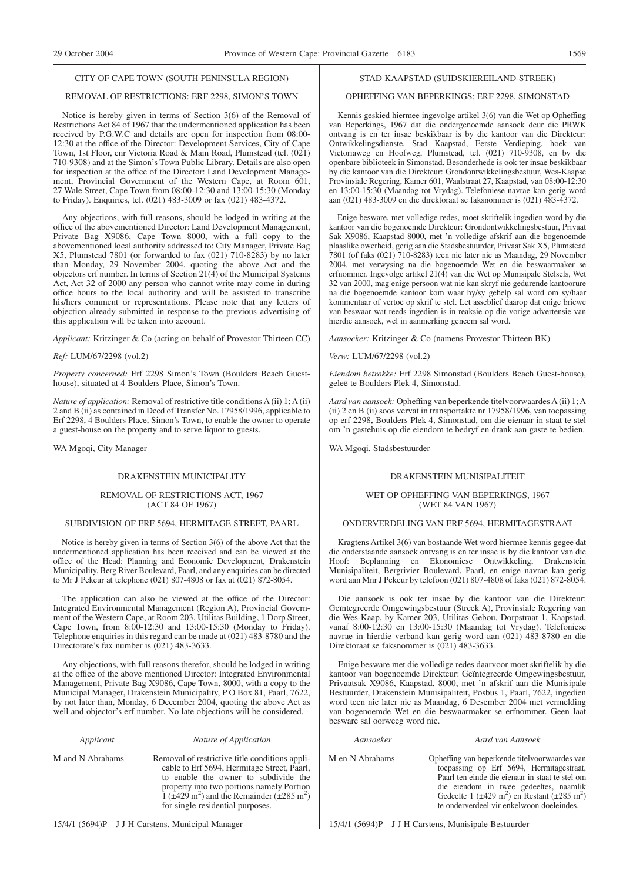## CITY OF CAPE TOWN (SOUTH PENINSULA REGION)

### REMOVAL OF RESTRICTIONS: ERF 2298, SIMON'S TOWN

Notice is hereby given in terms of Section 3(6) of the Removal of Restrictions Act 84 of 1967 that the undermentioned application has been received by P.G.W.C and details are open for inspection from 08:00-12:30 at the office of the Director: Development Services, City of Cape Town, 1st Floor, cnr Victoria Road & Main Road, Plumstead (tel. (021) 710-9308) and at the Simon's Town Public Library. Details are also open for inspection at the office of the Director: Land Development Management, Provincial Government of the Western Cape, at Room 601, 27 Wale Street, Cape Town from 08:00-12:30 and 13:00-15:30 (Monday to Friday). Enquiries, tel. (021) 483-3009 or fax (021) 483-4372.

Any objections, with full reasons, should be lodged in writing at the office of the abovementioned Director: Land Development Management, Private Bag X9086, Cape Town 8000, with a full copy to the abovementioned local authority addressed to: City Manager, Private Bag X5, Plumstead 7801 (or forwarded to fax (021) 710-8283) by no later than Monday, 29 November 2004, quoting the above Act and the objectors erf number. In terms of Section 21(4) of the Municipal Systems Act, Act 32 of 2000 any person who cannot write may come in during office hours to the local authority and will be assisted to transcribe his/hers comment or representations. Please note that any letters of objection already submitted in response to the previous advertising of this application will be taken into account.

*Applicant:* Kritzinger & Co (acting on behalf of Provestor Thirteen CC)

*Ref:* LUM/67/2298 (vol.2)

*Property concerned:* Erf 2298 Simon's Town (Boulders Beach Guesthouse), situated at 4 Boulders Place, Simon's Town.

*Nature of application:* Removal of restrictive title conditions A (ii) 1; A (ii) 2 and B (ii) as contained in Deed of Transfer No. 17958/1996, applicable to Erf 2298, 4 Boulders Place, Simon's Town, to enable the owner to operate a guest-house on the property and to serve liquor to guests.

WA Mgoqi, City Manager

---

## STAD KAAPSTAD (SUIDSKIEREILAND-STREEK)

### OPHEFFING VAN BEPERKINGS: ERF 2298, SIMONSTAD

Kennis geskied hiermee ingevolge artikel 3(6) van die Wet op Opheffing van Beperkings, 1967 dat die ondergenoemde aansoek deur die PRWK ontvang is en ter insae beskikbaar is by die kantoor van die Direkteur: Ontwikkelingsdienste, Stad Kaapstad, Eerste Verdieping, hoek van Victoriaweg en Hoofweg, Plumstead, tel. (021) 710-9308, en by die openbare biblioteek in Simonstad. Besonderhede is ook ter insae beskikbaar by die kantoor van die Direkteur: Grondontwikkelingsbestuur, Wes-Kaapse Provinsiale Regering, Kamer 601, Waalstraat 27, Kaapstad, van 08:00-12:30 en 13:00-15:30 (Maandag tot Vrydag). Telefoniese navrae kan gerig word aan (021) 483-3009 en die direktoraat se faksnommer is (021) 483-4372.

Enige besware, met volledige redes, moet skriftelik ingedien word by die kantoor van die bogenoemde Direkteur: Grondontwikkelingsbestuur, Privaat Sak X9086, Kaapstad 8000, met 'n volledige afskrif aan die bogenoemde plaaslike owerheid, gerig aan die Stadsbestuurder, Privaat Sak X5, Plumstead 7801 (of faks (021) 710-8283) teen nie later nie as Maandag, 29 November 2004, met verwysing na die bogenoemde Wet en die beswaarmaker se erfnommer. Ingevolge artikel 21(4) van die Wet op Munisipale Stelsels, Wet 32 van 2000, mag enige persoon wat nie kan skryf nie gedurende kantoorure na die bogenoemde kantoor kom waar hy/sy gehelp sal word om sy/haar kommentaar of vertoë op skrif te stel. Let asseblief daarop dat enige briewe van beswaar wat reeds ingedien is in reaksie op die vorige advertensie van hierdie aansoek, wel in aanmerking geneem sal word.

*Aansoeker:* Kritzinger & Co (namens Provestor Thirteen BK)

*Verw:* LUM/67/2298 (vol.2)

*Eiendom betrokke:* Erf 2298 Simonstad (Boulders Beach Guest-house), geleë te Boulders Plek 4, Simonstad.

*Aard van aansoek:* Opheffing van beperkende titelvoorwaardes A (ii) 1; A (ii) 2 en B (ii) soos vervat in transportakte nr 17958/1996, van toepassing op erf 2298, Boulders Plek 4, Simonstad, om die eienaar in staat te stel om 'n gastehuis op die eiendom te bedryf en drank aan gaste te bedien.

WA Mgoqi, Stadsbestuurder

---

## DRAKENSTEIN MUNICIPALITY

### REMOVAL OF RESTRICTIONS ACT, 1967 (ACT 84 OF 1967)

### SUBDIVISION OF ERF 5694, HERMITAGE STREET, PAARL

Notice is hereby given in terms of Section 3(6) of the above Act that the undermentioned application has been received and can be viewed at the office of the Head: Planning and Economic Development, Drakenstein Municipality, Berg River Boulevard, Paarl, and any enquiries can be directed to Mr J Pekeur at telephone (021) 807-4808 or fax at (021) 872-8054.

The application can also be viewed at the office of the Director: Integrated Environmental Management (Region A), Provincial Government of the Western Cape, at Room 203, Utilitas Building, 1 Dorp Street, Cape Town, from 8:00-12:30 and 13:00-15:30 (Monday to Friday). Telephone enquiries in this regard can be made at (021) 483-8780 and the Directorate's fax number is (021) 483-3633.

Any objections, with full reasons therefor, should be lodged in writing at the office of the above mentioned Director: Integrated Environmental Management, Private Bag X9086, Cape Town, 8000, with a copy to the Municipal Manager, Drakenstein Municipality, P O Box 81, Paarl, 7622, by not later than, Monday, 6 December 2004, quoting the above Act as well and objector's erf number. No late objections will be considered.

| *Applicant* | *Nature of Application* |
|---|---|
| M and N Abrahams | Removal of restrictive title conditions applicable to Erf 5694, Hermitage Street, Paarl, to enable the owner to subdivide the property into two portions namely Portion 1 (±429 $m^2$) and the Remainder (±285 $m^2$) for single residential purposes. |

15/4/1 (5694)P J J H Carstens, Municipal Manager

---

## DRAKENSTEIN MUNISIPALITEIT

### WET OP OPHEFFING VAN BEPERKINGS, 1967 (WET 84 VAN 1967)

### ONDERVERDELING VAN ERF 5694, HERMITAGESTRAAT

Kragtens Artikel 3(6) van bostaande Wet word hiermee kennis gegee dat die onderstaande aansoek ontvang is en ter insae is by die kantoor van die Hoof: Beplanning en Ekonomiese Ontwikkeling, Drakenstein Munisipaliteit, Bergrivier Boulevard, Paarl, en enige navrae kan gerig word aan Mnr J Pekeur by telefoon (021) 807-4808 of faks (021) 872-8054.

Die aansoek is ook ter insae by die kantoor van die Direkteur: Geïntegreerde Omgewingsbestuur (Streek A), Provinsiale Regering van die Wes-Kaap, by Kamer 203, Utilitas Gebou, Dorpstraat 1, Kaapstad, vanaf 8:00-12:30 en 13:00-15:30 (Maandag tot Vrydag). Telefoniese navrae in hierdie verband kan gerig word aan (021) 483-8780 en die Direktoraat se faksnommer is (021) 483-3633.

Enige besware met die volledige redes daarvoor moet skriftelik by die kantoor van bogenoemde Direkteur: Geïntegreerde Omgewingsbestuur, Privaatsak X9086, Kaapstad, 8000, met 'n afskrif aan die Munisipale Bestuurder, Drakenstein Munisipaliteit, Posbus 1, Paarl, 7622, ingedien word teen nie later nie as Maandag, 6 Desember 2004 met vermelding van bogenoemde Wet en die beswaarmaker se erfnommer. Geen laat besware sal oorweeg word nie.

| *Aansoeker* | *Aard van Aansoek* |
|---|---|
| M en N Abrahams | Opheffing van beperkende titelvoorwaardes van toepassing op Erf 5694, Hermitagestraat, Paarl ten einde die eienaar in staat te stel om die eiendom in twee gedeeltes, naamlik Gedeelte 1 (±429 $m^2$) en Restant (±285 $m^2$) te onderverdeel vir enkelwoon doeleindes. |

15/4/1 (5694)P J J H Carstens, Munisipale Bestuurder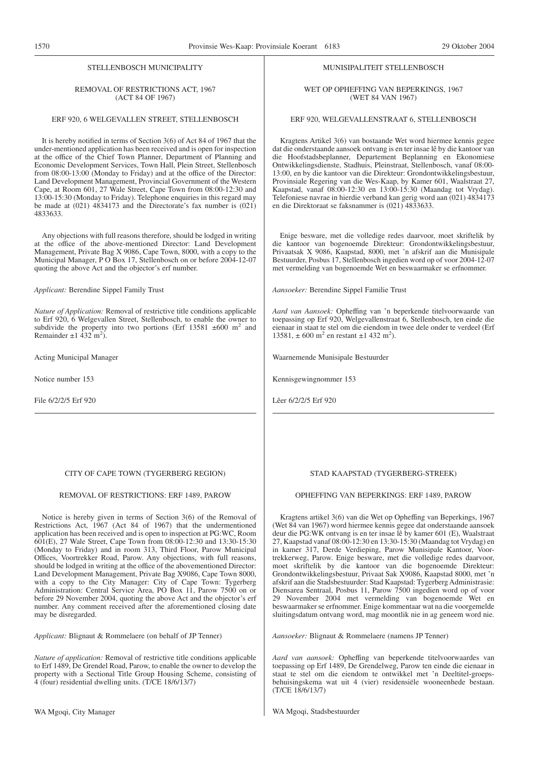STELLENBOSCH MUNICIPALITY

REMOVAL OF RESTRICTIONS ACT, 1967 (ACT 84 OF 1967)

ERF 920, 6 WELGEVALLEN STREET, STELLENBOSCH

It is hereby notified in terms of Section 3(6) of Act 84 of 1967 that the under-mentioned application has been received and is open for inspection at the office of the Chief Town Planner, Department of Planning and Economic Development Services, Town Hall, Plein Street, Stellenbosch from 08:00-13:00 (Monday to Friday) and at the office of the Director: Land Development Management, Provincial Government of the Western Cape, at Room 601, 27 Wale Street, Cape Town from 08:00-12:30 and 13:00-15:30 (Monday to Friday). Telephone enquiries in this regard may be made at (021) 4834173 and the Directorate's fax number is (021) 4833633.

Any objections with full reasons therefore, should be lodged in writing at the office of the above-mentioned Director: Land Development Management, Private Bag X 9086, Cape Town, 8000, with a copy to the Municipal Manager, P O Box 17, Stellenbosch on or before 2004-12-07 quoting the above Act and the objector's erf number.

*Applicant:* Berendine Sippel Family Trust

*Nature of Application:* Removal of restrictive title conditions applicable to Erf 920, 6 Welgevallen Street, Stellenbosch, to enable the owner to subdivide the property into two portions (Erf 13581 ±600 m$^2$ and Remainder ±1 432 m$^2$).

Acting Municipal Manager

Notice number 153

File 6/2/2/5 Erf 920

---

MUNISIPALITEIT STELLENBOSCH

WET OP OPHEFFING VAN BEPERKINGS, 1967 (WET 84 VAN 1967)

ERF 920, WELGEVALLENSTRAAT 6, STELLENBOSCH

Kragtens Artikel 3(6) van bostaande Wet word hiermee kennis gegee dat die onderstaande aansoek ontvang is en ter insae lê by die kantoor van die Hoofstadsbeplanner, Departement Beplanning en Ekonomiese Ontwikkelingsdienste, Stadhuis, Pleinstraat, Stellenbosch, vanaf 08:00-13:00, en by die kantoor van die Direkteur: Grondontwikkelingsbestuur, Provinsiale Regering van die Wes-Kaap, by Kamer 601, Waalstraat 27, Kaapstad, vanaf 08:00-12:30 en 13:00-15:30 (Maandag tot Vrydag). Telefoniese navrae in hierdie verband kan gerig word aan (021) 4834173 en die Direktoraat se faksnammer is (021) 4833633.

Enige besware, met die volledige redes daarvoor, moet skriftelik by die kantoor van bogenoemde Direkteur: Grondontwikkelingsbestuur, Privaatsak X 9086, Kaapstad, 8000, met 'n afskrif aan die Munisipale Bestuurder, Posbus 17, Stellenbosch ingedien word op of voor 2004-12-07 met vermelding van bogenoemde Wet en beswaarmaker se erfnommer.

*Aansoeker:* Berendine Sippel Familie Trust

*Aard van Aansoek:* Opheffing van 'n beperkende titelvoorwaarde van toepassing op Erf 920, Welgevallenstraat 6, Stellenbosch, ten einde die eienaar in staat te stel om die eiendom in twee dele onder te verdeel (Erf 13581, ± 600 m$^2$ en restant ±1 432 m$^2$).

Waarnemende Munisipale Bestuurder

Kennisgewingnommer 153

Lêer 6/2/2/5 Erf 920

---

CITY OF CAPE TOWN (TYGERBERG REGION)

REMOVAL OF RESTRICTIONS: ERF 1489, PAROW

Notice is hereby given in terms of Section 3(6) of the Removal of Restrictions Act, 1967 (Act 84 of 1967) that the undermentioned application has been received and is open to inspection at PG:WC, Room 601(E), 27 Wale Street, Cape Town from 08:00-12:30 and 13:30-15:30 (Monday to Friday) and in room 313, Third Floor, Parow Municipal Offices, Voortrekker Road, Parow. Any objections, with full reasons, should be lodged in writing at the office of the abovementioned Director: Land Development Management, Private Bag X9086, Cape Town 8000, with a copy to the City Manager: City of Cape Town: Tygerberg Administration: Central Service Area, PO Box 11, Parow 7500 on or before 29 November 2004, quoting the above Act and the objector's erf number. Any comment received after the aforementioned closing date may be disregarded.

*Applicant:* Blignaut & Rommelaere (on behalf of JP Tenner)

*Nature of application:* Removal of restrictive title conditions applicable to Erf 1489, De Grendel Road, Parow, to enable the owner to develop the property with a Sectional Title Group Housing Scheme, consisting of 4 (four) residential dwelling units. (T/CE 18/6/13/7)

WA Mgoqi, City Manager

---

STAD KAAPSTAD (TYGERBERG-STREEK)

OPHEFFING VAN BEPERKINGS: ERF 1489, PAROW

Kragtens artikel 3(6) van die Wet op Opheffing van Beperkings, 1967 (Wet 84 van 1967) word hiermee kennis gegee dat onderstaande aansoek deur die PG:WK ontvang is en ter insae lê by kamer 601 (E), Waalstraat 27, Kaapstad vanaf 08:00-12:30 en 13:30-15:30 (Maandag tot Vrydag) en in kamer 317, Derde Verdieping, Parow Munisipale Kantoor, Voortrekkerweg, Parow. Enige besware, met die volledige redes daarvoor, moet skriftelik by die kantoor van die bogenoemde Direkteur: Grondontwikkelingsbestuur, Privaat Sak X9086, Kaapstad 8000, met 'n afskrif aan die Stadsbestuurder: Stad Kaapstad: Tygerberg Administrasie: Diensarea Sentraal, Posbus 11, Parow 7500 ingedien word op of voor 29 November 2004 met vermelding van bogenoemde Wet en beswaarmaker se erfnommer. Enige kommentaar wat na die voorgemelde sluitingsdatum ontvang word, mag moontlik nie in ag geneem word nie.

*Aansoeker:* Blignaut & Rommelaere (namens JP Tenner)

*Aard van aansoek:* Opheffing van beperkende titelvoorwaardes van toepassing op Erf 1489, De Grendelweg, Parow ten einde die eienaar in staat te stel om die eiendom te ontwikkel met 'n Deeltitel-groepsbehuisingskema wat uit 4 (vier) residensiële wooneenhede bestaan. (T/CE 18/6/13/7)

WA Mgoqi, Stadsbestuurder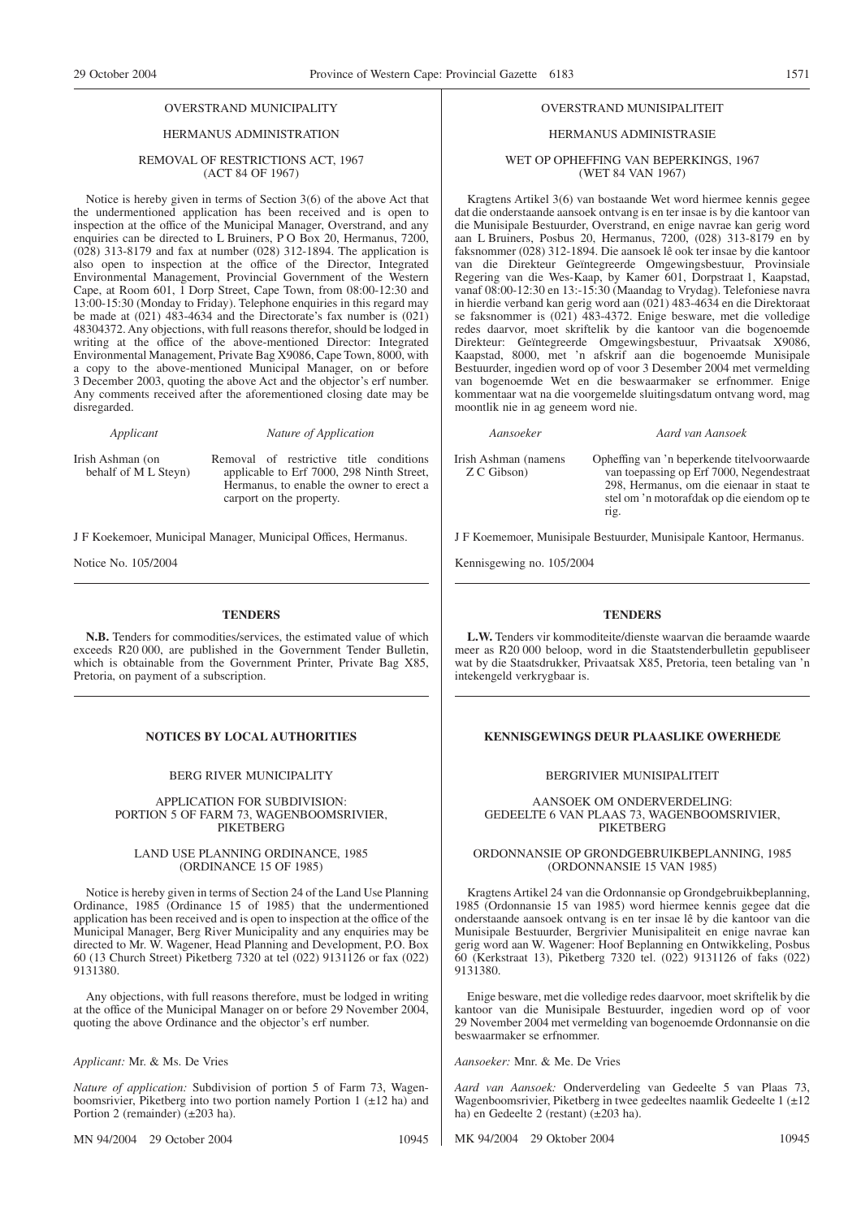OVERSTRAND MUNICIPALITY

HERMANUS ADMINISTRATION

REMOVAL OF RESTRICTIONS ACT, 1967
(ACT 84 OF 1967)

Notice is hereby given in terms of Section 3(6) of the above Act that the undermentioned application has been received and is open to inspection at the office of the Municipal Manager, Overstrand, and any enquiries can be directed to L Bruiners, P O Box 20, Hermanus, 7200, (028) 313-8179 and fax at number (028) 312-1894. The application is also open to inspection at the office of the Director, Integrated Environmental Management, Provincial Government of the Western Cape, at Room 601, 1 Dorp Street, Cape Town, from 08:00-12:30 and 13:00-15:30 (Monday to Friday). Telephone enquiries in this regard may be made at (021) 483-4634 and the Directorate's fax number is (021) 48304372. Any objections, with full reasons therefor, should be lodged in writing at the office of the above-mentioned Director: Integrated Environmental Management, Private Bag X9086, Cape Town, 8000, with a copy to the above-mentioned Municipal Manager, on or before 3 December 2003, quoting the above Act and the objector's erf number. Any comments received after the aforementioned closing date may be disregarded.

| *Applicant* | *Nature of Application* |
|---|---|
| Irish Ashman (on behalf of M L Steyn) | Removal of restrictive title conditions applicable to Erf 7000, 298 Ninth Street, Hermanus, to enable the owner to erect a carport on the property. |

J F Koekemoer, Municipal Manager, Municipal Offices, Hermanus.

Notice No. 105/2004

---

OVERSTRAND MUNISIPALITEIT

HERMANUS ADMINISTRASIE

WET OP OPHEFFING VAN BEPERKINGS, 1967
(WET 84 VAN 1967)

Kragtens Artikel 3(6) van bostaande Wet word hiermee kennis gegee dat die onderstaande aansoek ontvang is en ter insae is by die kantoor van die Munisipale Bestuurder, Overstrand, en enige navrae kan gerig word aan L Bruiners, Posbus 20, Hermanus, 7200, (028) 313-8179 en by faksnommer (028) 312-1894. Die aansoek lê ook ter insae by die kantoor van die Direkteur Geïntegreerde Omgewingsbestuur, Provinsiale Regering van die Wes-Kaap, by Kamer 601, Dorpstraat 1, Kaapstad, vanaf 08:00-12:30 en 13:-15:30 (Maandag to Vrydag). Telefoniese navra in hierdie verband kan gerig word aan (021) 483-4634 en die Direktoraat se faksnommer is (021) 483-4372. Enige besware, met die volledige redes daarvor, moet skriftelik by die kantoor van die bogenoemde Direkteur: Geïntegreerde Omgewingsbestuur, Privaatsak X9086, Kaapstad, 8000, met 'n afskrif aan die bogenoemde Munisipale Bestuurder, ingedien word op of voor 3 Desember 2004 met vermelding van bogenoemde Wet en die beswaarmaker se erfnommer. Enige kommentaar wat na die voorgemelde sluitingsdatum ontvang word, mag moontlik nie in ag geneem word nie.

| *Aansoeker* | *Aard van Aansoek* |
|---|---|
| Irish Ashman (namens Z C Gibson) | Opheffing van 'n beperkende titelvoorwaarde van toepassing op Erf 7000, Negendestraat 298, Hermanus, om die eienaar in staat te stel om 'n motorafdak op die eiendom op te rig. |

J F Koememoer, Munisipale Bestuurder, Munisipale Kantoor, Hermanus.

Kennisgewing no. 105/2004

---

**TENDERS**

**N.B.** Tenders for commodities/services, the estimated value of which exceeds R20 000, are published in the Government Tender Bulletin, which is obtainable from the Government Printer, Private Bag X85, Pretoria, on payment of a subscription.

---

**TENDERS**

**L.W.** Tenders vir kommoditeite/dienste waarvan die beraamde waarde meer as R20 000 beloop, word in die Staatstenderbulletin gepubliseer wat by die Staatsdrukker, Privaatsak X85, Pretoria, teen betaling van 'n intekengeld verkrygbaar is.

---

**NOTICES BY LOCAL AUTHORITIES**

BERG RIVER MUNICIPALITY

APPLICATION FOR SUBDIVISION:
PORTION 5 OF FARM 73, WAGENBOOMSRIVIER, PIKETBERG

LAND USE PLANNING ORDINANCE, 1985
(ORDINANCE 15 OF 1985)

Notice is hereby given in terms of Section 24 of the Land Use Planning Ordinance, 1985 (Ordinance 15 of 1985) that the undermentioned application has been received and is open to inspection at the office of the Municipal Manager, Berg River Municipality and any enquiries may be directed to Mr. W. Wagener, Head Planning and Development, P.O. Box 60 (13 Church Street) Piketberg 7320 at tel (022) 9131126 or fax (022) 9131380.

Any objections, with full reasons therefore, must be lodged in writing at the office of the Municipal Manager on or before 29 November 2004, quoting the above Ordinance and the objector's erf number.

*Applicant:* Mr. & Ms. De Vries

*Nature of application:* Subdivision of portion 5 of Farm 73, Wagenboomsrivier, Piketberg into two portion namely Portion 1 (±12 ha) and Portion 2 (remainder) (±203 ha).

MN 94/2004 29 October 2004 10945

---

**KENNISGEWINGS DEUR PLAASLIKE OWERHEDE**

BERGRIVIER MUNISIPALITEIT

AANSOEK OM ONDERVERDELING:
GEDEELTE 6 VAN PLAAS 73, WAGENBOOMSRIVIER, PIKETBERG

ORDONNANSIE OP GRONDGEBRUIKBEPLANNING, 1985
(ORDONNANSIE 15 VAN 1985)

Kragtens Artikel 24 van die Ordonnansie op Grondgebruikbeplanning, 1985 (Ordonnansie 15 van 1985) word hiermee kennis gegee dat die onderstaande aansoek ontvang is en ter insae lê by die kantoor van die Munisipale Bestuurder, Bergrivier Munisipaliteit en enige navrae kan gerig word aan W. Wagener: Hoof Beplanning en Ontwikkeling, Posbus 60 (Kerkstraat 13), Piketberg 7320 tel. (022) 9131126 of faks (022) 9131380.

Enige besware, met die volledige redes daarvoor, moet skriftelik by die kantoor van die Munisipale Bestuurder, ingedien word op of voor 29 November 2004 met vermelding van bogenoemde Ordonnansie on die beswaarmaker se erfnommer.

*Aansoeker:* Mnr. & Me. De Vries

*Aard van Aansoek:* Onderverdeling van Gedeelte 5 van Plaas 73, Wagenboomsrivier, Piketberg in twee gedeeltes naamlik Gedeelte 1 (±12 ha) en Gedeelte 2 (restant) (±203 ha).

MK 94/2004 29 Oktober 2004 10945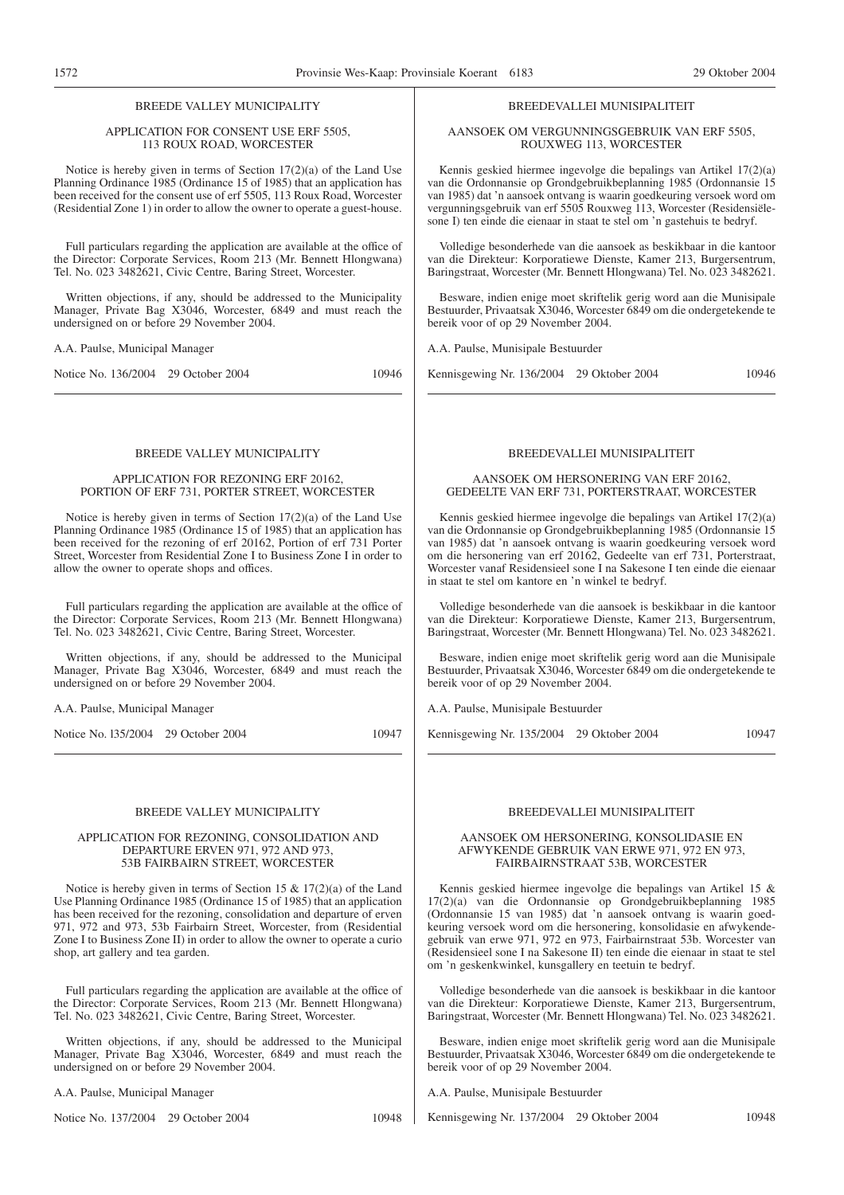## BREEDE VALLEY MUNICIPALITY

### APPLICATION FOR CONSENT USE ERF 5505, 113 ROUX ROAD, WORCESTER

Notice is hereby given in terms of Section 17(2)(a) of the Land Use Planning Ordinance 1985 (Ordinance 15 of 1985) that an application has been received for the consent use of erf 5505, 113 Roux Road, Worcester (Residential Zone 1) in order to allow the owner to operate a guest-house.

Full particulars regarding the application are available at the office of the Director: Corporate Services, Room 213 (Mr. Bennett Hlongwana) Tel. No. 023 3482621, Civic Centre, Baring Street, Worcester.

Written objections, if any, should be addressed to the Municipality Manager, Private Bag X3046, Worcester, 6849 and must reach the undersigned on or before 29 November 2004.

A.A. Paulse, Municipal Manager

Notice No. 136/2004 29 October 2004 10946

---

## BREEDEVALLEI MUNISIPALITEIT

### AANSOEK OM VERGUNNINGSGEBRUIK VAN ERF 5505, ROUXWEG 113, WORCESTER

Kennis geskied hiermee ingevolge die bepalings van Artikel 17(2)(a) van die Ordonnansie op Grondgebruikbeplanning 1985 (Ordonnansie 15 van 1985) dat 'n aansoek ontvang is waarin goedkeuring versoek word om vergunningsgebruik van erf 5505 Rouxweg 113, Worcester (Residensiële-sone I) ten einde die eienaar in staat te stel om 'n gastehuis te bedryf.

Volledige besonderhede van die aansoek as beskikbaar in die kantoor van die Direkteur: Korporatiewe Dienste, Kamer 213, Burgersentrum, Baringstraat, Worcester (Mr. Bennett Hlongwana) Tel. No. 023 3482621.

Besware, indien enige moet skriftelik gerig word aan die Munisipale Bestuurder, Privaatsak X3046, Worcester 6849 om die ondergetekende te bereik voor of op 29 November 2004.

A.A. Paulse, Munisipale Bestuurder

Kennisgewing Nr. 136/2004 29 Oktober 2004 10946

---

## BREEDE VALLEY MUNICIPALITY

### APPLICATION FOR REZONING ERF 20162, PORTION OF ERF 731, PORTER STREET, WORCESTER

Notice is hereby given in terms of Section 17(2)(a) of the Land Use Planning Ordinance 1985 (Ordinance 15 of 1985) that an application has been received for the rezoning of erf 20162, Portion of erf 731 Porter Street, Worcester from Residential Zone I to Business Zone I in order to allow the owner to operate shops and offices.

Full particulars regarding the application are available at the office of the Director: Corporate Services, Room 213 (Mr. Bennett Hlongwana) Tel. No. 023 3482621, Civic Centre, Baring Street, Worcester.

Written objections, if any, should be addressed to the Municipal Manager, Private Bag X3046, Worcester, 6849 and must reach the undersigned on or before 29 November 2004.

A.A. Paulse, Municipal Manager

Notice No. l35/2004 29 October 2004 10947

---

## BREEDEVALLEI MUNISIPALITEIT

### AANSOEK OM HERSONERING VAN ERF 20162, GEDEELTE VAN ERF 731, PORTERSTRAAT, WORCESTER

Kennis geskied hiermee ingevolge die bepalings van Artikel 17(2)(a) van die Ordonnansie op Grondgebruikbeplanning 1985 (Ordonnansie 15 van 1985) dat 'n aansoek ontvang is waarin goedkeuring versoek word om die hersonering van erf 20162, Gedeelte van erf 731, Porterstraat, Worcester vanaf Residensieel sone I na Sakesone I ten einde die eienaar in staat te stel om kantore en 'n winkel te bedryf.

Volledige besonderhede van die aansoek is beskikbaar in die kantoor van die Direkteur: Korporatiewe Dienste, Kamer 213, Burgersentrum, Baringstraat, Worcester (Mr. Bennett Hlongwana) Tel. No. 023 3482621.

Besware, indien enige moet skriftelik gerig word aan die Munisipale Bestuurder, Privaatsak X3046, Worcester 6849 om die ondergetekende te bereik voor of op 29 November 2004.

A.A. Paulse, Munisipale Bestuurder

Kennisgewing Nr. 135/2004 29 Oktober 2004 10947

---

## BREEDE VALLEY MUNICIPALITY

### APPLICATION FOR REZONING, CONSOLIDATION AND DEPARTURE ERVEN 971, 972 AND 973, 53B FAIRBAIRN STREET, WORCESTER

Notice is hereby given in terms of Section 15 & 17(2)(a) of the Land Use Planning Ordinance 1985 (Ordinance 15 of 1985) that an application has been received for the rezoning, consolidation and departure of erven 971, 972 and 973, 53b Fairbairn Street, Worcester, from (Residential Zone I to Business Zone II) in order to allow the owner to operate a curio shop, art gallery and tea garden.

Full particulars regarding the application are available at the office of the Director: Corporate Services, Room 213 (Mr. Bennett Hlongwana) Tel. No. 023 3482621, Civic Centre, Baring Street, Worcester.

Written objections, if any, should be addressed to the Municipal Manager, Private Bag X3046, Worcester, 6849 and must reach the undersigned on or before 29 November 2004.

A.A. Paulse, Municipal Manager

Notice No. 137/2004 29 October 2004 10948

---

## BREEDEVALLEI MUNISIPALITEIT

### AANSOEK OM HERSONERING, KONSOLIDASIE EN AFWYKENDE GEBRUIK VAN ERWE 971, 972 EN 973, FAIRBAIRNSTRAAT 53B, WORCESTER

Kennis geskied hiermee ingevolge die bepalings van Artikel 15 & 17(2)(a) van die Ordonnansie op Grondgebruikbeplanning 1985 (Ordonnansie 15 van 1985) dat 'n aansoek ontvang is waarin goedkeuring versoek word om die hersonering, konsolidasie en afwykendegebruik van erwe 971, 972 en 973, Fairbairnstraat 53b. Worcester van (Residensieel sone I na Sakesone II) ten einde die eienaar in staat te stel om 'n geskenkwinkel, kunsgallery en teetuin te bedryf.

Volledige besonderhede van die aansoek is beskikbaar in die kantoor van die Direkteur: Korporatiewe Dienste, Kamer 213, Burgersentrum, Baringstraat, Worcester (Mr. Bennett Hlongwana) Tel. No. 023 3482621.

Besware, indien enige moet skriftelik gerig word aan die Munisipale Bestuurder, Privaatsak X3046, Worcester 6849 om die ondergetekende te bereik voor of op 29 November 2004.

A.A. Paulse, Munisipale Bestuurder

Kennisgewing Nr. 137/2004 29 Oktober 2004 10948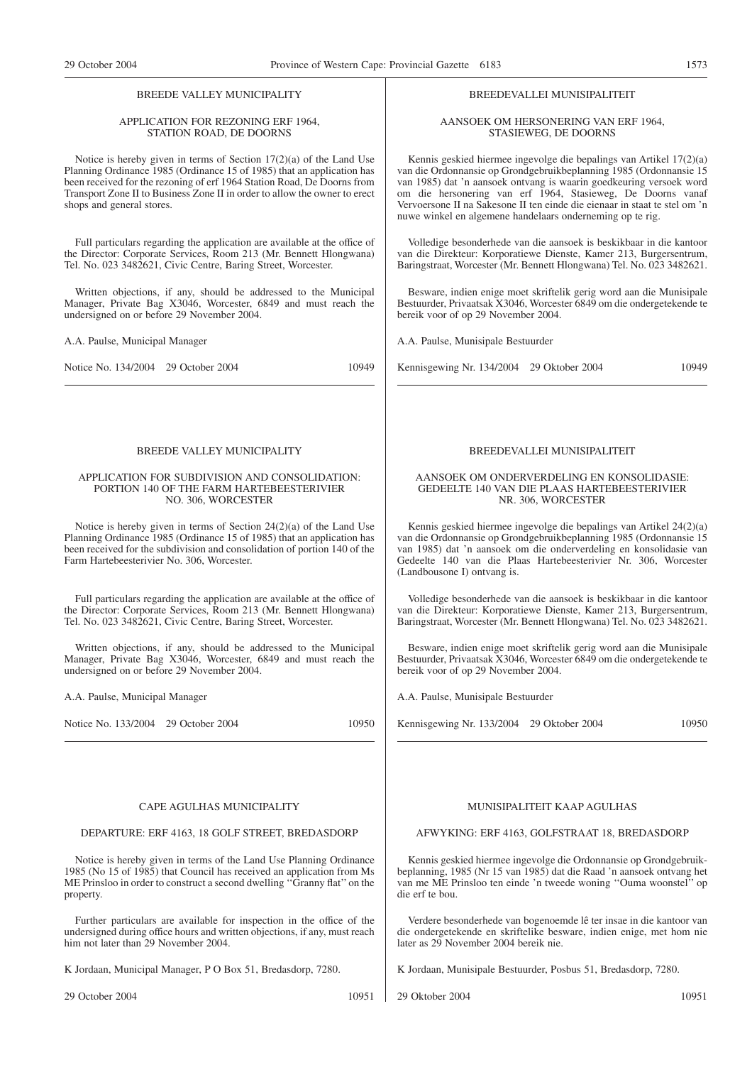## BREEDE VALLEY MUNICIPALITY

### APPLICATION FOR REZONING ERF 1964, STATION ROAD, DE DOORNS

Notice is hereby given in terms of Section 17(2)(a) of the Land Use Planning Ordinance 1985 (Ordinance 15 of 1985) that an application has been received for the rezoning of erf 1964 Station Road, De Doorns from Transport Zone II to Business Zone II in order to allow the owner to erect shops and general stores.

Full particulars regarding the application are available at the office of the Director: Corporate Services, Room 213 (Mr. Bennett Hlongwana) Tel. No. 023 3482621, Civic Centre, Baring Street, Worcester.

Written objections, if any, should be addressed to the Municipal Manager, Private Bag X3046, Worcester, 6849 and must reach the undersigned on or before 29 November 2004.

A.A. Paulse, Municipal Manager

Notice No. 134/2004 29 October 2004 10949

## BREEDEVALLEI MUNISIPALITEIT

### AANSOEK OM HERSONERING VAN ERF 1964, STASIEWEG, DE DOORNS

Kennis geskied hiermee ingevolge die bepalings van Artikel 17(2)(a) van die Ordonnansie op Grondgebruikbeplanning 1985 (Ordonnansie 15 van 1985) dat 'n aansoek ontvang is waarin goedkeuring versoek word om die hersonering van erf 1964, Stasieweg, De Doorns vanaf Vervoersone II na Sakesone II ten einde die eienaar in staat te stel om 'n nuwe winkel en algemene handelaars onderneming op te rig.

Volledige besonderhede van die aansoek is beskikbaar in die kantoor van die Direkteur: Korporatiewe Dienste, Kamer 213, Burgersentrum, Baringstraat, Worcester (Mr. Bennett Hlongwana) Tel. No. 023 3482621.

Besware, indien enige moet skriftelik gerig word aan die Munisipale Bestuurder, Privaatsak X3046, Worcester 6849 om die ondergetekende te bereik voor of op 29 November 2004.

A.A. Paulse, Munisipale Bestuurder

Kennisgewing Nr. 134/2004 29 Oktober 2004 10949

## BREEDE VALLEY MUNICIPALITY

### APPLICATION FOR SUBDIVISION AND CONSOLIDATION: PORTION 140 OF THE FARM HARTEBEESTERIVIER NO. 306, WORCESTER

Notice is hereby given in terms of Section 24(2)(a) of the Land Use Planning Ordinance 1985 (Ordinance 15 of 1985) that an application has been received for the subdivision and consolidation of portion 140 of the Farm Hartebeesterivier No. 306, Worcester.

Full particulars regarding the application are available at the office of the Director: Corporate Services, Room 213 (Mr. Bennett Hlongwana) Tel. No. 023 3482621, Civic Centre, Baring Street, Worcester.

Written objections, if any, should be addressed to the Municipal Manager, Private Bag X3046, Worcester, 6849 and must reach the undersigned on or before 29 November 2004.

A.A. Paulse, Municipal Manager

Notice No. 133/2004 29 October 2004 10950

## BREEDEVALLEI MUNISIPALITEIT

### AANSOEK OM ONDERVERDELING EN KONSOLIDASIE: GEDEELTE 140 VAN DIE PLAAS HARTEBEESTERIVIER NR. 306, WORCESTER

Kennis geskied hiermee ingevolge die bepalings van Artikel 24(2)(a) van die Ordonnansie op Grondgebruikbeplanning 1985 (Ordonnansie 15 van 1985) dat 'n aansoek om die onderverdeling en konsolidasie van Gedeelte 140 van die Plaas Hartebeesterivier Nr. 306, Worcester (Landbousone I) ontvang is.

Volledige besonderhede van die aansoek is beskikbaar in die kantoor van die Direkteur: Korporatiewe Dienste, Kamer 213, Burgersentrum, Baringstraat, Worcester (Mr. Bennett Hlongwana) Tel. No. 023 3482621.

Besware, indien enige moet skriftelik gerig word aan die Munisipale Bestuurder, Privaatsak X3046, Worcester 6849 om die ondergetekende te bereik voor of op 29 November 2004.

A.A. Paulse, Munisipale Bestuurder

Kennisgewing Nr. 133/2004 29 Oktober 2004 10950

## CAPE AGULHAS MUNICIPALITY

### DEPARTURE: ERF 4163, 18 GOLF STREET, BREDASDORP

Notice is hereby given in terms of the Land Use Planning Ordinance 1985 (No 15 of 1985) that Council has received an application from Ms ME Prinsloo in order to construct a second dwelling "Granny flat" on the property.

Further particulars are available for inspection in the office of the undersigned during office hours and written objections, if any, must reach him not later than 29 November 2004.

K Jordaan, Municipal Manager, P O Box 51, Bredasdorp, 7280.

29 October 2004 10951

## MUNISIPALITEIT KAAP AGULHAS

### AFWYKING: ERF 4163, GOLFSTRAAT 18, BREDASDORP

Kennis geskied hiermee ingevolge die Ordonnansie op Grondgebruikbeplanning, 1985 (Nr 15 van 1985) dat die Raad 'n aansoek ontvang het van me ME Prinsloo ten einde 'n tweede woning "Ouma woonstel" op die erf te bou.

Verdere besonderhede van bogenoemde lê ter insae in die kantoor van die ondergetekende en skriftelike besware, indien enige, met hom nie later as 29 November 2004 bereik nie.

K Jordaan, Munisipale Bestuurder, Posbus 51, Bredasdorp, 7280.

29 Oktober 2004 10951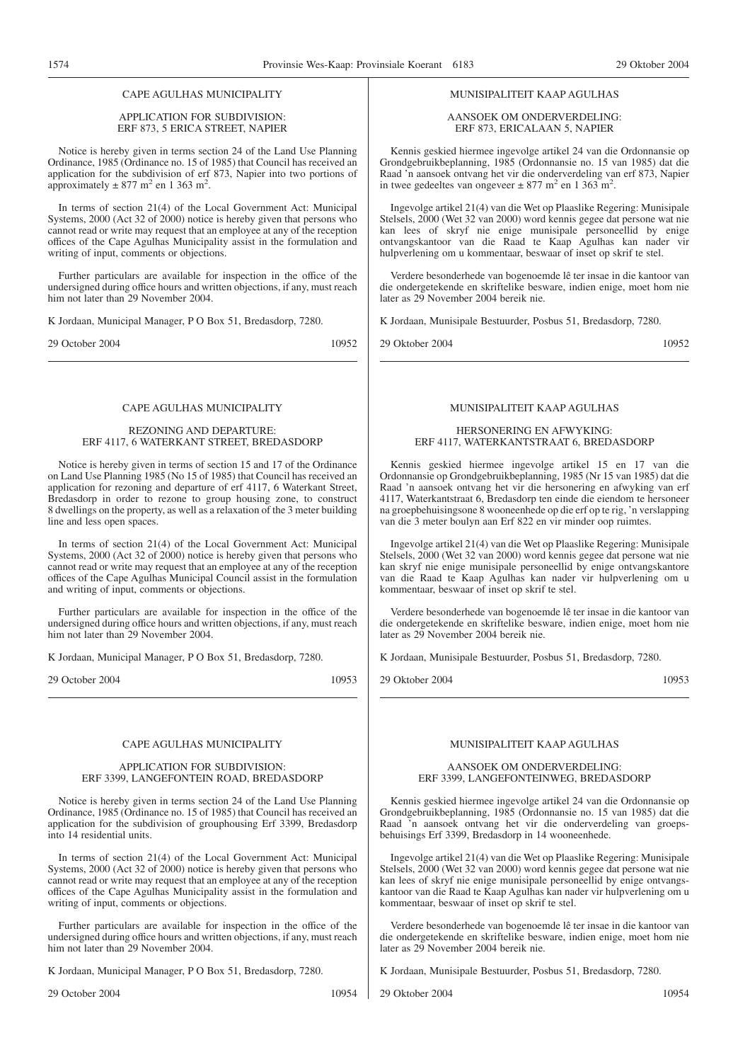CAPE AGULHAS MUNICIPALITY

APPLICATION FOR SUBDIVISION:
ERF 873, 5 ERICA STREET, NAPIER

Notice is hereby given in terms section 24 of the Land Use Planning Ordinance, 1985 (Ordinance no. 15 of 1985) that Council has received an application for the subdivision of erf 873, Napier into two portions of approximately ± 877 $m^2$ en 1 363 $m^2$.

In terms of section 21(4) of the Local Government Act: Municipal Systems, 2000 (Act 32 of 2000) notice is hereby given that persons who cannot read or write may request that an employee at any of the reception offices of the Cape Agulhas Municipality assist in the formulation and writing of input, comments or objections.

Further particulars are available for inspection in the office of the undersigned during office hours and written objections, if any, must reach him not later than 29 November 2004.

K Jordaan, Municipal Manager, P O Box 51, Bredasdorp, 7280.

29 October 2004 — 10952

---

MUNISIPALITEIT KAAP AGULHAS

AANSOEK OM ONDERVERDELING:
ERF 873, ERICALAAN 5, NAPIER

Kennis geskied hiermee ingevolge artikel 24 van die Ordonnansie op Grondgebruikbeplanning, 1985 (Ordonnansie no. 15 van 1985) dat die Raad 'n aansoek ontvang het vir die onderverdeling van erf 873, Napier in twee gedeeltes van ongeveer ± 877 $m^2$ en 1 363 $m^2$.

Ingevolge artikel 21(4) van die Wet op Plaaslike Regering: Munisipale Stelsels, 2000 (Wet 32 van 2000) word kennis gegee dat persone wat nie kan lees of skryf nie enige munisipale personeellid by enige ontvangskantoor van die Raad te Kaap Agulhas kan nader vir hulpverlening om u kommentaar, beswaar of inset op skrif te stel.

Verdere besonderhede van bogenoemde lê ter insae in die kantoor van die ondergetekende en skriftelike besware, indien enige, moet hom nie later as 29 November 2004 bereik nie.

K Jordaan, Munisipale Bestuurder, Posbus 51, Bredasdorp, 7280.

29 Oktober 2004 — 10952

---

CAPE AGULHAS MUNICIPALITY

REZONING AND DEPARTURE:
ERF 4117, 6 WATERKANT STREET, BREDASDORP

Notice is hereby given in terms of section 15 and 17 of the Ordinance on Land Use Planning 1985 (No 15 of 1985) that Council has received an application for rezoning and departure of erf 4117, 6 Waterkant Street, Bredasdorp in order to rezone to group housing zone, to construct 8 dwellings on the property, as well as a relaxation of the 3 meter building line and less open spaces.

In terms of section 21(4) of the Local Government Act: Municipal Systems, 2000 (Act 32 of 2000) notice is hereby given that persons who cannot read or write may request that an employee at any of the reception offices of the Cape Agulhas Municipal Council assist in the formulation and writing of input, comments or objections.

Further particulars are available for inspection in the office of the undersigned during office hours and written objections, if any, must reach him not later than 29 November 2004.

K Jordaan, Municipal Manager, P O Box 51, Bredasdorp, 7280.

29 October 2004 — 10953

---

MUNISIPALITEIT KAAP AGULHAS

HERSONERING EN AFWYKING:
ERF 4117, WATERKANTSTRAAT 6, BREDASDORP

Kennis geskied hiermee ingevolge artikel 15 en 17 van die Ordonnansie op Grondgebruikbeplanning, 1985 (Nr 15 van 1985) dat die Raad 'n aansoek ontvang het vir die hersonering en afwyking van erf 4117, Waterkantstraat 6, Bredasdorp ten einde die eiendom te hersoneer na groepbehuisingsone 8 wooneenhede op die erf op te rig, 'n verslapping van die 3 meter boulyn aan Erf 822 en vir minder oop ruimtes.

Ingevolge artikel 21(4) van die Wet op Plaaslike Regering: Munisipale Stelsels, 2000 (Wet 32 van 2000) word kennis gegee dat persone wat nie kan skryf nie enige munisipale personeellid by enige ontvangskantore van die Raad te Kaap Agulhas kan nader vir hulpverlening om u kommentaar, beswaar of inset op skrif te stel.

Verdere besonderhede van bogenoemde lê ter insae in die kantoor van die ondergetekende en skriftelike besware, indien enige, moet hom nie later as 29 November 2004 bereik nie.

K Jordaan, Munisipale Bestuurder, Posbus 51, Bredasdorp, 7280.

29 Oktober 2004 — 10953

---

CAPE AGULHAS MUNICIPALITY

APPLICATION FOR SUBDIVISION:
ERF 3399, LANGEFONTEIN ROAD, BREDASDORP

Notice is hereby given in terms section 24 of the Land Use Planning Ordinance, 1985 (Ordinance no. 15 of 1985) that Council has received an application for the subdivision of grouphousing Erf 3399, Bredasdorp into 14 residential units.

In terms of section 21(4) of the Local Government Act: Municipal Systems, 2000 (Act 32 of 2000) notice is hereby given that persons who cannot read or write may request that an employee at any of the reception offices of the Cape Agulhas Municipality assist in the formulation and writing of input, comments or objections.

Further particulars are available for inspection in the office of the undersigned during office hours and written objections, if any, must reach him not later than 29 November 2004.

K Jordaan, Municipal Manager, P O Box 51, Bredasdorp, 7280.

29 October 2004 — 10954

---

MUNISIPALITEIT KAAP AGULHAS

AANSOEK OM ONDERVERDELING:
ERF 3399, LANGEFONTEINWEG, BREDASDORP

Kennis geskied hiermee ingevolge artikel 24 van die Ordonnansie op Grondgebruikbeplanning, 1985 (Ordonnansie no. 15 van 1985) dat die Raad 'n aansoek ontvang het vir die onderverdeling van groepsbehuisings Erf 3399, Bredasdorp in 14 wooneenhede.

Ingevolge artikel 21(4) van die Wet op Plaaslike Regering: Munisipale Stelsels, 2000 (Wet 32 van 2000) word kennis gegee dat persone wat nie kan lees of skryf nie enige munisipale personeellid by enige ontvangskantoor van die Raad te Kaap Agulhas kan nader vir hulpverlening om u kommentaar, beswaar of inset op skrif te stel.

Verdere besonderhede van bogenoemde lê ter insae in die kantoor van die ondergetekende en skriftelike besware, indien enige, moet hom nie later as 29 November 2004 bereik nie.

K Jordaan, Munisipale Bestuurder, Posbus 51, Bredasdorp, 7280.

29 Oktober 2004 — 10954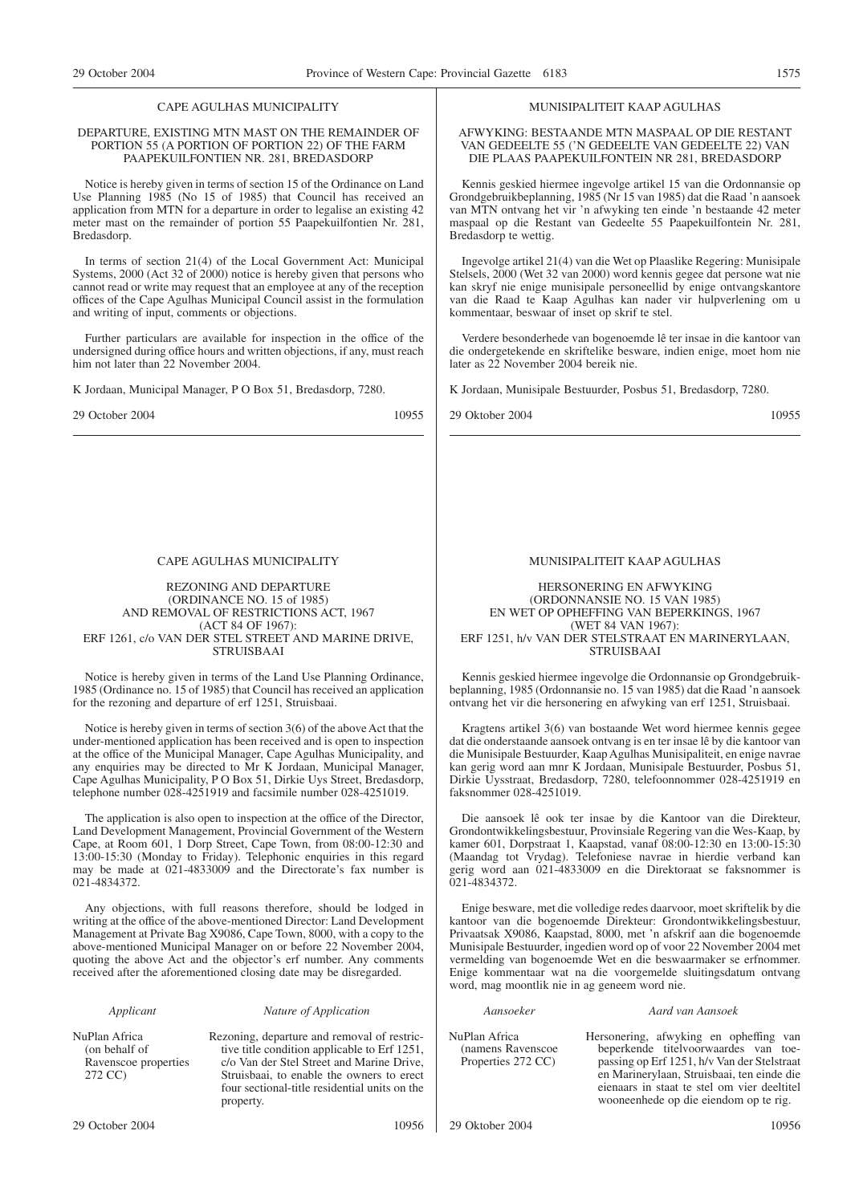## CAPE AGULHAS MUNICIPALITY

### DEPARTURE, EXISTING MTN MAST ON THE REMAINDER OF PORTION 55 (A PORTION OF PORTION 22) OF THE FARM PAAPEKUILFONTIEN NR. 281, BREDASDORP

Notice is hereby given in terms of section 15 of the Ordinance on Land Use Planning 1985 (No 15 of 1985) that Council has received an application from MTN for a departure in order to legalise an existing 42 meter mast on the remainder of portion 55 Paapekuilfontien Nr. 281, Bredasdorp.

In terms of section 21(4) of the Local Government Act: Municipal Systems, 2000 (Act 32 of 2000) notice is hereby given that persons who cannot read or write may request that an employee at any of the reception offices of the Cape Agulhas Municipal Council assist in the formulation and writing of input, comments or objections.

Further particulars are available for inspection in the office of the undersigned during office hours and written objections, if any, must reach him not later than 22 November 2004.

K Jordaan, Municipal Manager, P O Box 51, Bredasdorp, 7280.

29 October 2004 10955

---

## MUNISIPALITEIT KAAP AGULHAS

### AFWYKING: BESTAANDE MTN MASPAAL OP DIE RESTANT VAN GEDEELTE 55 ('N GEDEELTE VAN GEDEELTE 22) VAN DIE PLAAS PAAPEKUILFONTEIN NR 281, BREDASDORP

Kennis geskied hiermee ingevolge artikel 15 van die Ordonnansie op Grondgebruikbeplanning, 1985 (Nr 15 van 1985) dat die Raad 'n aansoek van MTN ontvang het vir 'n afwyking ten einde 'n bestaande 42 meter maspaal op die Restant van Gedeelte 55 Paapekuilfontein Nr. 281, Bredasdorp te wettig.

Ingevolge artikel 21(4) van die Wet op Plaaslike Regering: Munisipale Stelsels, 2000 (Wet 32 van 2000) word kennis gegee dat persone wat nie kan skryf nie enige munisipale personeellid by enige ontvangskantore van die Raad te Kaap Agulhas kan nader vir hulpverlening om u kommentaar, beswaar of inset op skrif te stel.

Verdere besonderhede van bogenoemde lê ter insae in die kantoor van die ondergetekende en skriftelike besware, indien enige, moet hom nie later as 22 November 2004 bereik nie.

K Jordaan, Munisipale Bestuurder, Posbus 51, Bredasdorp, 7280.

29 Oktober 2004 10955

---

## CAPE AGULHAS MUNICIPALITY

### REZONING AND DEPARTURE (ORDINANCE NO. 15 of 1985) AND REMOVAL OF RESTRICTIONS ACT, 1967 (ACT 84 OF 1967): ERF 1261, c/o VAN DER STEL STREET AND MARINE DRIVE, STRUISBAAI

Notice is hereby given in terms of the Land Use Planning Ordinance, 1985 (Ordinance no. 15 of 1985) that Council has received an application for the rezoning and departure of erf 1251, Struisbaai.

Notice is hereby given in terms of section 3(6) of the above Act that the under-mentioned application has been received and is open to inspection at the office of the Municipal Manager, Cape Agulhas Municipality, and any enquiries may be directed to Mr K Jordaan, Municipal Manager, Cape Agulhas Municipality, P O Box 51, Dirkie Uys Street, Bredasdorp, telephone number 028-4251919 and facsimile number 028-4251019.

The application is also open to inspection at the office of the Director, Land Development Management, Provincial Government of the Western Cape, at Room 601, 1 Dorp Street, Cape Town, from 08:00-12:30 and 13:00-15:30 (Monday to Friday). Telephonic enquiries in this regard may be made at 021-4833009 and the Directorate's fax number is 021-4834372.

Any objections, with full reasons therefore, should be lodged in writing at the office of the above-mentioned Director: Land Development Management at Private Bag X9086, Cape Town, 8000, with a copy to the above-mentioned Municipal Manager on or before 22 November 2004, quoting the above Act and the objector's erf number. Any comments received after the aforementioned closing date may be disregarded.

| *Applicant* | *Nature of Application* |
|---|---|
| NuPlan Africa (on behalf of Ravenscoe properties 272 CC) | Rezoning, departure and removal of restrictive title condition applicable to Erf 1251, c/o Van der Stel Street and Marine Drive, Struisbaai, to enable the owners to erect four sectional-title residential units on the property. |

29 October 2004 10956

---

## MUNISIPALITEIT KAAP AGULHAS

### HERSONERING EN AFWYKING (ORDONNANSIE NO. 15 VAN 1985) EN WET OP OPHEFFING VAN BEPERKINGS, 1967 (WET 84 VAN 1967): ERF 1251, h/v VAN DER STELSTRAAT EN MARINERYLAAN, STRUISBAAI

Kennis geskied hiermee ingevolge die Ordonnansie op Grondgebruikbeplanning, 1985 (Ordonnansie no. 15 van 1985) dat die Raad 'n aansoek ontvang het vir die hersonering en afwyking van erf 1251, Struisbaai.

Kragtens artikel 3(6) van bostaande Wet word hiermee kennis gegee dat die onderstaande aansoek ontvang is en ter insae lê by die kantoor van die Munisipale Bestuurder, Kaap Agulhas Munisipaliteit, en enige navrae kan gerig word aan mnr K Jordaan, Munisipale Bestuurder, Posbus 51, Dirkie Uysstraat, Bredasdorp, 7280, telefoonnommer 028-4251919 en faksnommer 028-4251019.

Die aansoek lê ook ter insae by die Kantoor van die Direkteur, Grondontwikkelingsbestuur, Provinsiale Regering van die Wes-Kaap, by kamer 601, Dorpstraat 1, Kaapstad, vanaf 08:00-12:30 en 13:00-15:30 (Maandag tot Vrydag). Telefoniese navrae in hierdie verband kan gerig word aan 021-4833009 en die Direktoraat se faksnommer is 021-4834372.

Enige besware, met die volledige redes daarvoor, moet skriftelik by die kantoor van die bogenoemde Direkteur: Grondontwikkelingsbestuur, Privaatsak X9086, Kaapstad, 8000, met 'n afskrif aan die bogenoemde Munisipale Bestuurder, ingedien word op of voor 22 November 2004 met vermelding van bogenoemde Wet en die beswaarmaker se erfnommer. Enige kommentaar wat na die voorgemelde sluitingsdatum ontvang word, mag moontlik nie in ag geneem word nie.

| *Aansoeker* | *Aard van Aansoek* |
|---|---|
| NuPlan Africa (namens Ravenscoe Properties 272 CC) | Hersonering, afwyking en opheffing van beperkende titelvoorwaardes van toepassing op Erf 1251, h/v Van der Stelstraat en Marinerylaan, Struisbaai, ten einde die eienaars in staat te stel om vier deeltitel wooneenhede op die eiendom op te rig. |

29 Oktober 2004 10956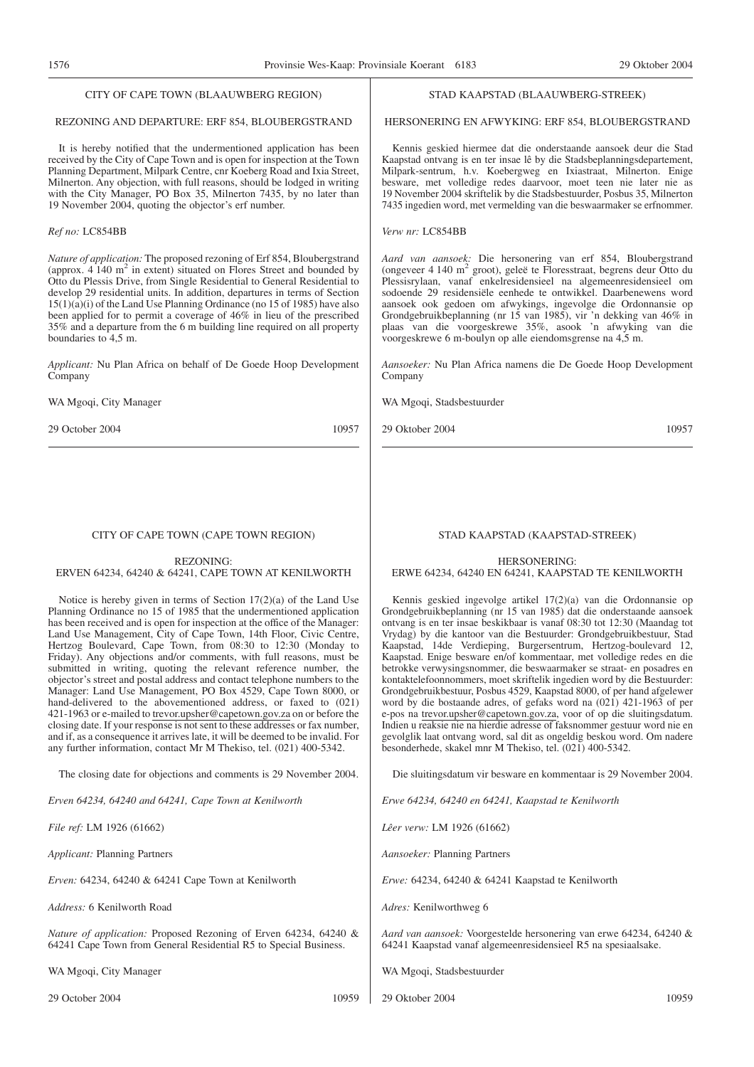## CITY OF CAPE TOWN (BLAAUWBERG REGION)

### REZONING AND DEPARTURE: ERF 854, BLOUBERGSTRAND

It is hereby notified that the undermentioned application has been received by the City of Cape Town and is open for inspection at the Town Planning Department, Milpark Centre, cnr Koeberg Road and Ixia Street, Milnerton. Any objection, with full reasons, should be lodged in writing with the City Manager, PO Box 35, Milnerton 7435, by no later than 19 November 2004, quoting the objector's erf number.

*Ref no:* LC854BB

*Nature of application:* The proposed rezoning of Erf 854, Bloubergstrand (approx. 4 140 $m^2$ in extent) situated on Flores Street and bounded by Otto du Plessis Drive, from Single Residential to General Residential to develop 29 residential units. In addition, departures in terms of Section 15(1)(a)(i) of the Land Use Planning Ordinance (no 15 of 1985) have also been applied for to permit a coverage of 46% in lieu of the prescribed 35% and a departure from the 6 m building line required on all property boundaries to 4,5 m.

*Applicant:* Nu Plan Africa on behalf of De Goede Hoop Development Company

WA Mgoqi, City Manager

29 October 2004 10957

## STAD KAAPSTAD (BLAAUWBERG-STREEK)

### HERSONERING EN AFWYKING: ERF 854, BLOUBERGSTRAND

Kennis geskied hiermee dat die onderstaande aansoek deur die Stad Kaapstad ontvang is en ter insae lê by die Stadsbeplanningsdepartement, Milpark-sentrum, h.v. Koebergweg en Ixiastraat, Milnerton. Enige besware, met volledige redes daarvoor, moet teen nie later nie as 19 November 2004 skriftelik by die Stadsbestuurder, Posbus 35, Milnerton 7435 ingedien word, met vermelding van die beswaarmaker se erfnommer.

*Verw nr:* LC854BB

*Aard van aansoek:* Die hersonering van erf 854, Bloubergstrand (ongeveer 4 140 $m^2$ groot), geleë te Floresstraat, begrens deur Otto du Plessisrylaan, vanaf enkelresidensieel na algemeenresidensieel om sodoende 29 residensiële eenhede te ontwikkel. Daarbenewens word aansoek ook gedoen om afwykings, ingevolge die Ordonnansie op Grondgebruikbeplanning (nr 15 van 1985), vir 'n dekking van 46% in plaas van die voorgeskrewe 35%, asook 'n afwyking van die voorgeskrewe 6 m-boulyn op alle eiendomsgrense na 4,5 m.

*Aansoeker:* Nu Plan Africa namens die De Goede Hoop Development Company

WA Mgoqi, Stadsbestuurder

29 Oktober 2004 10957

## CITY OF CAPE TOWN (CAPE TOWN REGION)

### REZONING: ERVEN 64234, 64240 & 64241, CAPE TOWN AT KENILWORTH

Notice is hereby given in terms of Section 17(2)(a) of the Land Use Planning Ordinance no 15 of 1985 that the undermentioned application has been received and is open for inspection at the office of the Manager: Land Use Management, City of Cape Town, 14th Floor, Civic Centre, Hertzog Boulevard, Cape Town, from 08:30 to 12:30 (Monday to Friday). Any objections and/or comments, with full reasons, must be submitted in writing, quoting the relevant reference number, the objector's street and postal address and contact telephone numbers to the Manager: Land Use Management, PO Box 4529, Cape Town 8000, or hand-delivered to the abovementioned address, or faxed to (021) 421-1963 or e-mailed to trevor.upsher@capetown.gov.za on or before the closing date. If your response is not sent to these addresses or fax number, and if, as a consequence it arrives late, it will be deemed to be invalid. For any further information, contact Mr M Thekiso, tel. (021) 400-5342.

The closing date for objections and comments is 29 November 2004.

*Erven 64234, 64240 and 64241, Cape Town at Kenilworth*

*File ref:* LM 1926 (61662)

*Applicant:* Planning Partners

*Erven:* 64234, 64240 & 64241 Cape Town at Kenilworth

*Address:* 6 Kenilworth Road

*Nature of application:* Proposed Rezoning of Erven 64234, 64240 & 64241 Cape Town from General Residential R5 to Special Business.

WA Mgoqi, City Manager

29 October 2004 10959

## STAD KAAPSTAD (KAAPSTAD-STREEK)

### HERSONERING: ERWE 64234, 64240 EN 64241, KAAPSTAD TE KENILWORTH

Kennis geskied ingevolge artikel 17(2)(a) van die Ordonnansie op Grondgebruikbeplanning (nr 15 van 1985) dat die onderstaande aansoek ontvang is en ter insae beskikbaar is vanaf 08:30 tot 12:30 (Maandag tot Vrydag) by die kantoor van die Bestuurder: Grondgebruikbestuur, Stad Kaapstad, 14de Verdieping, Burgersentrum, Hertzog-boulevard 12, Kaapstad. Enige besware en/of kommentaar, met volledige redes en die betrokke verwysingsnommer, die beswaarmaker se straat- en posadres en kontaktelefoonnommers, moet skriftelik ingedien word by die Bestuurder: Grondgebruikbestuur, Posbus 4529, Kaapstad 8000, of per hand afgelewer word by die bostaande adres, of gefaks word na (021) 421-1963 of per e-pos na trevor.upsher@capetown.gov.za, voor of op die sluitingsdatum. Indien u reaksie nie na hierdie adresse of faksnommer gestuur word nie en gevolglik laat ontvang word, sal dit as ongeldig beskou word. Om nadere besonderhede, skakel mnr M Thekiso, tel. (021) 400-5342.

Die sluitingsdatum vir besware en kommentaar is 29 November 2004.

*Erwe 64234, 64240 en 64241, Kaapstad te Kenilworth*

*Lêer verw:* LM 1926 (61662)

*Aansoeker:* Planning Partners

*Erwe:* 64234, 64240 & 64241 Kaapstad te Kenilworth

*Adres:* Kenilworthweg 6

*Aard van aansoek:* Voorgestelde hersonering van erwe 64234, 64240 & 64241 Kaapstad vanaf algemeenresidensieel R5 na spesiaalsake.

WA Mgoqi, Stadsbestuurder

29 Oktober 2004 10959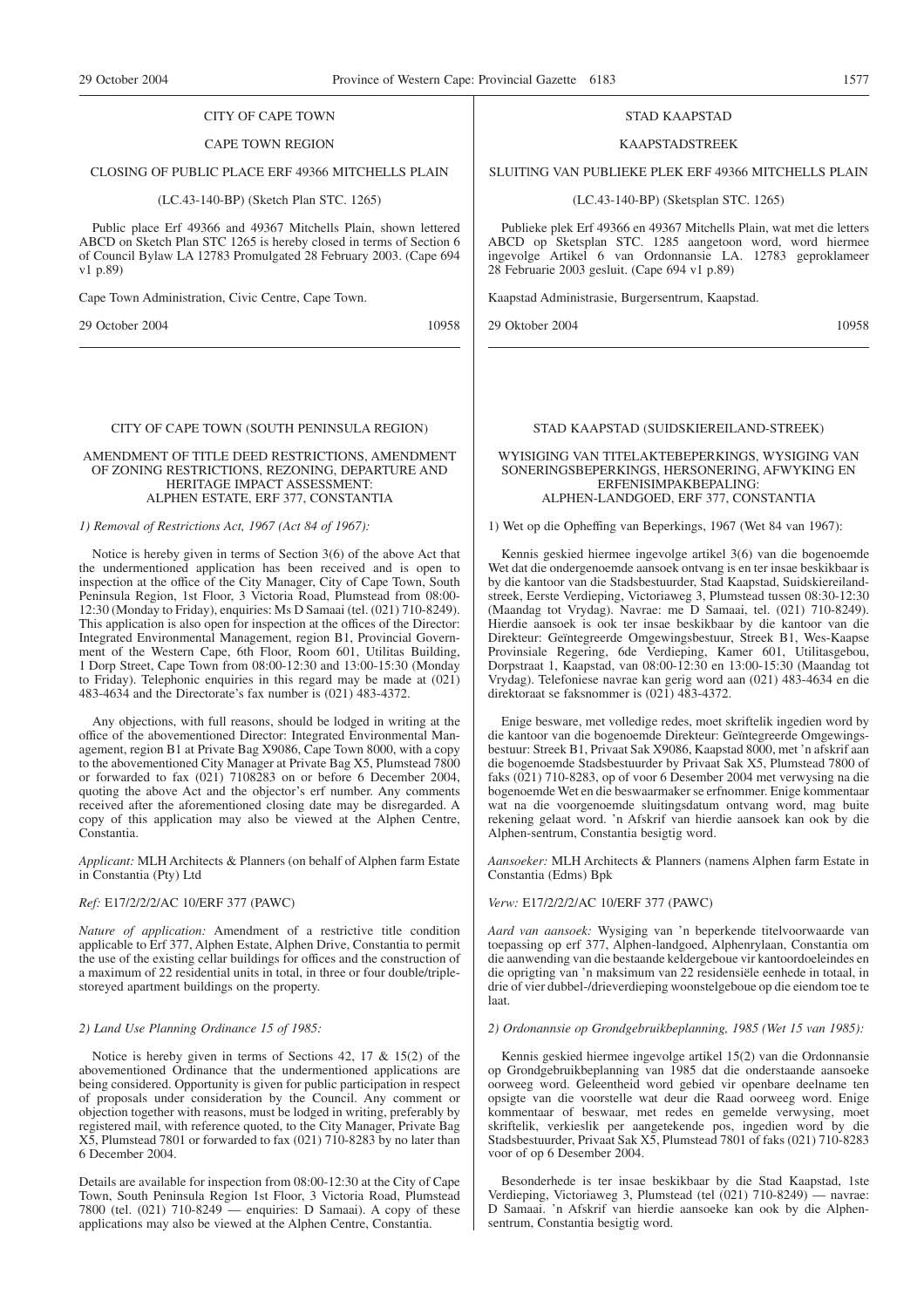CITY OF CAPE TOWN

CAPE TOWN REGION

CLOSING OF PUBLIC PLACE ERF 49366 MITCHELLS PLAIN

(LC.43-140-BP) (Sketch Plan STC. 1265)

Public place Erf 49366 and 49367 Mitchells Plain, shown lettered ABCD on Sketch Plan STC 1265 is hereby closed in terms of Section 6 of Council Bylaw LA 12783 Promulgated 28 February 2003. (Cape 694 v1 p.89)

Cape Town Administration, Civic Centre, Cape Town.

29 October 2004 10958

STAD KAAPSTAD

KAAPSTADSTREEK

SLUITING VAN PUBLIEKE PLEK ERF 49366 MITCHELLS PLAIN

(LC.43-140-BP) (Sketsplan STC. 1265)

Publieke plek Erf 49366 en 49367 Mitchells Plain, wat met die letters ABCD op Sketsplan STC. 1285 aangetoon word, word hiermee ingevolge Artikel 6 van Ordonnansie LA. 12783 geproklameer 28 Februarie 2003 gesluit. (Cape 694 v1 p.89)

Kaapstad Administrasie, Burgersentrum, Kaapstad.

29 Oktober 2004 10958

CITY OF CAPE TOWN (SOUTH PENINSULA REGION)

AMENDMENT OF TITLE DEED RESTRICTIONS, AMENDMENT OF ZONING RESTRICTIONS, REZONING, DEPARTURE AND HERITAGE IMPACT ASSESSMENT: ALPHEN ESTATE, ERF 377, CONSTANTIA

*1) Removal of Restrictions Act, 1967 (Act 84 of 1967):*

Notice is hereby given in terms of Section 3(6) of the above Act that the undermentioned application has been received and is open to inspection at the office of the City Manager, City of Cape Town, South Peninsula Region, 1st Floor, 3 Victoria Road, Plumstead from 08:00-12:30 (Monday to Friday), enquiries: Ms D Samaai (tel. (021) 710-8249). This application is also open for inspection at the offices of the Director: Integrated Environmental Management, region B1, Provincial Government of the Western Cape, 6th Floor, Room 601, Utilitas Building, 1 Dorp Street, Cape Town from 08:00-12:30 and 13:00-15:30 (Monday to Friday). Telephonic enquiries in this regard may be made at (021) 483-4634 and the Directorate's fax number is (021) 483-4372.

Any objections, with full reasons, should be lodged in writing at the office of the abovementioned Director: Integrated Environmental Management, region B1 at Private Bag X9086, Cape Town 8000, with a copy to the abovementioned City Manager at Private Bag X5, Plumstead 7800 or forwarded to fax (021) 7108283 on or before 6 December 2004, quoting the above Act and the objector's erf number. Any comments received after the aforementioned closing date may be disregarded. A copy of this application may also be viewed at the Alphen Centre, Constantia.

*Applicant:* MLH Architects & Planners (on behalf of Alphen farm Estate in Constantia (Pty) Ltd

*Ref:* E17/2/2/2/AC 10/ERF 377 (PAWC)

*Nature of application:* Amendment of a restrictive title condition applicable to Erf 377, Alphen Estate, Alphen Drive, Constantia to permit the use of the existing cellar buildings for offices and the construction of a maximum of 22 residential units in total, in three or four double/triple-storeyed apartment buildings on the property.

*2) Land Use Planning Ordinance 15 of 1985:*

Notice is hereby given in terms of Sections 42, 17 & 15(2) of the abovementioned Ordinance that the undermentioned applications are being considered. Opportunity is given for public participation in respect of proposals under consideration by the Council. Any comment or objection together with reasons, must be lodged in writing, preferably by registered mail, with reference quoted, to the City Manager, Private Bag X5, Plumstead 7801 or forwarded to fax (021) 710-8283 by no later than 6 December 2004.

Details are available for inspection from 08:00-12:30 at the City of Cape Town, South Peninsula Region 1st Floor, 3 Victoria Road, Plumstead 7800 (tel. (021) 710-8249 — enquiries: D Samaai). A copy of these applications may also be viewed at the Alphen Centre, Constantia.

STAD KAAPSTAD (SUIDSKIEREILAND-STREEK)

WYISIGING VAN TITELAKTEBEPERKINGS, WYSIGING VAN SONERINGSBEPERKINGS, HERSONERING, AFWYKING EN ERFENISIMPAKBEPALING: ALPHEN-LANDGOED, ERF 377, CONSTANTIA

1) Wet op die Opheffing van Beperkings, 1967 (Wet 84 van 1967):

Kennis geskied hiermee ingevolge artikel 3(6) van die bogenoemde Wet dat die ondergenoemde aansoek ontvang is en ter insae beskikbaar is by die kantoor van die Stadsbestuurder, Stad Kaapstad, Suidskiereilandstreek, Eerste Verdieping, Victoriaweg 3, Plumstead tussen 08:30-12:30 (Maandag tot Vrydag). Navrae: me D Samaai, tel. (021) 710-8249). Hierdie aansoek is ook ter insae beskikbaar by die kantoor van die Direkteur: Geïntegreerde Omgewingsbestuur, Streek B1, Wes-Kaapse Provinsiale Regering, 6de Verdieping, Kamer 601, Utilitasgebou, Dorpstraat 1, Kaapstad, van 08:00-12:30 en 13:00-15:30 (Maandag tot Vrydag). Telefoniese navrae kan gerig word aan (021) 483-4634 en die direktoraat se faksnommer is (021) 483-4372.

Enige besware, met volledige redes, moet skriftelik ingedien word by die kantoor van die bogenoemde Direkteur: Geïntegreerde Omgewingsbestuur: Streek B1, Privaat Sak X9086, Kaapstad 8000, met 'n afskrif aan die bogenoemde Stadsbestuurder by Privaat Sak X5, Plumstead 7800 of faks (021) 710-8283, op of voor 6 Desember 2004 met verwysing na die bogenoemde Wet en die beswaarmaker se erfnommer. Enige kommentaar wat na die voorgenoemde sluitingsdatum ontvang word, mag buite rekening gelaat word. 'n Afskrif van hierdie aansoek kan ook by die Alphen-sentrum, Constantia besigtig word.

*Aansoeker:* MLH Architects & Planners (namens Alphen farm Estate in Constantia (Edms) Bpk

*Verw:* E17/2/2/2/AC 10/ERF 377 (PAWC)

*Aard van aansoek:* Wysiging van 'n beperkende titelvoorwaarde van toepassing op erf 377, Alphen-landgoed, Alphenrylaan, Constantia om die aanwending van die bestaande keldergeboue vir kantoordoeleindes en die oprigting van 'n maksimum van 22 residensiële eenhede in totaal, in drie of vier dubbel-/drieverdieping woonstelgeboue op die eiendom toe te laat.

*2) Ordonannsie op Grondgebruikbeplanning, 1985 (Wet 15 van 1985):*

Kennis geskied hiermee ingevolge artikel 15(2) van die Ordonnansie op Grondgebruikbeplanning van 1985 dat die onderstaande aansoeke oorweeg word. Geleentheid word gebied vir openbare deelname ten opsigte van die voorstelle wat deur die Raad oorweeg word. Enige kommentaar of beswaar, met redes en gemelde verwysing, moet skriftelik, verkieslik per aangetekende pos, ingedien word by die Stadsbestuurder, Privaat Sak X5, Plumstead 7801 of faks (021) 710-8283 voor of op 6 Desember 2004.

Besonderhede is ter insae beskikbaar by die Stad Kaapstad, 1ste Verdieping, Victoriaweg 3, Plumstead (tel (021) 710-8249) — navrae: D Samaai. 'n Afskrif van hierdie aansoeke kan ook by die Alphen-sentrum, Constantia besigtig word.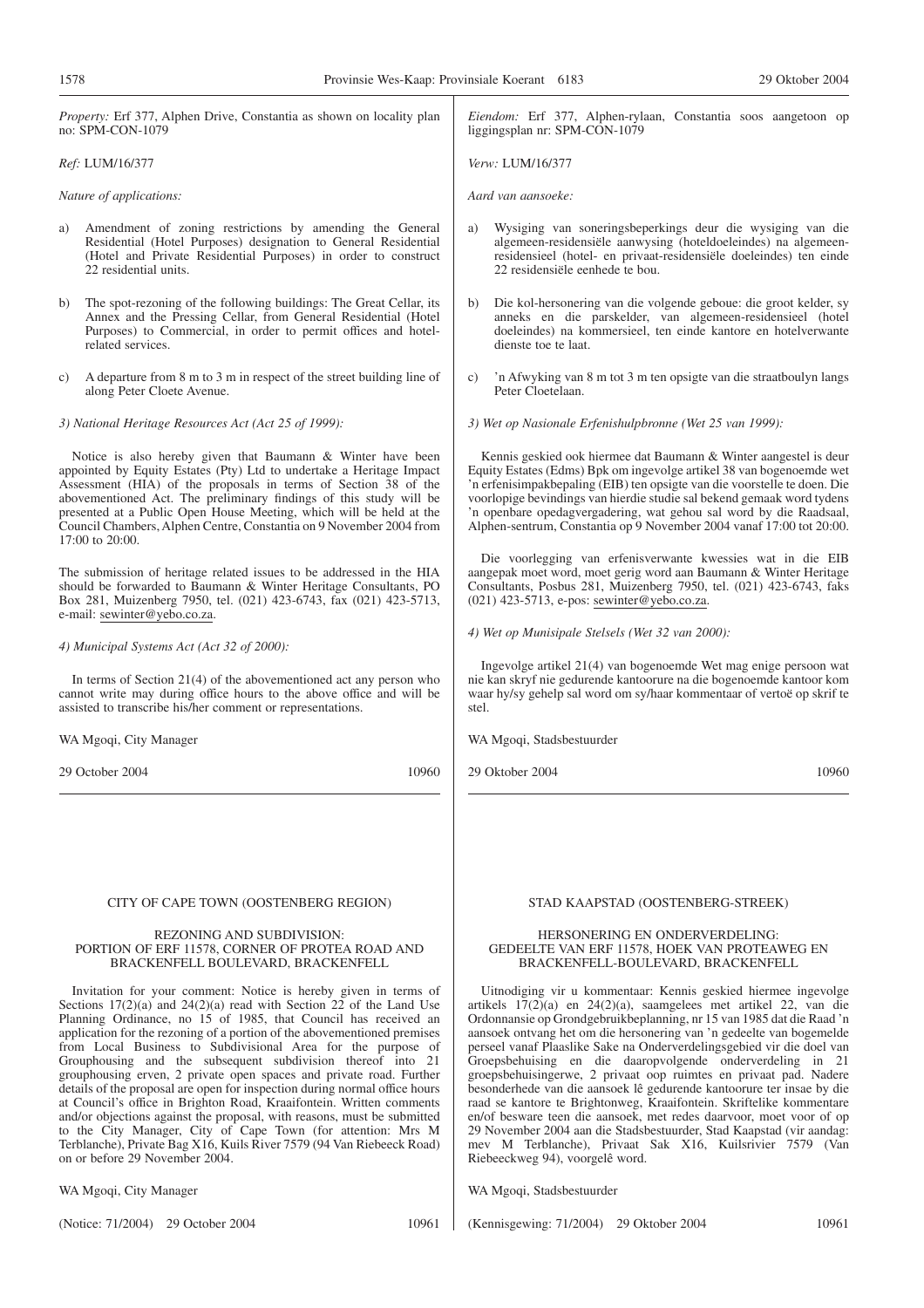*Property:* Erf 377, Alphen Drive, Constantia as shown on locality plan no: SPM-CON-1079

*Ref:* LUM/16/377

*Nature of applications:*

a) Amendment of zoning restrictions by amending the General Residential (Hotel Purposes) designation to General Residential (Hotel and Private Residential Purposes) in order to construct 22 residential units.

b) The spot-rezoning of the following buildings: The Great Cellar, its Annex and the Pressing Cellar, from General Residential (Hotel Purposes) to Commercial, in order to permit offices and hotel-related services.

c) A departure from 8 m to 3 m in respect of the street building line of along Peter Cloete Avenue.

*3) National Heritage Resources Act (Act 25 of 1999):*

Notice is also hereby given that Baumann & Winter have been appointed by Equity Estates (Pty) Ltd to undertake a Heritage Impact Assessment (HIA) of the proposals in terms of Section 38 of the abovementioned Act. The preliminary findings of this study will be presented at a Public Open House Meeting, which will be held at the Council Chambers, Alphen Centre, Constantia on 9 November 2004 from 17:00 to 20:00.

The submission of heritage related issues to be addressed in the HIA should be forwarded to Baumann & Winter Heritage Consultants, PO Box 281, Muizenberg 7950, tel. (021) 423-6743, fax (021) 423-5713, e-mail: sewinter@yebo.co.za.

*4) Municipal Systems Act (Act 32 of 2000):*

In terms of Section 21(4) of the abovementioned act any person who cannot write may during office hours to the above office and will be assisted to transcribe his/her comment or representations.

WA Mgoqi, City Manager

29 October 2004 10960

*Eiendom:* Erf 377, Alphen-rylaan, Constantia soos aangetoon op liggingsplan nr: SPM-CON-1079

*Verw:* LUM/16/377

*Aard van aansoeke:*

a) Wysiging van soneringsbeperkings deur die wysiging van die algemeen-residensiële aanwysing (hoteldoeleindes) na algemeen-residensieel (hotel- en privaat-residensiële doeleindes) ten einde 22 residensiële eenhede te bou.

b) Die kol-hersonering van die volgende geboue: die groot kelder, sy anneks en die parskelder, van algemeen-residensieel (hotel doeleindes) na kommersieel, ten einde kantore en hotelverwante dienste toe te laat.

c) 'n Afwyking van 8 m tot 3 m ten opsigte van die straatboulyn langs Peter Cloetelaan.

*3) Wet op Nasionale Erfenishulpbronne (Wet 25 van 1999):*

Kennis geskied ook hiermee dat Baumann & Winter aangestel is deur Equity Estates (Edms) Bpk om ingevolge artikel 38 van bogenoemde wet 'n erfenisimpakbepaling (EIB) ten opsigte van die voorstelle te doen. Die voorlopige bevindings van hierdie studie sal bekend gemaak word tydens 'n openbare opedagvergadering, wat gehou sal word by die Raadsaal, Alphen-sentrum, Constantia op 9 November 2004 vanaf 17:00 tot 20:00.

Die voorlegging van erfenisverwante kwessies wat in die EIB aangepak moet word, moet gerig word aan Baumann & Winter Heritage Consultants, Posbus 281, Muizenberg 7950, tel. (021) 423-6743, faks (021) 423-5713, e-pos: sewinter@yebo.co.za.

*4) Wet op Munisipale Stelsels (Wet 32 van 2000):*

Ingevolge artikel 21(4) van bogenoemde Wet mag enige persoon wat nie kan skryf nie gedurende kantoorure na die bogenoemde kantoor kom waar hy/sy gehelp sal word om sy/haar kommentaar of vertoë op skrif te stel.

WA Mgoqi, Stadsbestuurder

29 Oktober 2004 10960

---

CITY OF CAPE TOWN (OOSTENBERG REGION)

REZONING AND SUBDIVISION:
PORTION OF ERF 11578, CORNER OF PROTEA ROAD AND BRACKENFELL BOULEVARD, BRACKENFELL

Invitation for your comment: Notice is hereby given in terms of Sections 17(2)(a) and 24(2)(a) read with Section 22 of the Land Use Planning Ordinance, no 15 of 1985, that Council has received an application for the rezoning of a portion of the abovementioned premises from Local Business to Subdivisional Area for the purpose of Grouphousing and the subsequent subdivision thereof into 21 grouphousing erven, 2 private open spaces and private road. Further details of the proposal are open for inspection during normal office hours at Council's office in Brighton Road, Kraaifontein. Written comments and/or objections against the proposal, with reasons, must be submitted to the City Manager, City of Cape Town (for attention: Mrs M Terblanche), Private Bag X16, Kuils River 7579 (94 Van Riebeeck Road) on or before 29 November 2004.

WA Mgoqi, City Manager

(Notice: 71/2004) 29 October 2004 10961

STAD KAAPSTAD (OOSTENBERG-STREEK)

HERSONERING EN ONDERVERDELING:
GEDEELTE VAN ERF 11578, HOEK VAN PROTEAWEG EN BRACKENFELL-BOULEVARD, BRACKENFELL

Uitnodiging vir u kommentaar: Kennis geskied hiermee ingevolge artikels 17(2)(a) en 24(2)(a), saamgelees met artikel 22, van die Ordonnansie op Grondgebruikbeplanning, nr 15 van 1985 dat die Raad 'n aansoek ontvang het om die hersonering van 'n gedeelte van bogemelde perseel vanaf Plaaslike Sake na Onderverdelingsgebied vir die doel van Groepsbehuising en die daaropvolgende onderverdeling in 21 groepsbehuisingerwe, 2 privaat oop ruimtes en privaat pad. Nadere besonderhede van die aansoek lê gedurende kantoorure ter insae by die raad se kantore te Brightonweg, Kraaifontein. Skriftelike kommentare en/of besware teen die aansoek, met redes daarvoor, moet voor of op 29 November 2004 aan die Stadsbestuurder, Stad Kaapstad (vir aandag: mev M Terblanche), Privaat Sak X16, Kuilsrivier 7579 (Van Riebeeckweg 94), voorgelê word.

WA Mgoqi, Stadsbestuurder

(Kennisgewing: 71/2004) 29 Oktober 2004 10961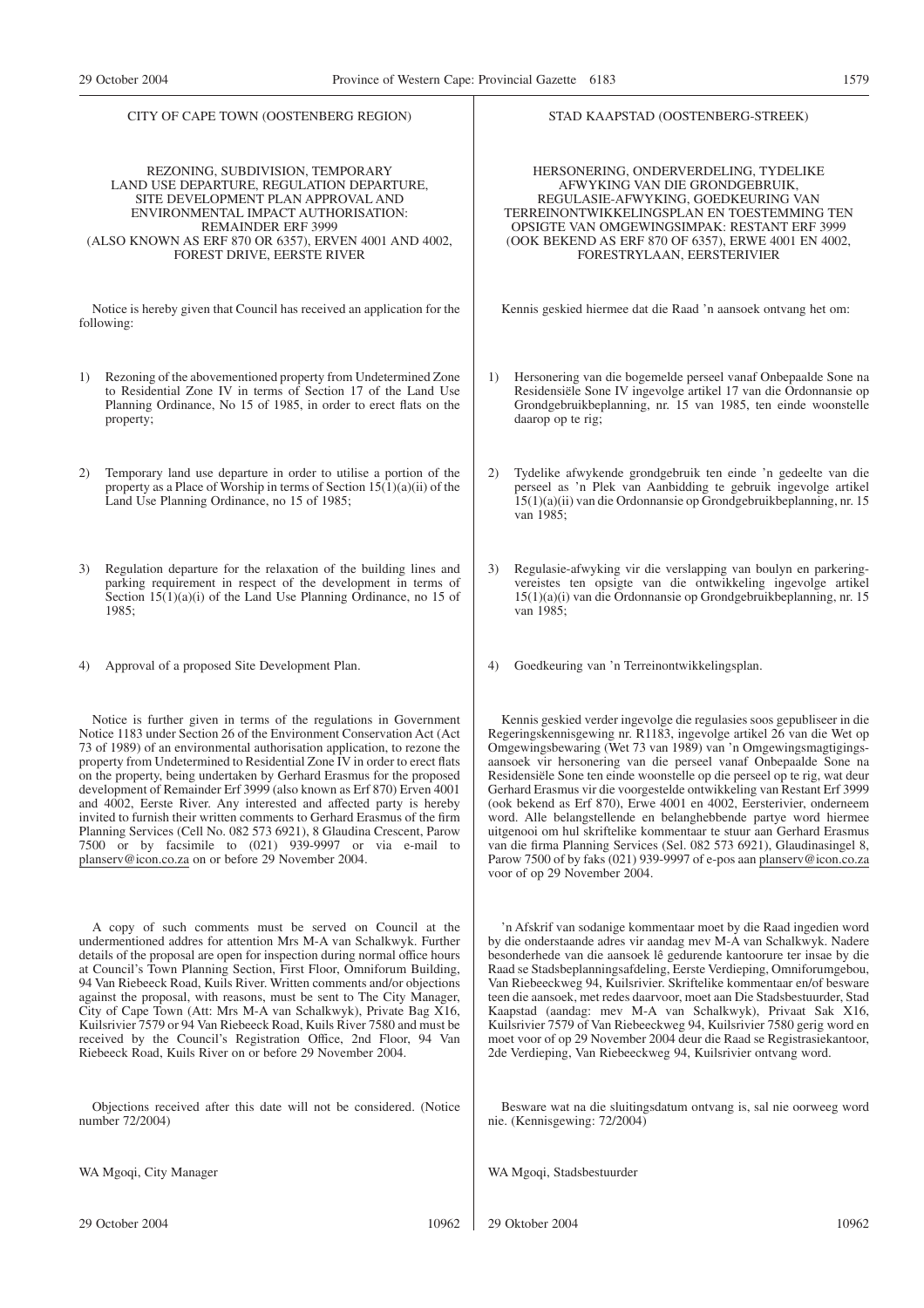CITY OF CAPE TOWN (OOSTENBERG REGION)

REZONING, SUBDIVISION, TEMPORARY LAND USE DEPARTURE, REGULATION DEPARTURE, SITE DEVELOPMENT PLAN APPROVAL AND ENVIRONMENTAL IMPACT AUTHORISATION: REMAINDER ERF 3999 (ALSO KNOWN AS ERF 870 OR 6357), ERVEN 4001 AND 4002, FOREST DRIVE, EERSTE RIVER

Notice is hereby given that Council has received an application for the following:

1) Rezoning of the abovementioned property from Undetermined Zone to Residential Zone IV in terms of Section 17 of the Land Use Planning Ordinance, No 15 of 1985, in order to erect flats on the property;

2) Temporary land use departure in order to utilise a portion of the property as a Place of Worship in terms of Section 15(1)(a)(ii) of the Land Use Planning Ordinance, no 15 of 1985;

3) Regulation departure for the relaxation of the building lines and parking requirement in respect of the development in terms of Section 15(1)(a)(i) of the Land Use Planning Ordinance, no 15 of 1985;

4) Approval of a proposed Site Development Plan.

Notice is further given in terms of the regulations in Government Notice 1183 under Section 26 of the Environment Conservation Act (Act 73 of 1989) of an environmental authorisation application, to rezone the property from Undetermined to Residential Zone IV in order to erect flats on the property, being undertaken by Gerhard Erasmus for the proposed development of Remainder Erf 3999 (also known as Erf 870) Erven 4001 and 4002, Eerste River. Any interested and affected party is hereby invited to furnish their written comments to Gerhard Erasmus of the firm Planning Services (Cell No. 082 573 6921), 8 Glaudina Crescent, Parow 7500 or by facsimile to (021) 939-9997 or via e-mail to planserv@icon.co.za on or before 29 November 2004.

A copy of such comments must be served on Council at the undermentioned addres for attention Mrs M-A van Schalkwyk. Further details of the proposal are open for inspection during normal office hours at Council's Town Planning Section, First Floor, Omniforum Building, 94 Van Riebeeck Road, Kuils River. Written comments and/or objections against the proposal, with reasons, must be sent to The City Manager, City of Cape Town (Att: Mrs M-A van Schalkwyk), Private Bag X16, Kuilsrivier 7579 or 94 Van Riebeeck Road, Kuils River 7580 and must be received by the Council's Registration Office, 2nd Floor, 94 Van Riebeeck Road, Kuils River on or before 29 November 2004.

Objections received after this date will not be considered. (Notice number 72/2004)

WA Mgoqi, City Manager

29 October 2004 10962

STAD KAAPSTAD (OOSTENBERG-STREEK)

HERSONERING, ONDERVERDELING, TYDELIKE AFWYKING VAN DIE GRONDGEBRUIK, REGULASIE-AFWYKING, GOEDKEURING VAN TERREINONTWIKKELINGSPLAN EN TOESTEMMING TEN OPSIGTE VAN OMGEWINGSIMPAK: RESTANT ERF 3999 (OOK BEKEND AS ERF 870 OF 6357), ERWE 4001 EN 4002, FORESTRYLAAN, EERSTERIVIER

Kennis geskied hiermee dat die Raad 'n aansoek ontvang het om:

1) Hersonering van die bogemelde perseel vanaf Onbepaalde Sone na Residensiële Sone IV ingevolge artikel 17 van die Ordonnansie op Grondgebruikbeplanning, nr. 15 van 1985, ten einde woonstelle daarop op te rig;

2) Tydelike afwykende grondgebruik ten einde 'n gedeelte van die perseel as 'n Plek van Aanbidding te gebruik ingevolge artikel 15(1)(a)(ii) van die Ordonnansie op Grondgebruikbeplanning, nr. 15 van 1985;

3) Regulasie-afwyking vir die verslapping van boulyn en parkeringvereistes ten opsigte van die ontwikkeling ingevolge artikel 15(1)(a)(i) van die Ordonnansie op Grondgebruikbeplanning, nr. 15 van 1985;

4) Goedkeuring van 'n Terreinontwikkelingsplan.

Kennis geskied verder ingevolge die regulasies soos gepubliseer in die Regeringskennisgewing nr. R1183, ingevolge artikel 26 van die Wet op Omgewingsbewaring (Wet 73 van 1989) van 'n Omgewingsmagtigingsaansoek vir hersonering van die perseel vanaf Onbepaalde Sone na Residensiële Sone ten einde woonstelle op die perseel op te rig, wat deur Gerhard Erasmus vir die voorgestelde ontwikkeling van Restant Erf 3999 (ook bekend as Erf 870), Erwe 4001 en 4002, Eersterivier, onderneem word. Alle belangstellende en belanghebbende partye word hiermee uitgenooi om hul skriftelike kommentaar te stuur aan Gerhard Erasmus van die firma Planning Services (Sel. 082 573 6921), Glaudinasingel 8, Parow 7500 of by faks (021) 939-9997 of e-pos aan planserv@icon.co.za voor of op 29 November 2004.

'n Afskrif van sodanige kommentaar moet by die Raad ingedien word by die onderstaande adres vir aandag mev M-A van Schalkwyk. Nadere besonderhede van die aansoek lê gedurende kantoorure ter insae by die Raad se Stadsbeplanningsafdeling, Eerste Verdieping, Omniforumgebou, Van Riebeeckweg 94, Kuilsrivier. Skriftelike kommentaar en/of besware teen die aansoek, met redes daarvoor, moet aan Die Stadsbestuurder, Stad Kaapstad (aandag: mev M-A van Schalkwyk), Privaat Sak X16, Kuilsrivier 7579 of Van Riebeeckweg 94, Kuilsrivier 7580 gerig word en moet voor of op 29 November 2004 deur die Raad se Registrasiekantoor, 2de Verdieping, Van Riebeeckweg 94, Kuilsrivier ontvang word.

Besware wat na die sluitingsdatum ontvang is, sal nie oorweeg word nie. (Kennisgewing: 72/2004)

WA Mgoqi, Stadsbestuurder

29 Oktober 2004 10962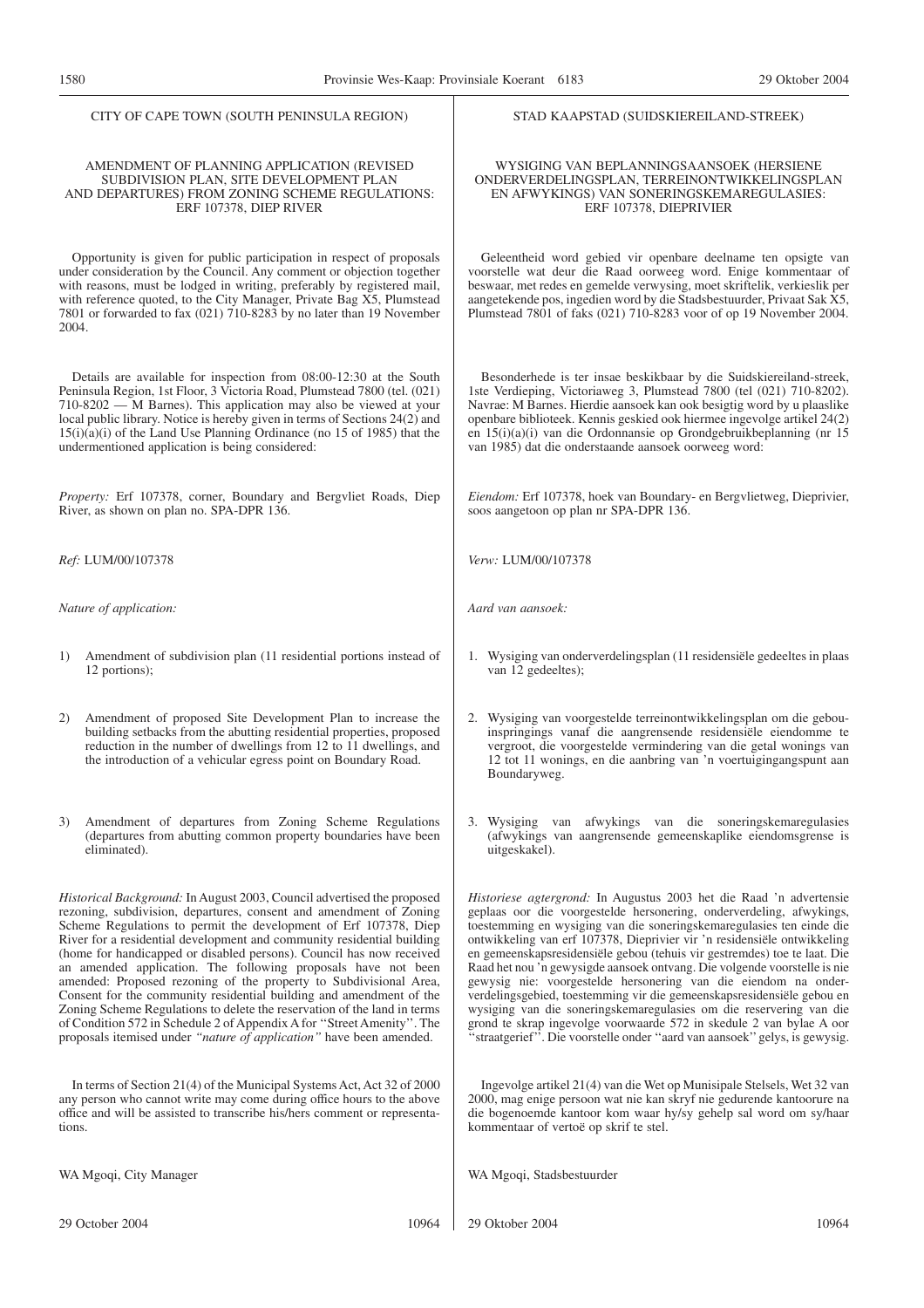CITY OF CAPE TOWN (SOUTH PENINSULA REGION)

AMENDMENT OF PLANNING APPLICATION (REVISED SUBDIVISION PLAN, SITE DEVELOPMENT PLAN AND DEPARTURES) FROM ZONING SCHEME REGULATIONS: ERF 107378, DIEP RIVER

Opportunity is given for public participation in respect of proposals under consideration by the Council. Any comment or objection together with reasons, must be lodged in writing, preferably by registered mail, with reference quoted, to the City Manager, Private Bag X5, Plumstead 7801 or forwarded to fax (021) 710-8283 by no later than 19 November 2004.

Details are available for inspection from 08:00-12:30 at the South Peninsula Region, 1st Floor, 3 Victoria Road, Plumstead 7800 (tel. (021) 710-8202 — M Barnes). This application may also be viewed at your local public library. Notice is hereby given in terms of Sections 24(2) and 15(i)(a)(i) of the Land Use Planning Ordinance (no 15 of 1985) that the undermentioned application is being considered:

*Property:* Erf 107378, corner, Boundary and Bergvliet Roads, Diep River, as shown on plan no. SPA-DPR 136.

*Ref:* LUM/00/107378

*Nature of application:*

1) Amendment of subdivision plan (11 residential portions instead of 12 portions);

2) Amendment of proposed Site Development Plan to increase the building setbacks from the abutting residential properties, proposed reduction in the number of dwellings from 12 to 11 dwellings, and the introduction of a vehicular egress point on Boundary Road.

3) Amendment of departures from Zoning Scheme Regulations (departures from abutting common property boundaries have been eliminated).

*Historical Background:* In August 2003, Council advertised the proposed rezoning, subdivision, departures, consent and amendment of Zoning Scheme Regulations to permit the development of Erf 107378, Diep River for a residential development and community residential building (home for handicapped or disabled persons). Council has now received an amended application. The following proposals have not been amended: Proposed rezoning of the property to Subdivisional Area, Consent for the community residential building and amendment of the Zoning Scheme Regulations to delete the reservation of the land in terms of Condition 572 in Schedule 2 of Appendix A for ''Street Amenity''. The proposals itemised under *''nature of application''* have been amended.

In terms of Section 21(4) of the Municipal Systems Act, Act 32 of 2000 any person who cannot write may come during office hours to the above office and will be assisted to transcribe his/hers comment or representations.

WA Mgoqi, City Manager

29 October 2004 10964

STAD KAAPSTAD (SUIDSKIEREILAND-STREEK)

WYSIGING VAN BEPLANNINGSAANSOEK (HERSIENE ONDERVERDELINGSPLAN, TERREINONTWIKKELINGSPLAN EN AFWYKINGS) VAN SONERINGSKEMAREGULASIES: ERF 107378, DIEPRIVIER

Geleentheid word gebied vir openbare deelname ten opsigte van voorstelle wat deur die Raad oorweeg word. Enige kommentaar of beswaar, met redes en gemelde verwysing, moet skriftelik, verkieslik per aangetekende pos, ingedien word by die Stadsbestuurder, Privaat Sak X5, Plumstead 7801 of faks (021) 710-8283 voor of op 19 November 2004.

Besonderhede is ter insae beskikbaar by die Suidskiereiland-streek, 1ste Verdieping, Victoriaweg 3, Plumstead 7800 (tel (021) 710-8202). Navrae: M Barnes. Hierdie aansoek kan ook besigtig word by u plaaslike openbare biblioteek. Kennis geskied ook hiermee ingevolge artikel 24(2) en 15(i)(a)(i) van die Ordonnansie op Grondgebruikbeplanning (nr 15 van 1985) dat die onderstaande aansoek oorweeg word:

*Eiendom:* Erf 107378, hoek van Boundary- en Bergvlietweg, Dieprivier, soos aangetoon op plan nr SPA-DPR 136.

*Verw:* LUM/00/107378

*Aard van aansoek:*

1. Wysiging van onderverdelingsplan (11 residensiële gedeeltes in plaas van 12 gedeeltes);

2. Wysiging van voorgestelde terreinontwikkelingsplan om die gebou-inspringings vanaf die aangrensende residensiële eiendomme te vergroot, die voorgestelde vermindering van die getal wonings van 12 tot 11 wonings, en die aanbring van 'n voertuigingangspunt aan Boundaryweg.

3. Wysiging van afwykings van die soneringskemaregulasies (afwykings van aangrensende gemeenskaplike eiendomsgrense is uitgeskakel).

*Historiese agtergrond:* In Augustus 2003 het die Raad 'n advertensie geplaas oor die voorgestelde hersonering, onderverdeling, afwykings, toestemming en wysiging van die soneringskemaregulasies ten einde die ontwikkeling van erf 107378, Dieprivier vir 'n residensiële ontwikkeling en gemeenskapsresidensiële gebou (tehuis vir gestremdes) toe te laat. Die Raad het nou 'n gewysigde aansoek ontvang. Die volgende voorstelle is nie gewysig nie: voorgestelde hersonering van die eiendom na onderverdelingsgebied, toestemming vir die gemeenskapsresidensiële gebou en wysiging van die soneringskemaregulasies om die reservering van die grond te skrap ingevolge voorwaarde 572 in skedule 2 van bylae A oor ''straatgerief''. Die voorstelle onder ''aard van aansoek'' gelys, is gewysig.

Ingevolge artikel 21(4) van die Wet op Munisipale Stelsels, Wet 32 van 2000, mag enige persoon wat nie kan skryf nie gedurende kantoorure na die bogenoemde kantoor kom waar hy/sy gehelp sal word om sy/haar kommentaar of vertoë op skrif te stel.

WA Mgoqi, Stadsbestuurder

29 Oktober 2004 10964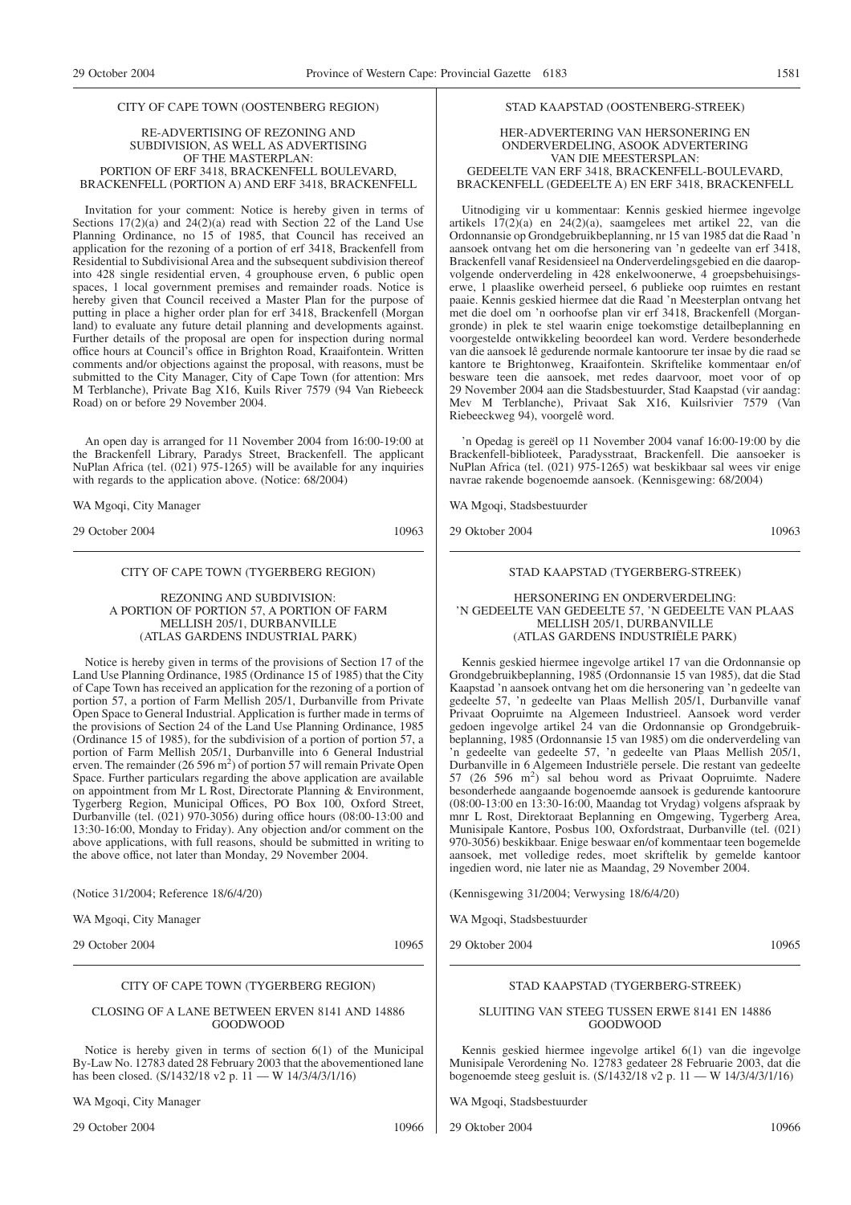CITY OF CAPE TOWN (OOSTENBERG REGION)

RE-ADVERTISING OF REZONING AND SUBDIVISION, AS WELL AS ADVERTISING OF THE MASTERPLAN: PORTION OF ERF 3418, BRACKENFELL BOULEVARD, BRACKENFELL (PORTION A) AND ERF 3418, BRACKENFELL

Invitation for your comment: Notice is hereby given in terms of Sections 17(2)(a) and 24(2)(a) read with Section 22 of the Land Use Planning Ordinance, no 15 of 1985, that Council has received an application for the rezoning of a portion of erf 3418, Brackenfell from Residential to Subdivisional Area and the subsequent subdivision thereof into 428 single residential erven, 4 grouphouse erven, 6 public open spaces, 1 local government premises and remainder roads. Notice is hereby given that Council received a Master Plan for the purpose of putting in place a higher order plan for erf 3418, Brackenfell (Morgan land) to evaluate any future detail planning and developments against. Further details of the proposal are open for inspection during normal office hours at Council's office in Brighton Road, Kraaifontein. Written comments and/or objections against the proposal, with reasons, must be submitted to the City Manager, City of Cape Town (for attention: Mrs M Terblanche), Private Bag X16, Kuils River 7579 (94 Van Riebeeck Road) on or before 29 November 2004.

An open day is arranged for 11 November 2004 from 16:00-19:00 at the Brackenfell Library, Paradys Street, Brackenfell. The applicant NuPlan Africa (tel. (021) 975-1265) will be available for any inquiries with regards to the application above. (Notice: 68/2004)

WA Mgoqi, City Manager

29 October 2004 10963

---

STAD KAAPSTAD (OOSTENBERG-STREEK)

HER-ADVERTERING VAN HERSONERING EN ONDERVERDELING, ASOOK ADVERTERING VAN DIE MEESTERSPLAN: GEDEELTE VAN ERF 3418, BRACKENFELL-BOULEVARD, BRACKENFELL (GEDEELTE A) EN ERF 3418, BRACKENFELL

Uitnodiging vir u kommentaar: Kennis geskied hiermee ingevolge artikels 17(2)(a) en 24(2)(a), saamgelees met artikel 22, van die Ordonnansie op Grondgebruikbeplanning, nr 15 van 1985 dat die Raad 'n aansoek ontvang het om die hersonering van 'n gedeelte van erf 3418, Brackenfell vanaf Residensieel na Onderverdelingsgebied en die daaropvolgende onderverdeling in 428 enkelwoonerwe, 4 groepsbehuisingserwe, 1 plaaslike owerheid perseel, 6 publieke oop ruimtes en restant paaie. Kennis geskied hiermee dat die Raad 'n Meesterplan ontvang het met die doel om 'n oorhoofse plan vir erf 3418, Brackenfell (Morgangronde) in plek te stel waarin enige toekomstige detailbeplanning en voorgestelde ontwikkeling beoordeel kan word. Verdere besonderhede van die aansoek lê gedurende normale kantoorure ter insae by die raad se kantore te Brightonweg, Kraaifontein. Skriftelike kommentaar en/of besware teen die aansoek, met redes daarvoor, moet voor of op 29 November 2004 aan die Stadsbestuurder, Stad Kaapstad (vir aandag: Mev M Terblanche), Privaat Sak X16, Kuilsrivier 7579 (Van Riebeeckweg 94), voorgelê word.

'n Opedag is gereël op 11 November 2004 vanaf 16:00-19:00 by die Brackenfell-biblioteek, Paradysstraat, Brackenfell. Die aansoeker is NuPlan Africa (tel. (021) 975-1265) wat beskikbaar sal wees vir enige navrae rakende bogenoemde aansoek. (Kennisgewing: 68/2004)

WA Mgoqi, Stadsbestuurder

29 Oktober 2004 10963

---

CITY OF CAPE TOWN (TYGERBERG REGION)

REZONING AND SUBDIVISION: A PORTION OF PORTION 57, A PORTION OF FARM MELLISH 205/1, DURBANVILLE (ATLAS GARDENS INDUSTRIAL PARK)

Notice is hereby given in terms of the provisions of Section 17 of the Land Use Planning Ordinance, 1985 (Ordinance 15 of 1985) that the City of Cape Town has received an application for the rezoning of a portion of portion 57, a portion of Farm Mellish 205/1, Durbanville from Private Open Space to General Industrial. Application is further made in terms of the provisions of Section 24 of the Land Use Planning Ordinance, 1985 (Ordinance 15 of 1985), for the subdivision of a portion of portion 57, a portion of Farm Mellish 205/1, Durbanville into 6 General Industrial erven. The remainder (26 596 $m^2$) of portion 57 will remain Private Open Space. Further particulars regarding the above application are available on appointment from Mr L Rost, Directorate Planning & Environment, Tygerberg Region, Municipal Offices, PO Box 100, Oxford Street, Durbanville (tel. (021) 970-3056) during office hours (08:00-13:00 and 13:30-16:00, Monday to Friday). Any objection and/or comment on the above applications, with full reasons, should be submitted in writing to the above office, not later than Monday, 29 November 2004.

(Notice 31/2004; Reference 18/6/4/20)

WA Mgoqi, City Manager

29 October 2004 10965

---

STAD KAAPSTAD (TYGERBERG-STREEK)

HERSONERING EN ONDERVERDELING: 'N GEDEELTE VAN GEDEELTE 57, 'N GEDEELTE VAN PLAAS MELLISH 205/1, DURBANVILLE (ATLAS GARDENS INDUSTRIËLE PARK)

Kennis geskied hiermee ingevolge artikel 17 van die Ordonnansie op Grondgebruikbeplanning, 1985 (Ordonnansie 15 van 1985), dat die Stad Kaapstad 'n aansoek ontvang het om die hersonering van 'n gedeelte van gedeelte 57, 'n gedeelte van Plaas Mellish 205/1, Durbanville vanaf Privaat Oopruimte na Algemeen Industrieel. Aansoek word verder gedoen ingevolge artikel 24 van die Ordonnansie op Grondgebruikbeplanning, 1985 (Ordonnansie 15 van 1985) om die onderverdeling van 'n gedeelte van gedeelte 57, 'n gedeelte van Plaas Mellish 205/1, Durbanville in 6 Algemeen Industriële persele. Die restant van gedeelte 57 (26 596 $m^2$) sal behou word as Privaat Oopruimte. Nadere besonderhede aangaande bogenoemde aansoek is gedurende kantoorure (08:00-13:00 en 13:30-16:00, Maandag tot Vrydag) volgens afspraak by mnr L Rost, Direktoraat Beplanning en Omgewing, Tygerberg Area, Munisipale Kantore, Posbus 100, Oxfordstraat, Durbanville (tel. (021) 970-3056) beskikbaar. Enige beswaar en/of kommentaar teen bogemelde aansoek, met volledige redes, moet skriftelik by gemelde kantoor ingedien word, nie later nie as Maandag, 29 November 2004.

(Kennisgewing 31/2004; Verwysing 18/6/4/20)

WA Mgoqi, Stadsbestuurder

29 Oktober 2004 10965

---

CITY OF CAPE TOWN (TYGERBERG REGION)

CLOSING OF A LANE BETWEEN ERVEN 8141 AND 14886 GOODWOOD

Notice is hereby given in terms of section 6(1) of the Municipal By-Law No. 12783 dated 28 February 2003 that the abovementioned lane has been closed. (S/1432/18 v2 p. 11 — W 14/3/4/3/1/16)

WA Mgoqi, City Manager

29 October 2004 10966

---

STAD KAAPSTAD (TYGERBERG-STREEK)

SLUITING VAN STEEG TUSSEN ERWE 8141 EN 14886 GOODWOOD

Kennis geskied hiermee ingevolge artikel 6(1) van die ingevolge Munisipale Verordening No. 12783 gedateer 28 Februarie 2003, dat die bogenoemde steeg gesluit is. (S/1432/18 v2 p. 11 — W 14/3/4/3/1/16)

WA Mgoqi, Stadsbestuurder

29 Oktober 2004 10966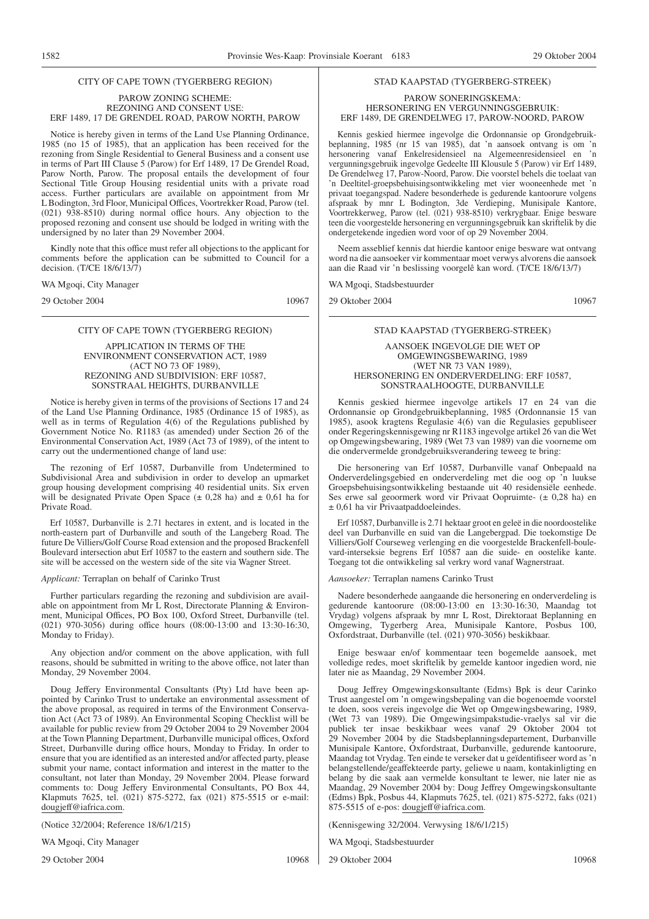## CITY OF CAPE TOWN (TYGERBERG REGION)

### PAROW ZONING SCHEME: REZONING AND CONSENT USE: ERF 1489, 17 DE GRENDEL ROAD, PAROW NORTH, PAROW

Notice is hereby given in terms of the Land Use Planning Ordinance, 1985 (no 15 of 1985), that an application has been received for the rezoning from Single Residential to General Business and a consent use in terms of Part III Clause 5 (Parow) for Erf 1489, 17 De Grendel Road, Parow North, Parow. The proposal entails the development of four Sectional Title Group Housing residential units with a private road access. Further particulars are available on appointment from Mr L Bodington, 3rd Floor, Municipal Offices, Voortrekker Road, Parow (tel. (021) 938-8510) during normal office hours. Any objection to the proposed rezoning and consent use should be lodged in writing with the undersigned by no later than 29 November 2004.

Kindly note that this office must refer all objections to the applicant for comments before the application can be submitted to Council for a decision. (T/CE 18/6/13/7)

WA Mgoqi, City Manager

29 October 2004 10967

---

## CITY OF CAPE TOWN (TYGERBERG REGION)

### APPLICATION IN TERMS OF THE ENVIRONMENT CONSERVATION ACT, 1989 (ACT NO 73 OF 1989), REZONING AND SUBDIVISION: ERF 10587, SONSTRAAL HEIGHTS, DURBANVILLE

Notice is hereby given in terms of the provisions of Sections 17 and 24 of the Land Use Planning Ordinance, 1985 (Ordinance 15 of 1985), as well as in terms of Regulation 4(6) of the Regulations published by Government Notice No. R1183 (as amended) under Section 26 of the Environmental Conservation Act, 1989 (Act 73 of 1989), of the intent to carry out the undermentioned change of land use:

The rezoning of Erf 10587, Durbanville from Undetermined to Subdivisional Area and subdivision in order to develop an upmarket group housing development comprising 40 residential units. Six erven will be designated Private Open Space (± 0,28 ha) and ± 0,61 ha for Private Road.

Erf 10587, Durbanville is 2.71 hectares in extent, and is located in the north-eastern part of Durbanville and south of the Langeberg Road. The future De Villiers/Golf Course Road extension and the proposed Brackenfell Boulevard intersection abut Erf 10587 to the eastern and southern side. The site will be accessed on the western side of the site via Wagner Street.

*Applicant:* Terraplan on behalf of Carinko Trust

Further particulars regarding the rezoning and subdivision are available on appointment from Mr L Rost, Directorate Planning & Environment, Municipal Offices, PO Box 100, Oxford Street, Durbanville (tel. (021) 970-3056) during office hours (08:00-13:00 and 13:30-16:30, Monday to Friday).

Any objection and/or comment on the above application, with full reasons, should be submitted in writing to the above office, not later than Monday, 29 November 2004.

Doug Jeffery Environmental Consultants (Pty) Ltd have been appointed by Carinko Trust to undertake an environmental assessment of the above proposal, as required in terms of the Environment Conservation Act (Act 73 of 1989). An Environmental Scoping Checklist will be available for public review from 29 October 2004 to 29 November 2004 at the Town Planning Department, Durbanville municipal offices, Oxford Street, Durbanville during office hours, Monday to Friday. In order to ensure that you are identified as an interested and/or affected party, please submit your name, contact information and interest in the matter to the consultant, not later than Monday, 29 November 2004. Please forward comments to: Doug Jeffery Environmental Consultants, PO Box 44, Klapmuts 7625, tel. (021) 875-5272, fax (021) 875-5515 or e-mail: dougjeff@iafrica.com.

(Notice 32/2004; Reference 18/6/1/215)

WA Mgoqi, City Manager

29 October 2004 10968

---

## STAD KAAPSTAD (TYGERBERG-STREEK)

### PAROW SONERINGSKEMA: HERSONERING EN VERGUNNINGSGEBRUIK: ERF 1489, DE GRENDELWEG 17, PAROW-NOORD, PAROW

Kennis geskied hiermee ingevolge die Ordonnansie op Grondgebruikbeplanning, 1985 (nr 15 van 1985), dat 'n aansoek ontvang is om 'n hersonering vanaf Enkelresidensieel na Algemeenresidensieel en 'n vergunningsgebruik ingevolge Gedeelte III Klousule 5 (Parow) vir Erf 1489, De Grendelweg 17, Parow-Noord, Parow. Die voorstel behels die toelaat van 'n Deeltitel-groepsbehuisingsontwikkeling met vier wooneenhede met 'n privaat toegangspad. Nadere besonderhede is gedurende kantoorure volgens afspraak by mnr L Bodington, 3de Verdieping, Munisipale Kantore, Voortrekkerweg, Parow (tel. (021) 938-8510) verkrygbaar. Enige besware teen die voorgestelde hersonering en vergunningsgebruik kan skriftelik by die ondergetekende ingedien word voor of op 29 November 2004.

Neem asseblief kennis dat hierdie kantoor enige besware wat ontvang word na die aansoeker vir kommentaar moet verwys alvorens die aansoek aan die Raad vir 'n beslissing voorgelê kan word. (T/CE 18/6/13/7)

WA Mgoqi, Stadsbestuurder

29 Oktober 2004 10967

---

## STAD KAAPSTAD (TYGERBERG-STREEK)

### AANSOEK INGEVOLGE DIE WET OP OMGEWINGSBEWARING, 1989 (WET NR 73 VAN 1989), HERSONERING EN ONDERVERDELING: ERF 10587, SONSTRAALHOOGTE, DURBANVILLE

Kennis geskied hiermee ingevolge artikels 17 en 24 van die Ordonnansie op Grondgebruikbeplanning, 1985 (Ordonnansie 15 van 1985), asook kragtens Regulasie 4(6) van die Regulasies gepubliseer onder Regeringskennisgewing nr R1183 ingevolge artikel 26 van die Wet op Omgewingsbewaring, 1989 (Wet 73 van 1989) van die voorneme om die ondervermelde grondgebruiksverandering teweeg te bring:

Die hersonering van Erf 10587, Durbanville vanaf Onbepaald na Onderverdelingsgebied en onderverdeling met die oog op 'n luukse Groepsbehuisingsontwikkeling bestaande uit 40 residensiële eenhede. Ses erwe sal geoormerk word vir Privaat Oopruimte- (± 0,28 ha) en ± 0,61 ha vir Privaatpaddoeleindes.

Erf 10587, Durbanville is 2.71 hektaar groot en geleë in die noordoostelike deel van Durbanville en suid van die Langebergpad. Die toekomstige De Villiers/Golf Courseweg verlenging en die voorgestelde Brackenfell-boulevard-interseksie begrens Erf 10587 aan die suide- en oostelike kante. Toegang tot die ontwikkeling sal verkry word vanaf Wagnerstraat.

*Aansoeker:* Terraplan namens Carinko Trust

Nadere besonderhede aangaande die hersonering en onderverdeling is gedurende kantoorure (08:00-13:00 en 13:30-16:30, Maandag tot Vrydag) volgens afspraak by mnr L Rost, Direktoraat Beplanning en Omgewing, Tygerberg Area, Munisipale Kantore, Posbus 100, Oxfordstraat, Durbanville (tel. (021) 970-3056) beskikbaar.

Enige beswaar en/of kommentaar teen bogemelde aansoek, met volledige redes, moet skriftelik by gemelde kantoor ingedien word, nie later nie as Maandag, 29 November 2004.

Doug Jeffrey Omgewingskonsultante (Edms) Bpk is deur Carinko Trust aangestel om 'n omgewingsbepaling van die bogenoemde voorstel te doen, soos vereis ingevolge die Wet op Omgewingsbewaring, 1989, (Wet 73 van 1989). Die Omgewingsimpakstudie-vraelys sal vir die publiek ter insae beskikbaar wees vanaf 29 Oktober 2004 tot 29 November 2004 by die Stadsbeplanningsdepartement, Durbanville Munisipale Kantore, Oxfordstraat, Durbanville, gedurende kantoorure, Maandag tot Vrydag. Ten einde te verseker dat u geïdentifiseer word as 'n belangstellende/geaffekteerde party, geliewe u naam, kontakinligting en belang by die saak aan vermelde konsultant te lewer, nie later nie as Maandag, 29 November 2004 by: Doug Jeffrey Omgewingskonsultante (Edms) Bpk, Posbus 44, Klapmuts 7625, tel. (021) 875-5272, faks (021) 875-5515 of e-pos: dougjeff@iafrica.com.

(Kennisgewing 32/2004. Verwysing 18/6/1/215)

WA Mgoqi, Stadsbestuurder

29 Oktober 2004 10968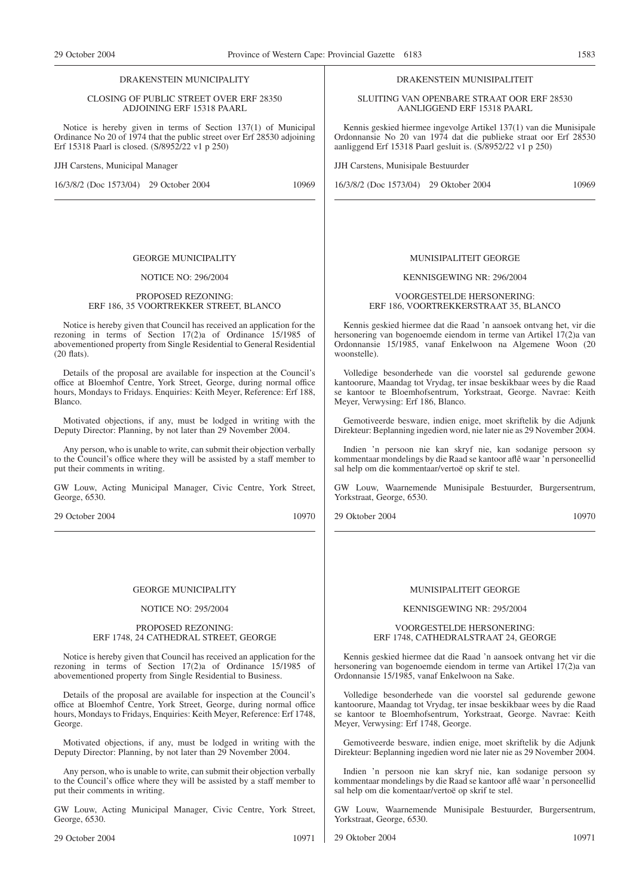DRAKENSTEIN MUNICIPALITY

CLOSING OF PUBLIC STREET OVER ERF 28350 ADJOINING ERF 15318 PAARL

Notice is hereby given in terms of Section 137(1) of Municipal Ordinance No 20 of 1974 that the public street over Erf 28530 adjoining Erf 15318 Paarl is closed. (S/8952/22 v1 p 250)

JJH Carstens, Municipal Manager

16/3/8/2 (Doc 1573/04) 29 October 2004 10969

---

DRAKENSTEIN MUNISIPALITEIT

SLUITING VAN OPENBARE STRAAT OOR ERF 28530 AANLIGGEND ERF 15318 PAARL

Kennis geskied hiermee ingevolge Artikel 137(1) van die Munisipale Ordonnansie No 20 van 1974 dat die publieke straat oor Erf 28530 aanliggend Erf 15318 Paarl gesluit is. (S/8952/22 v1 p 250)

JJH Carstens, Munisipale Bestuurder

16/3/8/2 (Doc 1573/04) 29 Oktober 2004 10969

---

GEORGE MUNICIPALITY

NOTICE NO: 296/2004

PROPOSED REZONING: ERF 186, 35 VOORTREKKER STREET, BLANCO

Notice is hereby given that Council has received an application for the rezoning in terms of Section 17(2)a of Ordinance 15/1985 of abovementioned property from Single Residential to General Residential (20 flats).

Details of the proposal are available for inspection at the Council's office at Bloemhof Centre, York Street, George, during normal office hours, Mondays to Fridays. Enquiries: Keith Meyer, Reference: Erf 188, Blanco.

Motivated objections, if any, must be lodged in writing with the Deputy Director: Planning, by not later than 29 November 2004.

Any person, who is unable to write, can submit their objection verbally to the Council's office where they will be assisted by a staff member to put their comments in writing.

GW Louw, Acting Municipal Manager, Civic Centre, York Street, George, 6530.

29 October 2004 10970

---

MUNISIPALITEIT GEORGE

KENNISGEWING NR: 296/2004

VOORGESTELDE HERSONERING: ERF 186, VOORTREKKERSTRAAT 35, BLANCO

Kennis geskied hiermee dat die Raad 'n aansoek ontvang het, vir die hersonering van bogenoemde eiendom in terme van Artikel 17(2)a van Ordonnansie 15/1985, vanaf Enkelwoon na Algemene Woon (20 woonstelle).

Volledige besonderhede van die voorstel sal gedurende gewone kantoorure, Maandag tot Vrydag, ter insae beskikbaar wees by die Raad se kantoor te Bloemhofsentrum, Yorkstraat, George. Navrae: Keith Meyer, Verwysing: Erf 186, Blanco.

Gemotiveerde besware, indien enige, moet skriftelik by die Adjunk Direkteur: Beplanning ingedien word, nie later nie as 29 November 2004.

Indien 'n persoon nie kan skryf nie, kan sodanige persoon sy kommentaar mondelings by die Raad se kantoor aflê waar 'n personeellid sal help om die kommentaar/vertoë op skrif te stel.

GW Louw, Waarnemende Munisipale Bestuurder, Burgersentrum, Yorkstraat, George, 6530.

29 Oktober 2004 10970

---

GEORGE MUNICIPALITY

NOTICE NO: 295/2004

PROPOSED REZONING: ERF 1748, 24 CATHEDRAL STREET, GEORGE

Notice is hereby given that Council has received an application for the rezoning in terms of Section 17(2)a of Ordinance 15/1985 of abovementioned property from Single Residential to Business.

Details of the proposal are available for inspection at the Council's office at Bloemhof Centre, York Street, George, during normal office hours, Mondays to Fridays, Enquiries: Keith Meyer, Reference: Erf 1748, George.

Motivated objections, if any, must be lodged in writing with the Deputy Director: Planning, by not later than 29 November 2004.

Any person, who is unable to write, can submit their objection verbally to the Council's office where they will be assisted by a staff member to put their comments in writing.

GW Louw, Acting Municipal Manager, Civic Centre, York Street, George, 6530.

29 October 2004 10971

---

MUNISIPALITEIT GEORGE

KENNISGEWING NR: 295/2004

VOORGESTELDE HERSONERING: ERF 1748, CATHEDRALSTRAAT 24, GEORGE

Kennis geskied hiermee dat die Raad 'n aansoek ontvang het vir die hersonering van bogenoemde eiendom in terme van Artikel 17(2)a van Ordonnansie 15/1985, vanaf Enkelwoon na Sake.

Volledige besonderhede van die voorstel sal gedurende gewone kantoorure, Maandag tot Vrydag, ter insae beskikbaar wees by die Raad se kantoor te Bloemhofsentrum, Yorkstraat, George. Navrae: Keith Meyer, Verwysing: Erf 1748, George.

Gemotiveerde besware, indien enige, moet skriftelik by die Adjunk Direkteur: Beplanning ingedien word nie later nie as 29 November 2004.

Indien 'n persoon nie kan skryf nie, kan sodanige persoon sy kommentaar mondelings by die Raad se kantoor aflê waar 'n personeellid sal help om die komentaar/vertoë op skrif te stel.

GW Louw, Waarnemende Munisipale Bestuurder, Burgersentrum, Yorkstraat, George, 6530.

29 Oktober 2004 10971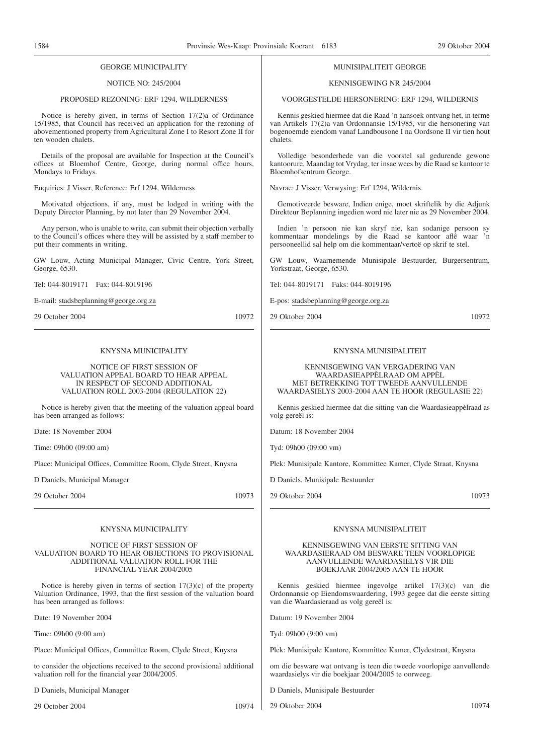GEORGE MUNICIPALITY

NOTICE NO: 245/2004

PROPOSED REZONING: ERF 1294, WILDERNESS

Notice is hereby given, in terms of Section 17(2)a of Ordinance 15/1985, that Council has received an application for the rezoning of abovementioned property from Agricultural Zone I to Resort Zone II for ten wooden chalets.

Details of the proposal are available for Inspection at the Council's offices at Bloemhof Centre, George, during normal office hours, Mondays to Fridays.

Enquiries: J Visser, Reference: Erf 1294, Wilderness

Motivated objections, if any, must be lodged in writing with the Deputy Director Planning, by not later than 29 November 2004.

Any person, who is unable to write, can submit their objection verbally to the Council's offices where they will be assisted by a staff member to put their comments in writing.

GW Louw, Acting Municipal Manager, Civic Centre, York Street, George, 6530.

Tel: 044-8019171 Fax: 044-8019196

E-mail: stadsbeplanning@george.org.za

29 October 2004 10972

---

MUNISIPALITEIT GEORGE

KENNISGEWING NR 245/2004

VOORGESTELDE HERSONERING: ERF 1294, WILDERNIS

Kennis geskied hiermee dat die Raad 'n aansoek ontvang het, in terme van Artikels 17(2)a van Ordonnansie 15/1985, vir die hersonering van bogenoemde eiendom vanaf Landbousone I na Oordsone II vir tien hout chalets.

Volledige besonderhede van die voorstel sal gedurende gewone kantoorure, Maandag tot Vrydag, ter insae wees by die Raad se kantoor te Bloemhofsentrum George.

Navrae: J Visser, Verwysing: Erf 1294, Wildernis.

Gemotiveerde besware, Indien enige, moet skriftelik by die Adjunk Direkteur Beplanning ingedien word nie later nie as 29 November 2004.

Indien 'n persoon nie kan skryf nie, kan sodanige persoon sy kommentaar mondelings by die Raad se kantoor aflê waar 'n persooneellid sal help om die kommentaar/vertoë op skrif te stel.

GW Louw, Waarnemende Munisipale Bestuurder, Burgersentrum, Yorkstraat, George, 6530.

Tel: 044-8019171 Faks: 044-8019196

E-pos: stadsbeplanning@george.org.za

29 Oktober 2004 10972

---

KNYSNA MUNICIPALITY

NOTICE OF FIRST SESSION OF VALUATION APPEAL BOARD TO HEAR APPEAL IN RESPECT OF SECOND ADDITIONAL VALUATION ROLL 2003-2004 (REGULATION 22)

Notice is hereby given that the meeting of the valuation appeal board has been arranged as follows:

Date: 18 November 2004

Time: 09h00 (09:00 am)

Place: Municipal Offices, Committee Room, Clyde Street, Knysna

D Daniels, Municipal Manager

29 October 2004 10973

---

KNYSNA MUNISIPALITEIT

KENNISGEWING VAN VERGADERING VAN WAARDASIEAPPÈLRAAD OM APPÈL MET BETREKKING TOT TWEEDE AANVULLENDE WAARDASIELYS 2003-2004 AAN TE HOOR (REGULASIE 22)

Kennis geskied hiermee dat die sitting van die Waardasieappèlraad as volg gereël is:

Datum: 18 November 2004

Tyd: 09h00 (09:00 vm)

Plek: Munisipale Kantore, Kommittee Kamer, Clyde Straat, Knysna

D Daniels, Munisipale Bestuurder

29 Oktober 2004 10973

---

KNYSNA MUNICIPALITY

NOTICE OF FIRST SESSION OF VALUATION BOARD TO HEAR OBJECTIONS TO PROVISIONAL ADDITIONAL VALUATION ROLL FOR THE FINANCIAL YEAR 2004/2005

Notice is hereby given in terms of section 17(3)(c) of the property Valuation Ordinance, 1993, that the first session of the valuation board has been arranged as follows:

Date: 19 November 2004

Time: 09h00 (9:00 am)

Place: Municipal Offices, Committee Room, Clyde Street, Knysna

to consider the objections received to the second provisional additional valuation roll for the financial year 2004/2005.

D Daniels, Municipal Manager

29 October 2004 10974

---

KNYSNA MUNISIPALITEIT

KENNISGEWING VAN EERSTE SITTING VAN WAARDASIERAAD OM BESWARE TEEN VOORLOPIGE AANVULLENDE WAARDASIELYS VIR DIE BOEKJAAR 2004/2005 AAN TE HOOR

Kennis geskied hiermee ingevolge artikel 17(3)(c) van die Ordonnansie op Eiendomswaardering, 1993 gegee dat die eerste sitting van die Waardasieraad as volg gereël is:

Datum: 19 November 2004

Tyd: 09h00 (9:00 vm)

Plek: Munisipale Kantore, Kommittee Kamer, Clydestraat, Knysna

om die besware wat ontvang is teen die tweede voorlopige aanvullende waardasielys vir die boekjaar 2004/2005 te oorweeg.

D Daniels, Munisipale Bestuurder

29 Oktober 2004 10974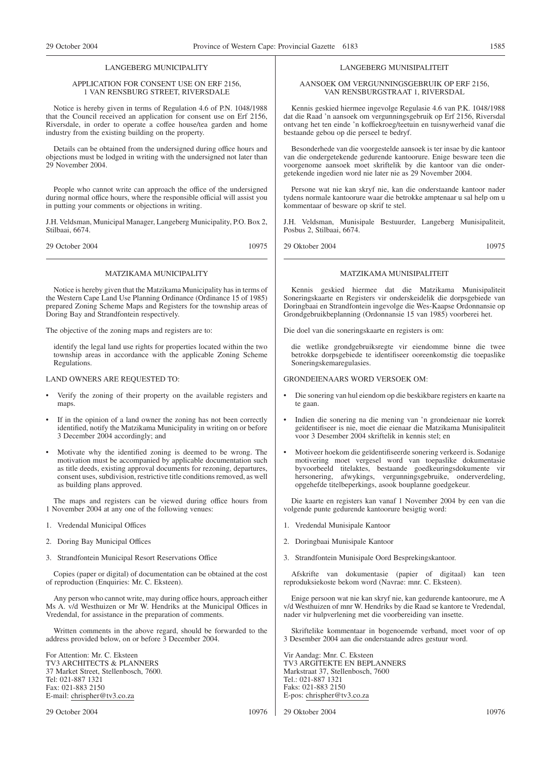## LANGEBERG MUNICIPALITY

### APPLICATION FOR CONSENT USE ON ERF 2156, 1 VAN RENSBURG STREET, RIVERSDALE

Notice is hereby given in terms of Regulation 4.6 of P.N. 1048/1988 that the Council received an application for consent use on Erf 2156, Riversdale, in order to operate a coffee house/tea garden and home industry from the existing building on the property.

Details can be obtained from the undersigned during office hours and objections must be lodged in writing with the undersigned not later than 29 November 2004.

People who cannot write can approach the office of the undersigned during normal office hours, where the responsible official will assist you in putting your comments or objections in writing.

J.H. Veldsman, Municipal Manager, Langeberg Municipality, P.O. Box 2, Stilbaai, 6674.

29 October 2004 10975

## LANGEBERG MUNISIPALITEIT

### AANSOEK OM VERGUNNINGSGEBRUIK OP ERF 2156, VAN RENSBURGSTRAAT 1, RIVERSDAL

Kennis geskied hiermee ingevolge Regulasie 4.6 van P.K. 1048/1988 dat die Raad 'n aansoek om vergunningsgebruik op Erf 2156, Riversdal ontvang het ten einde 'n koffiekroeg/teetuin en tuisnywerheid vanaf die bestaande gebou op die perseel te bedryf.

Besonderhede van die voorgestelde aansoek is ter insae by die kantoor van die ondergetekende gedurende kantoorure. Enige besware teen die voorgenome aansoek moet skriftelik by die kantoor van die ondergetekende ingedien word nie later nie as 29 November 2004.

Persone wat nie kan skryf nie, kan die onderstaande kantoor nader tydens normale kantoorure waar die betrokke amptenaar u sal help om u kommentaar of besware op skrif te stel.

J.H. Veldsman, Munisipale Bestuurder, Langeberg Munisipaliteit, Posbus 2, Stilbaai, 6674.

29 Oktober 2004 10975

## MATZIKAMA MUNICIPALITY

Notice is hereby given that the Matzikama Municipality has in terms of the Western Cape Land Use Planning Ordinance (Ordinance 15 of 1985) prepared Zoning Scheme Maps and Registers for the township areas of Doring Bay and Strandfontein respectively.

The objective of the zoning maps and registers are to:

identify the legal land use rights for properties located within the two township areas in accordance with the applicable Zoning Scheme Regulations.

LAND OWNERS ARE REQUESTED TO:

- Verify the zoning of their property on the available registers and maps.
- If in the opinion of a land owner the zoning has not been correctly identified, notify the Matzikama Municipality in writing on or before 3 December 2004 accordingly; and
- Motivate why the identified zoning is deemed to be wrong. The motivation must be accompanied by applicable documentation such as title deeds, existing approval documents for rezoning, departures, consent uses, subdivision, restrictive title conditions removed, as well as building plans approved.

The maps and registers can be viewed during office hours from 1 November 2004 at any one of the following venues:

1. Vredendal Municipal Offices
2. Doring Bay Municipal Offices
3. Strandfontein Municipal Resort Reservations Office

Copies (paper or digital) of documentation can be obtained at the cost of reproduction (Enquiries: Mr. C. Eksteen).

Any person who cannot write, may during office hours, approach either Ms A. v/d Westhuizen or Mr W. Hendriks at the Municipal Offices in Vredendal, for assistance in the preparation of comments.

Written comments in the above regard, should be forwarded to the address provided below, on or before 3 December 2004.

For Attention: Mr. C. Eksteen
TV3 ARCHITECTS & PLANNERS
37 Market Street, Stellenbosch, 7600.
Tel: 021-887 1321
Fax: 021-883 2150
E-mail: chrispher@tv3.co.za

29 October 2004 10976

## MATZIKAMA MUNISIPALITEIT

Kennis geskied hiermee dat die Matzikama Munisipaliteit Soneringskaarte en Registers vir onderskeidelik die dorpsgebiede van Doringbaai en Strandfontein ingevolge die Wes-Kaapse Ordonnansie op Grondgebruikbeplanning (Ordonnansie 15 van 1985) voorberei het.

Die doel van die soneringskaarte en registers is om:

die wetlike grondgebruiksregte vir eiendomme binne die twee betrokke dorpsgebiede te identifiseer ooreenkomstig die toepaslike Soneringskemaregulasies.

GRONDEIENAARS WORD VERSOEK OM:

- Die sonering van hul eiendom op die beskikbare registers en kaarte na te gaan.
- Indien die sonering na die mening van 'n grondeienaar nie korrek geïdentifiseer is nie, moet die eienaar die Matzikama Munisipaliteit voor 3 Desember 2004 skriftelik in kennis stel; en
- Motiveer hoekom die geïdentifiseerde sonering verkeerd is. Sodanige motivering moet vergesel word van toepaslike dokumentasie byvoorbeeld titelaktes, bestaande goedkeuringsdokumente vir hersonering, afwykings, vergunningsgebruike, onderverdeling, opgehefde titelbeperkings, asook bouplanne goedgekeur.

Die kaarte en registers kan vanaf 1 November 2004 by een van die volgende punte gedurende kantoorure besigtig word:

1. Vredendal Munisipale Kantoor
2. Doringbaai Munisipale Kantoor
3. Strandfontein Munisipale Oord Besprekingskantoor.

Afskrifte van dokumentasie (papier of digitaal) kan teen reproduksiekoste bekom word (Navrae: mnr. C. Eksteen).

Enige persoon wat nie kan skryf nie, kan gedurende kantoorure, me A v/d Westhuizen of mnr W. Hendriks by die Raad se kantore te Vredendal, nader vir hulpverlening met die voorbereiding van insette.

Skriftelike kommentaar in bogenoemde verband, moet voor of op 3 Desember 2004 aan die onderstaande adres gestuur word.

Vir Aandag: Mnr. C. Eksteen
TV3 ARGITEKTE EN BEPLANNERS
Markstraat 37, Stellenbosch, 7600
Tel.: 021-887 1321
Faks: 021-883 2150
E-pos: chrispher@tv3.co.za

29 Oktober 2004 10976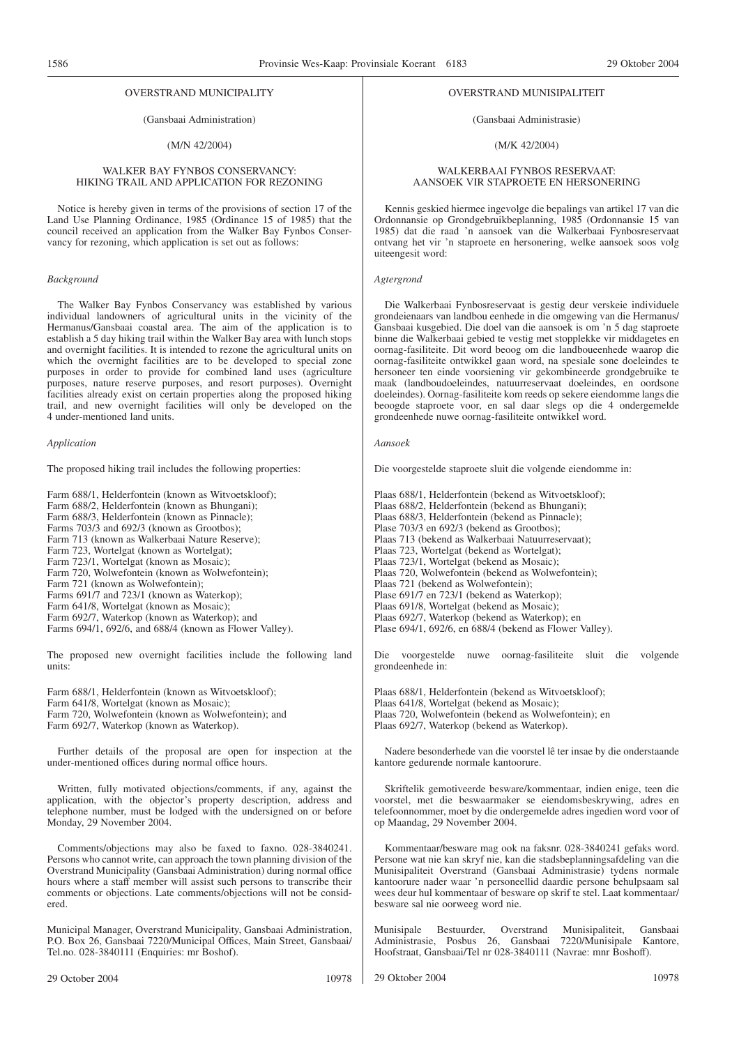OVERSTRAND MUNICIPALITY

(Gansbaai Administration)

(M/N 42/2004)

WALKER BAY FYNBOS CONSERVANCY: HIKING TRAIL AND APPLICATION FOR REZONING

Notice is hereby given in terms of the provisions of section 17 of the Land Use Planning Ordinance, 1985 (Ordinance 15 of 1985) that the council received an application from the Walker Bay Fynbos Conservancy for rezoning, which application is set out as follows:

*Background*

The Walker Bay Fynbos Conservancy was established by various individual landowners of agricultural units in the vicinity of the Hermanus/Gansbaai coastal area. The aim of the application is to establish a 5 day hiking trail within the Walker Bay area with lunch stops and overnight facilities. It is intended to rezone the agricultural units on which the overnight facilities are to be developed to special zone purposes in order to provide for combined land uses (agriculture purposes, nature reserve purposes, and resort purposes). Overnight facilities already exist on certain properties along the proposed hiking trail, and new overnight facilities will only be developed on the 4 under-mentioned land units.

*Application*

The proposed hiking trail includes the following properties:

Farm 688/1, Helderfontein (known as Witvoetskloof);
Farm 688/2, Helderfontein (known as Bhungani);
Farm 688/3, Helderfontein (known as Pinnacle);
Farms 703/3 and 692/3 (known as Grootbos);
Farm 713 (known as Walkerbaai Nature Reserve);
Farm 723, Wortelgat (known as Wortelgat);
Farm 723/1, Wortelgat (known as Mosaic);
Farm 720, Wolwefontein (known as Wolwefontein);
Farm 721 (known as Wolwefontein);
Farms 691/7 and 723/1 (known as Waterkop);
Farm 641/8, Wortelgat (known as Mosaic);
Farm 692/7, Waterkop (known as Waterkop); and
Farms 694/1, 692/6, and 688/4 (known as Flower Valley).

The proposed new overnight facilities include the following land units:

Farm 688/1, Helderfontein (known as Witvoetskloof);
Farm 641/8, Wortelgat (known as Mosaic);
Farm 720, Wolwefontein (known as Wolwefontein); and
Farm 692/7, Waterkop (known as Waterkop).

Further details of the proposal are open for inspection at the under-mentioned offices during normal office hours.

Written, fully motivated objections/comments, if any, against the application, with the objector's property description, address and telephone number, must be lodged with the undersigned on or before Monday, 29 November 2004.

Comments/objections may also be faxed to faxno. 028-3840241. Persons who cannot write, can approach the town planning division of the Overstrand Municipality (Gansbaai Administration) during normal office hours where a staff member will assist such persons to transcribe their comments or objections. Late comments/objections will not be considered.

Municipal Manager, Overstrand Municipality, Gansbaai Administration, P.O. Box 26, Gansbaai 7220/Municipal Offices, Main Street, Gansbaai/ Tel.no. 028-3840111 (Enquiries: mr Boshof).

29 October 2004 10978

OVERSTRAND MUNISIPALITEIT

(Gansbaai Administrasie)

(M/K 42/2004)

WALKERBAAI FYNBOS RESERVAAT: AANSOEK VIR STAPROETE EN HERSONERING

Kennis geskied hiermee ingevolge die bepalings van artikel 17 van die Ordonnansie op Grondgebruikbeplanning, 1985 (Ordonnansie 15 van 1985) dat die raad 'n aansoek van die Walkerbaai Fynbosreservaat ontvang het vir 'n staproete en hersonering, welke aansoek soos volg uiteengesit word:

*Agtergrond*

Die Walkerbaai Fynbosreservaat is gestig deur verskeie individuele grondeienaars van landbou eenhede in die omgewing van die Hermanus/ Gansbaai kusgebied. Die doel van die aansoek is om 'n 5 dag staproete binne die Walkerbaai gebied te vestig met stopplekke vir middagetes en oornag-fasiliteite. Dit word beoog om die landboueenhede waarop die oornag-fasiliteite ontwikkel gaan word, na spesiale sone doeleindes te hersoneer ten einde voorsiening vir gekombineerde grondgebruike te maak (landboudoeleindes, natuurreservaat doeleindes, en oordsone doeleindes). Oornag-fasiliteite kom reeds op sekere eiendomme langs die beoogde staproete voor, en sal daar slegs op die 4 ondergemelde grondeenhede nuwe oornag-fasiliteite ontwikkel word.

*Aansoek*

Die voorgestelde staproete sluit die volgende eiendomme in:

Plaas 688/1, Helderfontein (bekend as Witvoetskloof);
Plaas 688/2, Helderfontein (bekend as Bhungani);
Plaas 688/3, Helderfontein (bekend as Pinnacle);
Plase 703/3 en 692/3 (bekend as Grootbos);
Plaas 713 (bekend as Walkerbaai Natuurreservaat);
Plaas 723, Wortelgat (bekend as Wortelgat);
Plaas 723/1, Wortelgat (bekend as Mosaic);
Plaas 720, Wolwefontein (bekend as Wolwefontein);
Plaas 721 (bekend as Wolwefontein);
Plase 691/7 en 723/1 (bekend as Waterkop);
Plaas 691/8, Wortelgat (bekend as Mosaic);
Plaas 692/7, Waterkop (bekend as Waterkop); en
Plase 694/1, 692/6, en 688/4 (bekend as Flower Valley).

Die voorgestelde nuwe oornag-fasiliteite sluit die volgende grondeenhede in:

Plaas 688/1, Helderfontein (bekend as Witvoetskloof);
Plaas 641/8, Wortelgat (bekend as Mosaic);
Plaas 720, Wolwefontein (bekend as Wolwefontein); en
Plaas 692/7, Waterkop (bekend as Waterkop).

Nadere besonderhede van die voorstel lê ter insae by die onderstaande kantore gedurende normale kantoorure.

Skriftelik gemotiveerde besware/kommentaar, indien enige, teen die voorstel, met die beswaarmaker se eiendomsbeskrywing, adres en telefoonnommer, moet by die ondergemelde adres ingedien word voor of op Maandag, 29 November 2004.

Kommentaar/besware mag ook na faksnr. 028-3840241 gefaks word. Persone wat nie kan skryf nie, kan die stadsbeplanningsafdeling van die Munisipaliteit Overstrand (Gansbaai Administrasie) tydens normale kantoorure nader waar 'n personeellid daardie persone behulpsaam sal wees deur hul kommentaar of besware op skrif te stel. Laat kommentaar/ besware sal nie oorweeg word nie.

Munisipale Bestuurder, Overstrand Munisipaliteit, Gansbaai Administrasie, Posbus 26, Gansbaai 7220/Munisipale Kantore, Hoofstraat, Gansbaai/Tel nr 028-3840111 (Navrae: mnr Boshoff).

29 Oktober 2004 10978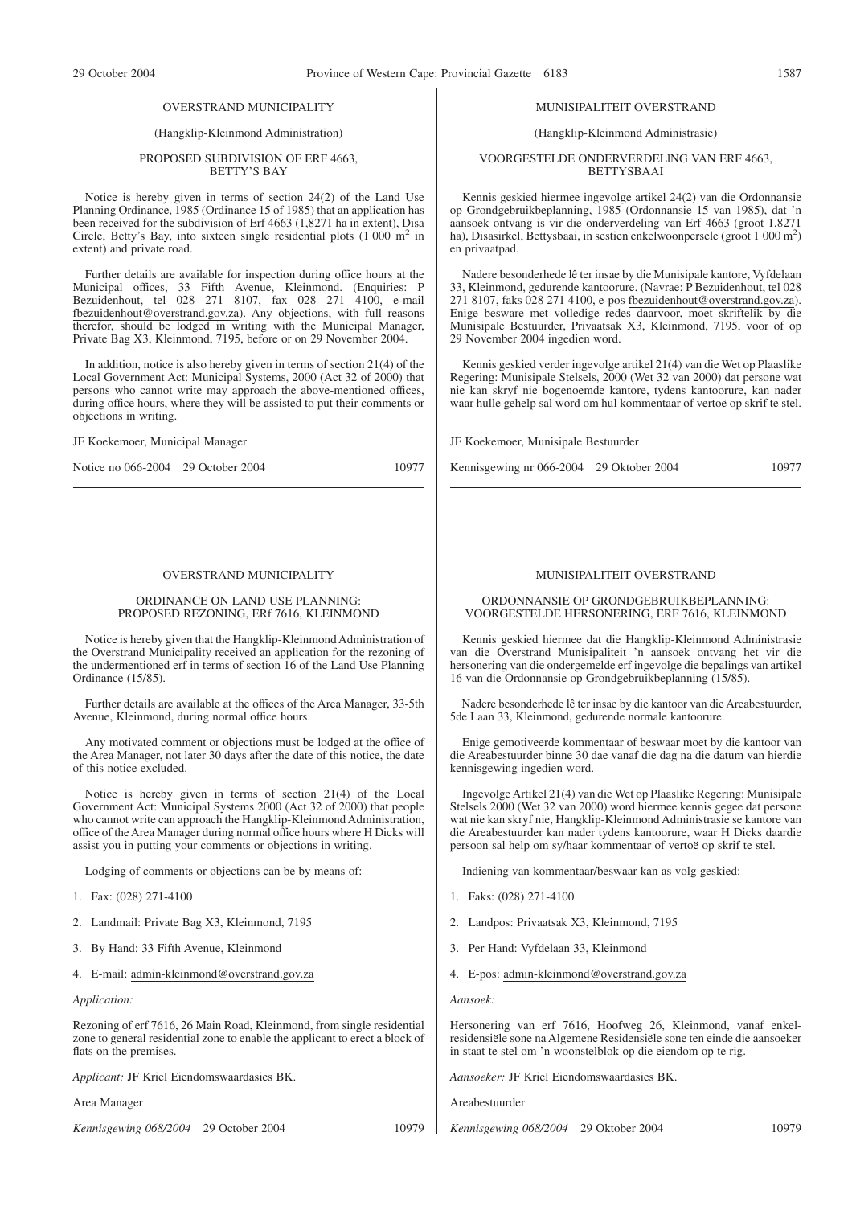OVERSTRAND MUNICIPALITY

(Hangklip-Kleinmond Administration)

PROPOSED SUBDIVISION OF ERF 4663, BETTY'S BAY

Notice is hereby given in terms of section 24(2) of the Land Use Planning Ordinance, 1985 (Ordinance 15 of 1985) that an application has been received for the subdivision of Erf 4663 (1,8271 ha in extent), Disa Circle, Betty's Bay, into sixteen single residential plots (1 000 m$^2$ in extent) and private road.

Further details are available for inspection during office hours at the Municipal offices, 33 Fifth Avenue, Kleinmond. (Enquiries: P Bezuidenhout, tel 028 271 8107, fax 028 271 4100, e-mail fbezuidenhout@overstrand.gov.za). Any objections, with full reasons therefor, should be lodged in writing with the Municipal Manager, Private Bag X3, Kleinmond, 7195, before or on 29 November 2004.

In addition, notice is also hereby given in terms of section 21(4) of the Local Government Act: Municipal Systems, 2000 (Act 32 of 2000) that persons who cannot write may approach the above-mentioned offices, during office hours, where they will be assisted to put their comments or objections in writing.

JF Koekemoer, Municipal Manager

Notice no 066-2004 29 October 2004 10977

---

MUNISIPALITEIT OVERSTRAND

(Hangklip-Kleinmond Administrasie)

VOORGESTELDE ONDERVERDELING VAN ERF 4663, BETTYSBAAI

Kennis geskied hiermee ingevolge artikel 24(2) van die Ordonnansie op Grondgebruikbeplanning, 1985 (Ordonnansie 15 van 1985), dat 'n aansoek ontvang is vir die onderverdeling van Erf 4663 (groot 1,8271 ha), Disasirkel, Bettysbaai, in sestien enkelwoonpersele (groot 1 000 m$^2$) en privaatpad.

Nadere besonderhede lê ter insae by die Munisipale kantore, Vyfdelaan 33, Kleinmond, gedurende kantoorure. (Navrae: P Bezuidenhout, tel 028 271 8107, faks 028 271 4100, e-pos fbezuidenhout@overstrand.gov.za). Enige besware met volledige redes daarvoor, moet skriftelik by die Munisipale Bestuurder, Privaatsak X3, Kleinmond, 7195, voor of op 29 November 2004 ingedien word.

Kennis geskied verder ingevolge artikel 21(4) van die Wet op Plaaslike Regering: Munisipale Stelsels, 2000 (Wet 32 van 2000) dat persone wat nie kan skryf nie bogenoemde kantore, tydens kantoorure, kan nader waar hulle gehelp sal word om hul kommentaar of vertoë op skrif te stel.

JF Koekemoer, Munisipale Bestuurder

Kennisgewing nr 066-2004 29 Oktober 2004 10977

---

OVERSTRAND MUNICIPALITY

ORDINANCE ON LAND USE PLANNING: PROPOSED REZONING, ERf 7616, KLEINMOND

Notice is hereby given that the Hangklip-Kleinmond Administration of the Overstrand Municipality received an application for the rezoning of the undermentioned erf in terms of section 16 of the Land Use Planning Ordinance (15/85).

Further details are available at the offices of the Area Manager, 33-5th Avenue, Kleinmond, during normal office hours.

Any motivated comment or objections must be lodged at the office of the Area Manager, not later 30 days after the date of this notice, the date of this notice excluded.

Notice is hereby given in terms of section 21(4) of the Local Government Act: Municipal Systems 2000 (Act 32 of 2000) that people who cannot write can approach the Hangklip-Kleinmond Administration, office of the Area Manager during normal office hours where H Dicks will assist you in putting your comments or objections in writing.

Lodging of comments or objections can be by means of:

1. Fax: (028) 271-4100
2. Landmail: Private Bag X3, Kleinmond, 7195
3. By Hand: 33 Fifth Avenue, Kleinmond
4. E-mail: admin-kleinmond@overstrand.gov.za

*Application:*

Rezoning of erf 7616, 26 Main Road, Kleinmond, from single residential zone to general residential zone to enable the applicant to erect a block of flats on the premises.

*Applicant:* JF Kriel Eiendomswaardasies BK.

Area Manager

*Kennisgewing 068/2004* 29 October 2004 10979

---

MUNISIPALITEIT OVERSTRAND

ORDONNANSIE OP GRONDGEBRUIKBEPLANNING: VOORGESTELDE HERSONERING, ERF 7616, KLEINMOND

Kennis geskied hiermee dat die Hangklip-Kleinmond Administrasie van die Overstrand Munisipaliteit 'n aansoek ontvang het vir die hersonering van die ondergemelde erf ingevolge die bepalings van artikel 16 van die Ordonnansie op Grondgebruikbeplanning (15/85).

Nadere besonderhede lê ter insae by die kantoor van die Areabestuurder, 5de Laan 33, Kleinmond, gedurende normale kantoorure.

Enige gemotiveerde kommentaar of beswaar moet by die kantoor van die Areabestuurder binne 30 dae vanaf die dag na die datum van hierdie kennisgewing ingedien word.

Ingevolge Artikel 21(4) van die Wet op Plaaslike Regering: Munisipale Stelsels 2000 (Wet 32 van 2000) word hiermee kennis gegee dat persone wat nie kan skryf nie, Hangklip-Kleinmond Administrasie se kantore van die Areabestuurder kan nader tydens kantoorure, waar H Dicks daardie persoon sal help om sy/haar kommentaar of vertoë op skrif te stel.

Indiening van kommentaar/beswaar kan as volg geskied:

1. Faks: (028) 271-4100
2. Landpos: Privaatsak X3, Kleinmond, 7195
3. Per Hand: Vyfdelaan 33, Kleinmond
4. E-pos: admin-kleinmond@overstrand.gov.za

*Aansoek:*

Hersonering van erf 7616, Hoofweg 26, Kleinmond, vanaf enkel-residensiële sone na Algemene Residensiële sone ten einde die aansoeker in staat te stel om 'n woonstelblok op die eiendom op te rig.

*Aansoeker:* JF Kriel Eiendomswaardasies BK.

Areabestuurder

*Kennisgewing 068/2004* 29 Oktober 2004 10979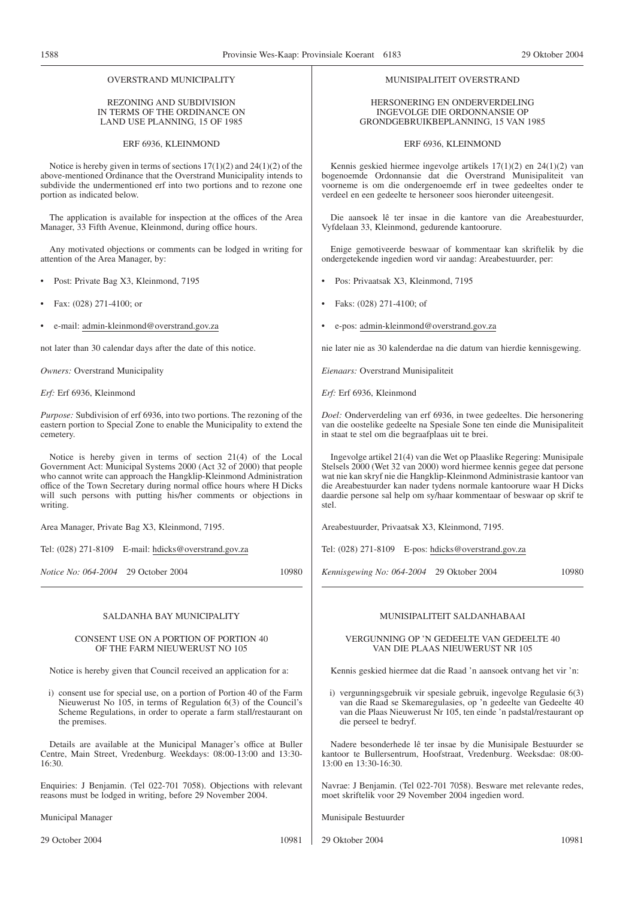## OVERSTRAND MUNICIPALITY

### REZONING AND SUBDIVISION IN TERMS OF THE ORDINANCE ON LAND USE PLANNING, 15 OF 1985

### ERF 6936, KLEINMOND

Notice is hereby given in terms of sections 17(1)(2) and 24(1)(2) of the above-mentioned Ordinance that the Overstrand Municipality intends to subdivide the undermentioned erf into two portions and to rezone one portion as indicated below.

The application is available for inspection at the offices of the Area Manager, 33 Fifth Avenue, Kleinmond, during office hours.

Any motivated objections or comments can be lodged in writing for attention of the Area Manager, by:

- Post: Private Bag X3, Kleinmond, 7195
- Fax: (028) 271-4100; or
- e-mail: admin-kleinmond@overstrand.gov.za

not later than 30 calendar days after the date of this notice.

*Owners:* Overstrand Municipality

*Erf:* Erf 6936, Kleinmond

*Purpose:* Subdivision of erf 6936, into two portions. The rezoning of the eastern portion to Special Zone to enable the Municipality to extend the cemetery.

Notice is hereby given in terms of section 21(4) of the Local Government Act: Municipal Systems 2000 (Act 32 of 2000) that people who cannot write can approach the Hangklip-Kleinmond Administration office of the Town Secretary during normal office hours where H Dicks will such persons with putting his/her comments or objections in writing.

Area Manager, Private Bag X3, Kleinmond, 7195.

Tel: (028) 271-8109 E-mail: hdicks@overstrand.gov.za

*Notice No: 064-2004* 29 October 2004 10980

---

## MUNISIPALITEIT OVERSTRAND

### HERSONERING EN ONDERVERDELING INGEVOLGE DIE ORDONNANSIE OP GRONDGEBRUIKBEPLANNING, 15 VAN 1985

### ERF 6936, KLEINMOND

Kennis geskied hiermee ingevolge artikels 17(1)(2) en 24(1)(2) van bogenoemde Ordonnansie dat die Overstrand Munisipaliteit van voorneme is om die ondergenoemde erf in twee gedeeltes onder te verdeel en een gedeelte te hersoneer soos hieronder uiteengesit.

Die aansoek lê ter insae in die kantore van die Areabestuurder, Vyfdelaan 33, Kleinmond, gedurende kantoorure.

Enige gemotiveerde beswaar of kommentaar kan skriftelik by die ondergetekende ingedien word vir aandag: Areabestuurder, per:

- Pos: Privaatsak X3, Kleinmond, 7195
- Faks: (028) 271-4100; of
- e-pos: admin-kleinmond@overstrand.gov.za

nie later nie as 30 kalenderdae na die datum van hierdie kennisgewing.

*Eienaars:* Overstrand Munisipaliteit

*Erf:* Erf 6936, Kleinmond

*Doel:* Onderverdeling van erf 6936, in twee gedeeltes. Die hersonering van die oostelike gedeelte na Spesiale Sone ten einde die Munisipaliteit in staat te stel om die begraafplaas uit te brei.

Ingevolge artikel 21(4) van die Wet op Plaaslike Regering: Munisipale Stelsels 2000 (Wet 32 van 2000) word hiermee kennis gegee dat persone wat nie kan skryf nie die Hangklip-Kleinmond Administrasie kantoor van die Areabestuurder kan nader tydens normale kantoorure waar H Dicks daardie persone sal help om sy/haar kommentaar of beswaar op skrif te stel.

Areabestuurder, Privaatsak X3, Kleinmond, 7195.

Tel: (028) 271-8109 E-pos: hdicks@overstrand.gov.za

*Kennisgewing No: 064-2004* 29 Oktober 2004 10980

---

## SALDANHA BAY MUNICIPALITY

### CONSENT USE ON A PORTION OF PORTION 40 OF THE FARM NIEUWERUST NO 105

Notice is hereby given that Council received an application for a:

i) consent use for special use, on a portion of Portion 40 of the Farm Nieuwerust No 105, in terms of Regulation 6(3) of the Council's Scheme Regulations, in order to operate a farm stall/restaurant on the premises.

Details are available at the Municipal Manager's office at Buller Centre, Main Street, Vredenburg. Weekdays: 08:00-13:00 and 13:30-16:30.

Enquiries: J Benjamin. (Tel 022-701 7058). Objections with relevant reasons must be lodged in writing, before 29 November 2004.

Municipal Manager

29 October 2004 10981

---

## MUNISIPALITEIT SALDANHABAAI

### VERGUNNING OP 'N GEDEELTE VAN GEDEELTE 40 VAN DIE PLAAS NIEUWERUST NR 105

Kennis geskied hiermee dat die Raad 'n aansoek ontvang het vir 'n:

i) vergunningsgebruik vir spesiale gebruik, ingevolge Regulasie 6(3) van die Raad se Skemaregulasies, op 'n gedeelte van Gedeelte 40 van die Plaas Nieuwerust Nr 105, ten einde 'n padstal/restaurant op die perseel te bedryf.

Nadere besonderhede lê ter insae by die Munisipale Bestuurder se kantoor te Bullersentrum, Hoofstraat, Vredenburg. Weeksdae: 08:00-13:00 en 13:30-16:30.

Navrae: J Benjamin. (Tel 022-701 7058). Besware met relevante redes, moet skriftelik voor 29 November 2004 ingedien word.

Munisipale Bestuurder

29 Oktober 2004 10981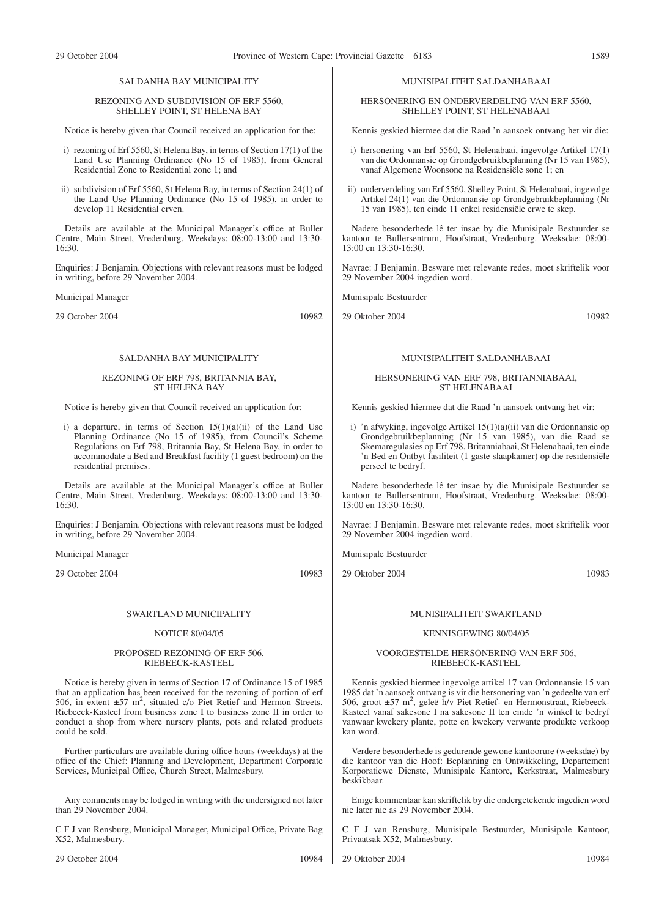SALDANHA BAY MUNICIPALITY

REZONING AND SUBDIVISION OF ERF 5560, SHELLEY POINT, ST HELENA BAY

Notice is hereby given that Council received an application for the:

i) rezoning of Erf 5560, St Helena Bay, in terms of Section 17(1) of the Land Use Planning Ordinance (No 15 of 1985), from General Residential Zone to Residential zone 1; and

ii) subdivision of Erf 5560, St Helena Bay, in terms of Section 24(1) of the Land Use Planning Ordinance (No 15 of 1985), in order to develop 11 Residential erven.

Details are available at the Municipal Manager's office at Buller Centre, Main Street, Vredenburg. Weekdays: 08:00-13:00 and 13:30-16:30.

Enquiries: J Benjamin. Objections with relevant reasons must be lodged in writing, before 29 November 2004.

Municipal Manager

29 October 2004 10982

---

MUNISIPALITEIT SALDANHABAAI

HERSONERING EN ONDERVERDELING VAN ERF 5560, SHELLEY POINT, ST HELENABAAI

Kennis geskied hiermee dat die Raad 'n aansoek ontvang het vir die:

i) hersonering van Erf 5560, St Helenabaai, ingevolge Artikel 17(1) van die Ordonnansie op Grondgebruikbeplanning (Nr 15 van 1985), vanaf Algemene Woonsone na Residensiële sone 1; en

ii) onderverdeling van Erf 5560, Shelley Point, St Helenabaai, ingevolge Artikel 24(1) van die Ordonnansie op Grondgebruikbeplanning (Nr 15 van 1985), ten einde 11 enkel residensiële erwe te skep.

Nadere besonderhede lê ter insae by die Munisipale Bestuurder se kantoor te Bullersentrum, Hoofstraat, Vredenburg. Weeksdae: 08:00-13:00 en 13:30-16:30.

Navrae: J Benjamin. Besware met relevante redes, moet skriftelik voor 29 November 2004 ingedien word.

Munisipale Bestuurder

29 Oktober 2004 10982

---

SALDANHA BAY MUNICIPALITY

REZONING OF ERF 798, BRITANNIA BAY, ST HELENA BAY

Notice is hereby given that Council received an application for:

i) a departure, in terms of Section 15(1)(a)(ii) of the Land Use Planning Ordinance (No 15 of 1985), from Council's Scheme Regulations on Erf 798, Britannia Bay, St Helena Bay, in order to accommodate a Bed and Breakfast facility (1 guest bedroom) on the residential premises.

Details are available at the Municipal Manager's office at Buller Centre, Main Street, Vredenburg. Weekdays: 08:00-13:00 and 13:30-16:30.

Enquiries: J Benjamin. Objections with relevant reasons must be lodged in writing, before 29 November 2004.

Municipal Manager

29 October 2004 10983

---

MUNISIPALITEIT SALDANHABAAI

HERSONERING VAN ERF 798, BRITANNIABAAI, ST HELENABAAI

Kennis geskied hiermee dat die Raad 'n aansoek ontvang het vir:

i) 'n afwyking, ingevolge Artikel 15(1)(a)(ii) van die Ordonnansie op Grondgebruikbeplanning (Nr 15 van 1985), van die Raad se Skemaregulasies op Erf 798, Britanniabaai, St Helenabaai, ten einde 'n Bed en Ontbyt fasiliteit (1 gaste slaapkamer) op die residensiële perseel te bedryf.

Nadere besonderhede lê ter insae by die Munisipale Bestuurder se kantoor te Bullersentrum, Hoofstraat, Vredenburg. Weeksdae: 08:00-13:00 en 13:30-16:30.

Navrae: J Benjamin. Besware met relevante redes, moet skriftelik voor 29 November 2004 ingedien word.

Munisipale Bestuurder

29 Oktober 2004 10983

---

SWARTLAND MUNICIPALITY

NOTICE 80/04/05

PROPOSED REZONING OF ERF 506, RIEBEECK-KASTEEL

Notice is hereby given in terms of Section 17 of Ordinance 15 of 1985 that an application has been received for the rezoning of portion of erf 506, in extent ±57 m², situated c/o Piet Retief and Hermon Streets, Riebeeck-Kasteel from business zone I to business zone II in order to conduct a shop from where nursery plants, pots and related products could be sold.

Further particulars are available during office hours (weekdays) at the office of the Chief: Planning and Development, Department Corporate Services, Municipal Office, Church Street, Malmesbury.

Any comments may be lodged in writing with the undersigned not later than 29 November 2004.

C F J van Rensburg, Municipal Manager, Municipal Office, Private Bag X52, Malmesbury.

29 October 2004 10984

---

MUNISIPALITEIT SWARTLAND

KENNISGEWING 80/04/05

VOORGESTELDE HERSONERING VAN ERF 506, RIEBEECK-KASTEEL

Kennis geskied hiermee ingevolge artikel 17 van Ordonnansie 15 van 1985 dat 'n aansoek ontvang is vir die hersonering van 'n gedeelte van erf 506, groot ±57 m², geleë h/v Piet Retief- en Hermonstraat, Riebeeck-Kasteel vanaf sakesone I na sakesone II ten einde 'n winkel te bedryf vanwaar kwekery plante, potte en kwekery verwante produkte verkoop kan word.

Verdere besonderhede is gedurende gewone kantoorure (weeksdae) by die kantoor van die Hoof: Beplanning en Ontwikkeling, Departement Korporatiewe Dienste, Munisipale Kantore, Kerkstraat, Malmesbury beskikbaar.

Enige kommentaar kan skriftelik by die ondergetekende ingedien word nie later nie as 29 November 2004.

C F J van Rensburg, Munisipale Bestuurder, Munisipale Kantoor, Privaatsak X52, Malmesbury.

29 Oktober 2004 10984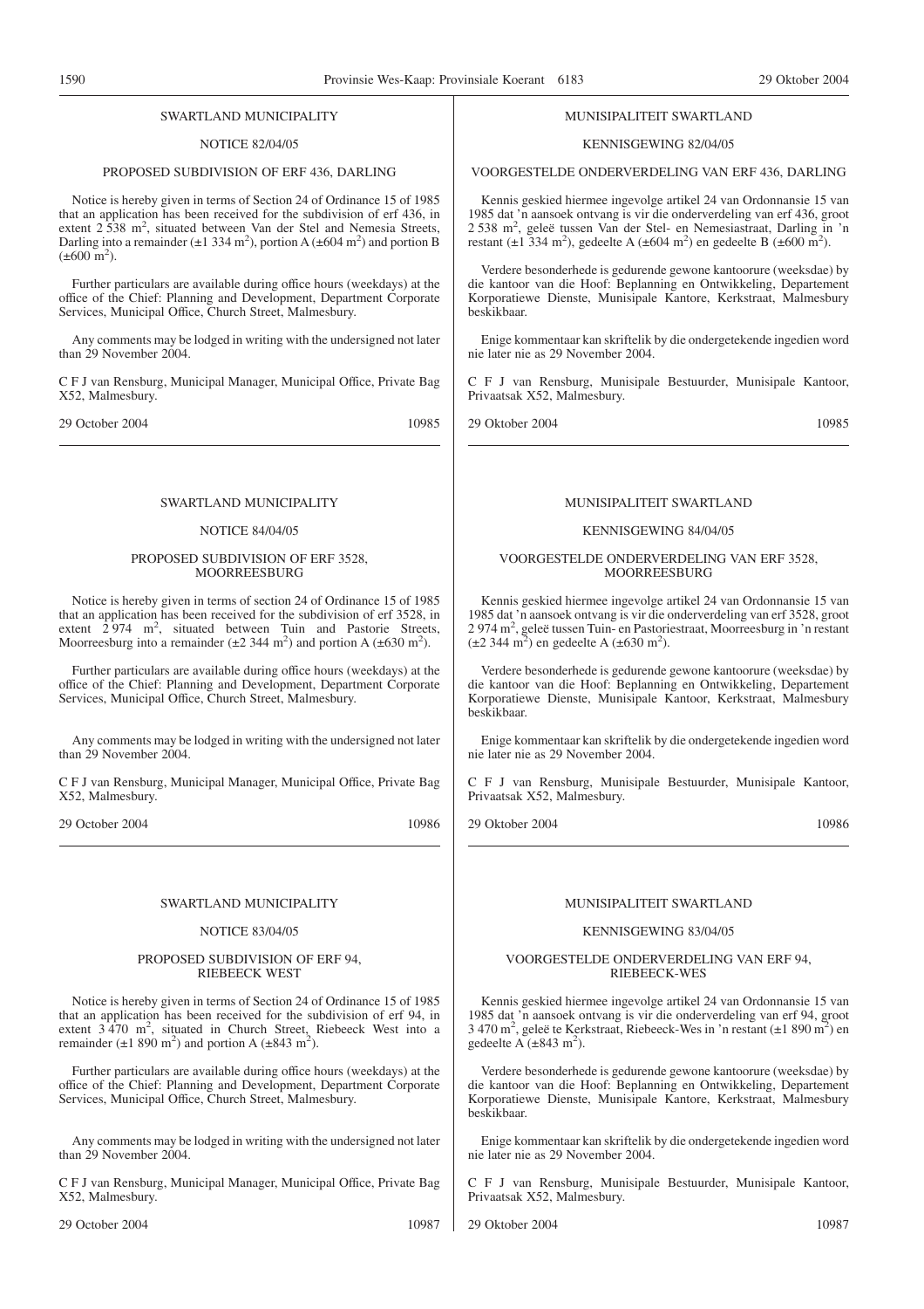SWARTLAND MUNICIPALITY

NOTICE 82/04/05

PROPOSED SUBDIVISION OF ERF 436, DARLING

Notice is hereby given in terms of Section 24 of Ordinance 15 of 1985 that an application has been received for the subdivision of erf 436, in extent 2 538 $m^2$, situated between Van der Stel and Nemesia Streets, Darling into a remainder (±1 334 $m^2$), portion A (±604 $m^2$) and portion B (±600 $m^2$).

Further particulars are available during office hours (weekdays) at the office of the Chief: Planning and Development, Department Corporate Services, Municipal Office, Church Street, Malmesbury.

Any comments may be lodged in writing with the undersigned not later than 29 November 2004.

C F J van Rensburg, Municipal Manager, Municipal Office, Private Bag X52, Malmesbury.

29 October 2004 10985

---

MUNISIPALITEIT SWARTLAND

KENNISGEWING 82/04/05

VOORGESTELDE ONDERVERDELING VAN ERF 436, DARLING

Kennis geskied hiermee ingevolge artikel 24 van Ordonnansie 15 van 1985 dat 'n aansoek ontvang is vir die onderverdeling van erf 436, groot 2 538 $m^2$, geleë tussen Van der Stel- en Nemesiastraat, Darling in 'n restant (±1 334 $m^2$), gedeelte A (±604 $m^2$) en gedeelte B (±600 $m^2$).

Verdere besonderhede is gedurende gewone kantoorure (weeksdae) by die kantoor van die Hoof: Beplanning en Ontwikkeling, Departement Korporatiewe Dienste, Munisipale Kantore, Kerkstraat, Malmesbury beskikbaar.

Enige kommentaar kan skriftelik by die ondergetekende ingedien word nie later nie as 29 November 2004.

C F J van Rensburg, Munisipale Bestuurder, Munisipale Kantoor, Privaatsak X52, Malmesbury.

29 Oktober 2004 10985

---

SWARTLAND MUNICIPALITY

NOTICE 84/04/05

PROPOSED SUBDIVISION OF ERF 3528, MOORREESBURG

Notice is hereby given in terms of section 24 of Ordinance 15 of 1985 that an application has been received for the subdivision of erf 3528, in extent 2 974 $m^2$, situated between Tuin and Pastorie Streets, Moorreesburg into a remainder (±2 344 $m^2$) and portion A (±630 $m^2$).

Further particulars are available during office hours (weekdays) at the office of the Chief: Planning and Development, Department Corporate Services, Municipal Office, Church Street, Malmesbury.

Any comments may be lodged in writing with the undersigned not later than 29 November 2004.

C F J van Rensburg, Municipal Manager, Municipal Office, Private Bag X52, Malmesbury.

29 October 2004 10986

---

MUNISIPALITEIT SWARTLAND

KENNISGEWING 84/04/05

VOORGESTELDE ONDERVERDELING VAN ERF 3528, MOORREESBURG

Kennis geskied hiermee ingevolge artikel 24 van Ordonnansie 15 van 1985 dat 'n aansoek ontvang is vir die onderverdeling van erf 3528, groot 2 974 $m^2$, geleë tussen Tuin- en Pastoriestraat, Moorreesburg in 'n restant (±2 344 $m^2$) en gedeelte A (±630 $m^2$).

Verdere besonderhede is gedurende gewone kantoorure (weeksdae) by die kantoor van die Hoof: Beplanning en Ontwikkeling, Departement Korporatiewe Dienste, Munisipale Kantoor, Kerkstraat, Malmesbury beskikbaar.

Enige kommentaar kan skriftelik by die ondergetekende ingedien word nie later nie as 29 November 2004.

C F J van Rensburg, Munisipale Bestuurder, Munisipale Kantoor, Privaatsak X52, Malmesbury.

29 Oktober 2004 10986

---

SWARTLAND MUNICIPALITY

NOTICE 83/04/05

PROPOSED SUBDIVISION OF ERF 94, RIEBEECK WEST

Notice is hereby given in terms of Section 24 of Ordinance 15 of 1985 that an application has been received for the subdivision of erf 94, in extent 3 470 $m^2$, situated in Church Street, Riebeeck West into a remainder (±1 890 $m^2$) and portion A (±843 $m^2$).

Further particulars are available during office hours (weekdays) at the office of the Chief: Planning and Development, Department Corporate Services, Municipal Office, Church Street, Malmesbury.

Any comments may be lodged in writing with the undersigned not later than 29 November 2004.

C F J van Rensburg, Municipal Manager, Municipal Office, Private Bag X52, Malmesbury.

29 October 2004 10987

---

MUNISIPALITEIT SWARTLAND

KENNISGEWING 83/04/05

VOORGESTELDE ONDERVERDELING VAN ERF 94, RIEBEECK-WES

Kennis geskied hiermee ingevolge artikel 24 van Ordonnansie 15 van 1985 dat 'n aansoek ontvang is vir die onderverdeling van erf 94, groot 3 470 $m^2$, geleë te Kerkstraat, Riebeeck-Wes in 'n restant (±1 890 $m^2$) en gedeelte A (±843 $m^2$).

Verdere besonderhede is gedurende gewone kantoorure (weeksdae) by die kantoor van die Hoof: Beplanning en Ontwikkeling, Departement Korporatiewe Dienste, Munisipale Kantore, Kerkstraat, Malmesbury beskikbaar.

Enige kommentaar kan skriftelik by die ondergetekende ingedien word nie later nie as 29 November 2004.

C F J van Rensburg, Munisipale Bestuurder, Munisipale Kantoor, Privaatsak X52, Malmesbury.

29 Oktober 2004 10987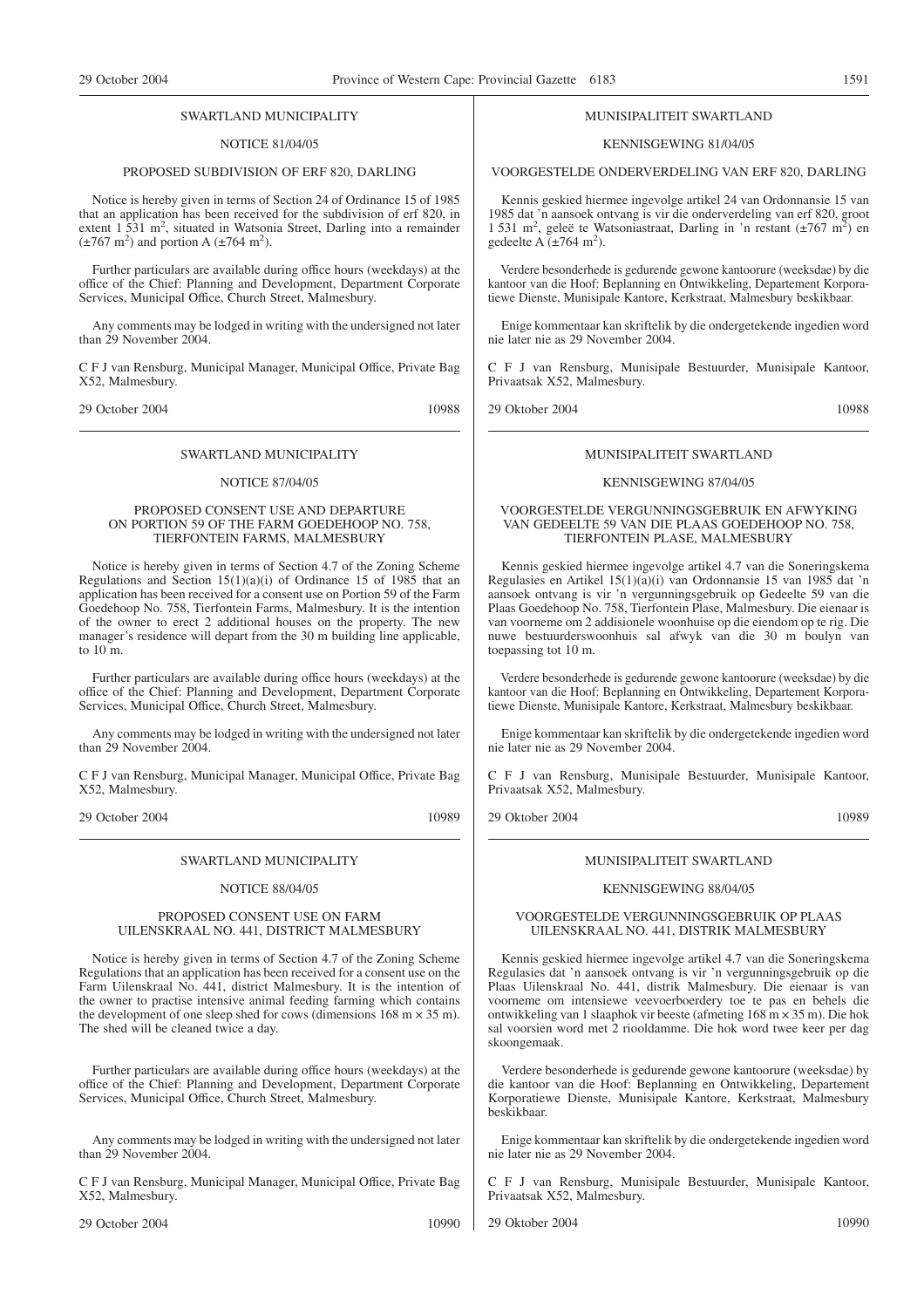SWARTLAND MUNICIPALITY

NOTICE 81/04/05

PROPOSED SUBDIVISION OF ERF 820, DARLING

Notice is hereby given in terms of Section 24 of Ordinance 15 of 1985 that an application has been received for the subdivision of erf 820, in extent 1 531 $m^2$, situated in Watsonia Street, Darling into a remainder (±767 $m^2$) and portion A (±764 $m^2$).

Further particulars are available during office hours (weekdays) at the office of the Chief: Planning and Development, Department Corporate Services, Municipal Office, Church Street, Malmesbury.

Any comments may be lodged in writing with the undersigned not later than 29 November 2004.

C F J van Rensburg, Municipal Manager, Municipal Office, Private Bag X52, Malmesbury.

29 October 2004 10988

---

SWARTLAND MUNICIPALITY

NOTICE 87/04/05

PROPOSED CONSENT USE AND DEPARTURE ON PORTION 59 OF THE FARM GOEDEHOOP NO. 758, TIERFONTEIN FARMS, MALMESBURY

Notice is hereby given in terms of Section 4.7 of the Zoning Scheme Regulations and Section 15(1)(a)(i) of Ordinance 15 of 1985 that an application has been received for a consent use on Portion 59 of the Farm Goedehoop No. 758, Tierfontein Farms, Malmesbury. It is the intention of the owner to erect 2 additional houses on the property. The new manager's residence will depart from the 30 m building line applicable, to 10 m.

Further particulars are available during office hours (weekdays) at the office of the Chief: Planning and Development, Department Corporate Services, Municipal Office, Church Street, Malmesbury.

Any comments may be lodged in writing with the undersigned not later than 29 November 2004.

C F J van Rensburg, Municipal Manager, Municipal Office, Private Bag X52, Malmesbury.

29 October 2004 10989

---

SWARTLAND MUNICIPALITY

NOTICE 88/04/05

PROPOSED CONSENT USE ON FARM UILENSKRAAL NO. 441, DISTRICT MALMESBURY

Notice is hereby given in terms of Section 4.7 of the Zoning Scheme Regulations that an application has been received for a consent use on the Farm Uilenskraal No. 441, district Malmesbury. It is the intention of the owner to practise intensive animal feeding farming which contains the development of one sleep shed for cows (dimensions 168 m × 35 m). The shed will be cleaned twice a day.

Further particulars are available during office hours (weekdays) at the office of the Chief: Planning and Development, Department Corporate Services, Municipal Office, Church Street, Malmesbury.

Any comments may be lodged in writing with the undersigned not later than 29 November 2004.

C F J van Rensburg, Municipal Manager, Municipal Office, Private Bag X52, Malmesbury.

29 October 2004 10990

---

MUNISIPALITEIT SWARTLAND

KENNISGEWING 81/04/05

VOORGESTELDE ONDERVERDELING VAN ERF 820, DARLING

Kennis geskied hiermee ingevolge artikel 24 van Ordonnansie 15 van 1985 dat 'n aansoek ontvang is vir die onderverdeling van erf 820, groot 1 531 $m^2$, geleë te Watsoniastraat, Darling in 'n restant (±767 $m^2$) en gedeelte A (±764 $m^2$).

Verdere besonderhede is gedurende gewone kantoorure (weeksdae) by die kantoor van die Hoof: Beplanning en Ontwikkeling, Departement Korporatiewe Dienste, Munisipale Kantore, Kerkstraat, Malmesbury beskikbaar.

Enige kommentaar kan skriftelik by die ondergetekende ingedien word nie later nie as 29 November 2004.

C F J van Rensburg, Munisipale Bestuurder, Munisipale Kantoor, Privaatsak X52, Malmesbury.

29 Oktober 2004 10988

---

MUNISIPALITEIT SWARTLAND

KENNISGEWING 87/04/05

VOORGESTELDE VERGUNNINGSGEBRUIK EN AFWYKING VAN GEDEELTE 59 VAN DIE PLAAS GOEDEHOOP NO. 758, TIERFONTEIN PLASE, MALMESBURY

Kennis geskied hiermee ingevolge artikel 4.7 van die Soneringskema Regulasies en Artikel 15(1)(a)(i) van Ordonnansie 15 van 1985 dat 'n aansoek ontvang is vir 'n vergunningsgebruik op Gedeelte 59 van die Plaas Goedehoop No. 758, Tierfontein Plase, Malmesbury. Die eienaar is van voorneme om 2 addisionele woonhuise op die eiendom op te rig. Die nuwe bestuurderswoonhuis sal afwyk van die 30 m boulyn van toepassing tot 10 m.

Verdere besonderhede is gedurende gewone kantoorure (weeksdae) by die kantoor van die Hoof: Beplanning en Ontwikkeling, Departement Korporatiewe Dienste, Munisipale Kantore, Kerkstraat, Malmesbury beskikbaar.

Enige kommentaar kan skriftelik by die ondergetekende ingedien word nie later nie as 29 November 2004.

C F J van Rensburg, Munisipale Bestuurder, Munisipale Kantoor, Privaatsak X52, Malmesbury.

29 Oktober 2004 10989

---

MUNISIPALITEIT SWARTLAND

KENNISGEWING 88/04/05

VOORGESTELDE VERGUNNINGSGEBRUIK OP PLAAS UILENSKRAAL NO. 441, DISTRIK MALMESBURY

Kennis geskied hiermee ingevolge artikel 4.7 van die Soneringskema Regulasies dat 'n aansoek ontvang is vir 'n vergunningsgebruik op die Plaas Uilenskraal No. 441, distrik Malmesbury. Die eienaar is van voorneme om intensiewe veevoerboerdery toe te pas en behels die ontwikkeling van 1 slaaphok vir beeste (afmeting 168 m × 35 m). Die hok sal voorsien word met 2 riooldamme. Die hok word twee keer per dag skoongemaak.

Verdere besonderhede is gedurende gewone kantoorure (weeksdae) by die kantoor van die Hoof: Beplanning en Ontwikkeling, Departement Korporatiewe Dienste, Munisipale Kantore, Kerkstraat, Malmesbury beskikbaar.

Enige kommentaar kan skriftelik by die ondergetekende ingedien word nie later nie as 29 November 2004.

C F J van Rensburg, Munisipale Bestuurder, Munisipale Kantoor, Privaatsak X52, Malmesbury.

29 Oktober 2004 10990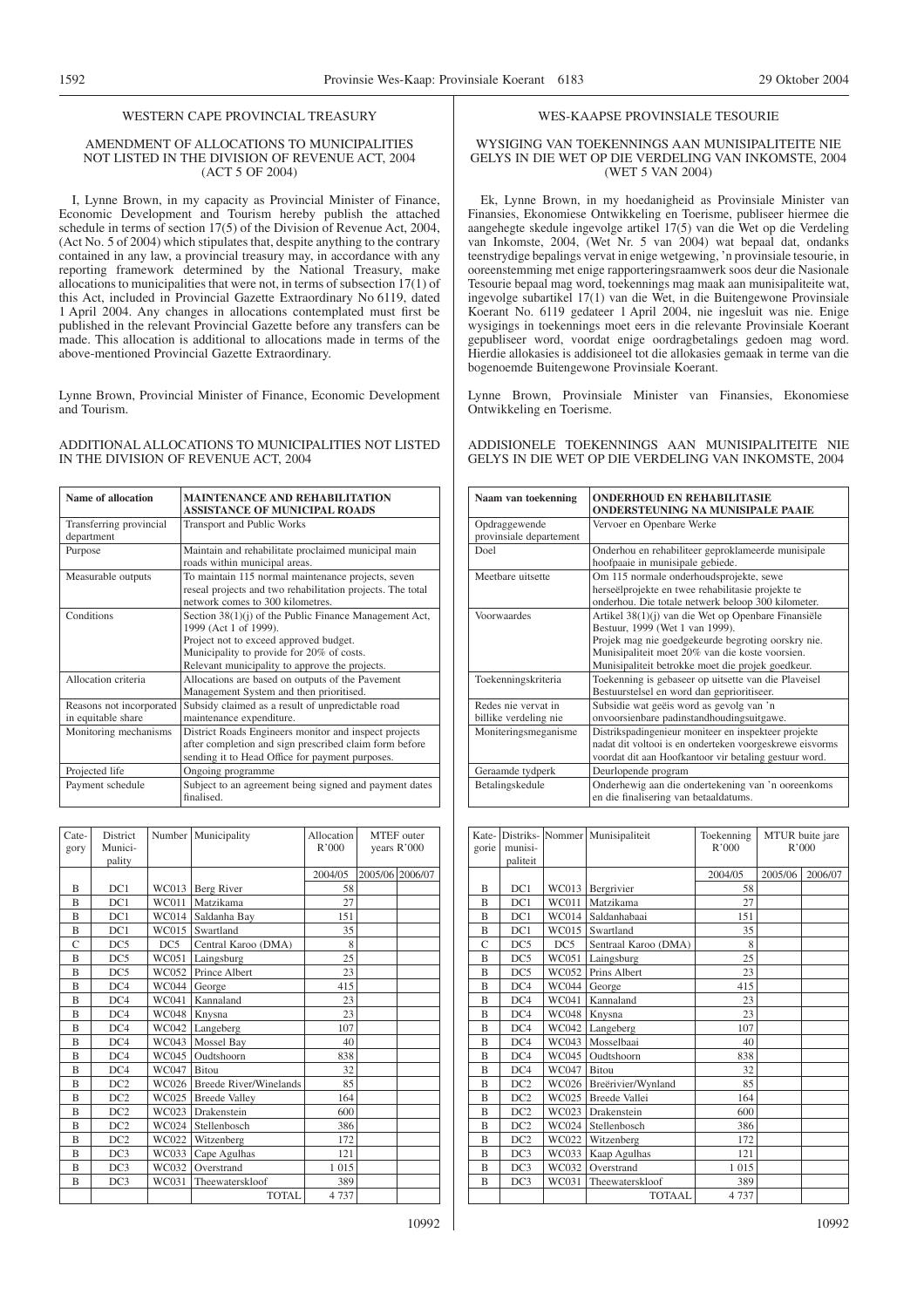## WESTERN CAPE PROVINCIAL TREASURY

### AMENDMENT OF ALLOCATIONS TO MUNICIPALITIES NOT LISTED IN THE DIVISION OF REVENUE ACT, 2004 (ACT 5 OF 2004)

I, Lynne Brown, in my capacity as Provincial Minister of Finance, Economic Development and Tourism hereby publish the attached schedule in terms of section 17(5) of the Division of Revenue Act, 2004, (Act No. 5 of 2004) which stipulates that, despite anything to the contrary contained in any law, a provincial treasury may, in accordance with any reporting framework determined by the National Treasury, make allocations to municipalities that were not, in terms of subsection 17(1) of this Act, included in Provincial Gazette Extraordinary No 6119, dated 1 April 2004. Any changes in allocations contemplated must first be published in the relevant Provincial Gazette before any transfers can be made. This allocation is additional to allocations made in terms of the above-mentioned Provincial Gazette Extraordinary.

Lynne Brown, Provincial Minister of Finance, Economic Development and Tourism.

### ADDITIONAL ALLOCATIONS TO MUNICIPALITIES NOT LISTED IN THE DIVISION OF REVENUE ACT, 2004

| Name of allocation | MAINTENANCE AND REHABILITATION ASSISTANCE OF MUNICIPAL ROADS |
|---|---|
| Transferring provincial department | Transport and Public Works |
| Purpose | Maintain and rehabilitate proclaimed municipal main roads within municipal areas. |
| Measurable outputs | To maintain 115 normal maintenance projects, seven reseal projects and two rehabilitation projects. The total network comes to 300 kilometres. |
| Conditions | Section 38(1)(j) of the Public Finance Management Act, 1999 (Act 1 of 1999). Project not to exceed approved budget. Municipality to provide for 20% of costs. Relevant municipality to approve the projects. |
| Allocation criteria | Allocations are based on outputs of the Pavement Management System and then prioritised. |
| Reasons not incorporated in equitable share | Subsidy claimed as a result of unpredictable road maintenance expenditure. |
| Monitoring mechanisms | District Roads Engineers monitor and inspect projects after completion and sign prescribed claim form before sending it to Head Office for payment purposes. |
| Projected life | Ongoing programme |
| Payment schedule | Subject to an agreement being signed and payment dates finalised. |

| Category | District Municipality | Number | Municipality | Allocation R'000 | MTEF outer years R'000 | |
|---|---|---|---|---|---|---|
| | | | | 2004/05 | 2005/06 | 2006/07 |
| B | DC1 | WC013 | Berg River | 58 | | |
| B | DC1 | WC011 | Matzikama | 27 | | |
| B | DC1 | WC014 | Saldanha Bay | 151 | | |
| B | DC1 | WC015 | Swartland | 35 | | |
| C | DC5 | DC5 | Central Karoo (DMA) | 8 | | |
| B | DC5 | WC051 | Laingsburg | 25 | | |
| B | DC5 | WC052 | Prince Albert | 23 | | |
| B | DC4 | WC044 | George | 415 | | |
| B | DC4 | WC041 | Kannaland | 23 | | |
| B | DC4 | WC048 | Knysna | 23 | | |
| B | DC4 | WC042 | Langeberg | 107 | | |
| B | DC4 | WC043 | Mossel Bay | 40 | | |
| B | DC4 | WC045 | Oudtshoorn | 838 | | |
| B | DC4 | WC047 | Bitou | 32 | | |
| B | DC2 | WC026 | Breede River/Winelands | 85 | | |
| B | DC2 | WC025 | Breede Valley | 164 | | |
| B | DC2 | WC023 | Drakenstein | 600 | | |
| B | DC2 | WC024 | Stellenbosch | 386 | | |
| B | DC2 | WC022 | Witzenberg | 172 | | |
| B | DC3 | WC033 | Cape Agulhas | 121 | | |
| B | DC3 | WC032 | Overstrand | 1 015 | | |
| B | DC3 | WC031 | Theewaterskloof | 389 | | |
| | | | TOTAL | 4 737 | | |

## WES-KAAPSE PROVINSIALE TESOURIE

### WYSIGING VAN TOEKENNINGS AAN MUNISIPALITEITE NIE GELYS IN DIE WET OP DIE VERDELING VAN INKOMSTE, 2004 (WET 5 VAN 2004)

Ek, Lynne Brown, in my hoedanigheid as Provinsiale Minister van Finansies, Ekonomiese Ontwikkeling en Toerisme, publiseer hiermee die aangehegte skedule ingevolge artikel 17(5) van die Wet op die Verdeling van Inkomste, 2004, (Wet Nr. 5 van 2004) wat bepaal dat, ondanks teenstrydige bepalings vervat in enige wetgewing, 'n provinsiale tesourie, in ooreenstemming met enige rapporteringsraamwerk soos deur die Nasionale Tesourie bepaal mag word, toekennings mag maak aan munisipaliteite wat, ingevolge subartikel 17(1) van die Wet, in die Buitengewone Provinsiale Koerant No. 6119 gedateer 1 April 2004, nie ingesluit was nie. Enige wysigings in toekennings moet eers in die relevante Provinsiale Koerant gepubliseer word, voordat enige oordragbetalings gedoen mag word. Hierdie allokasies is addisioneel tot die allokasies gemaak in terme van die bogenoemde Buitengewone Provinsiale Koerant.

Lynne Brown, Provinsiale Minister van Finansies, Ekonomiese Ontwikkeling en Toerisme.

### ADDISIONELE TOEKENNINGS AAN MUNISIPALITEITE NIE GELYS IN DIE WET OP DIE VERDELING VAN INKOMSTE, 2004

| Naam van toekenning | ONDERHOUD EN REHABILITASIE ONDERSTEUNING NA MUNISIPALE PAAIE |
|---|---|
| Opdraggewende provinsiale departement | Vervoer en Openbare Werke |
| Doel | Onderhou en rehabiliteer geproklameerde munisipale hoofpaaie in munisipale gebiede. |
| Meetbare uitsette | Om 115 normale onderhoudsprojekte, sewe herseëlprojekte en twee rehabilitasie projekte te onderhou. Die totale netwerk beloop 300 kilometer. |
| Voorwaardes | Artikel 38(1)(j) van die Wet op Openbare Finansiële Bestuur, 1999 (Wet 1 van 1999). Projek mag nie goedgekeurde begroting oorskry nie. Munisipaliteit moet 20% van die koste voorsien. Munisipaliteit betrokke moet die projek goedkeur. |
| Toekenningskriteria | Toekenning is gebaseer op uitsette van die Plaveisel Bestuurstelsel en word dan geprioritiseer. |
| Redes nie vervat in billike verdeling nie | Subsidie wat geëis word as gevolg van 'n onvoorsienbare padinstandhoudingsuitgawe. |
| Moniteringsmeganisme | Distrikspadingenieur moniteer en inspekteer projekte nadat dit voltooi is en onderteken voorgeskrewe eisvorms voordat dit aan Hoofkantoor vir betaling gestuur word. |
| Geraamde tydperk | Deurlopende program |
| Betalingskedule | Onderhewig aan die ondertekening van 'n ooreenkoms en die finalisering van betaaldatums. |

| Kategorie | Distriksmunisipaliteit | Nommer | Munisipaliteit | Toekenning R'000 | MTUR buite jare R'000 | |
|---|---|---|---|---|---|---|
| | | | | 2004/05 | 2005/06 | 2006/07 |
| B | DC1 | WC013 | Bergrivier | 58 | | |
| B | DC1 | WC011 | Matzikama | 27 | | |
| B | DC1 | WC014 | Saldanhabaai | 151 | | |
| B | DC1 | WC015 | Swartland | 35 | | |
| C | DC5 | DC5 | Sentraal Karoo (DMA) | 8 | | |
| B | DC5 | WC051 | Laingsburg | 25 | | |
| B | DC5 | WC052 | Prins Albert | 23 | | |
| B | DC4 | WC044 | George | 415 | | |
| B | DC4 | WC041 | Kannaland | 23 | | |
| B | DC4 | WC048 | Knysna | 23 | | |
| B | DC4 | WC042 | Langeberg | 107 | | |
| B | DC4 | WC043 | Mosselbaai | 40 | | |
| B | DC4 | WC045 | Oudtshoorn | 838 | | |
| B | DC4 | WC047 | Bitou | 32 | | |
| B | DC2 | WC026 | Breërivier/Wynland | 85 | | |
| B | DC2 | WC025 | Breede Vallei | 164 | | |
| B | DC2 | WC023 | Drakenstein | 600 | | |
| B | DC2 | WC024 | Stellenbosch | 386 | | |
| B | DC2 | WC022 | Witzenberg | 172 | | |
| B | DC3 | WC033 | Kaap Agulhas | 121 | | |
| B | DC3 | WC032 | Overstrand | 1 015 | | |
| B | DC3 | WC031 | Theewaterskloof | 389 | | |
| | | | TOTAAL | 4 737 | | |

10992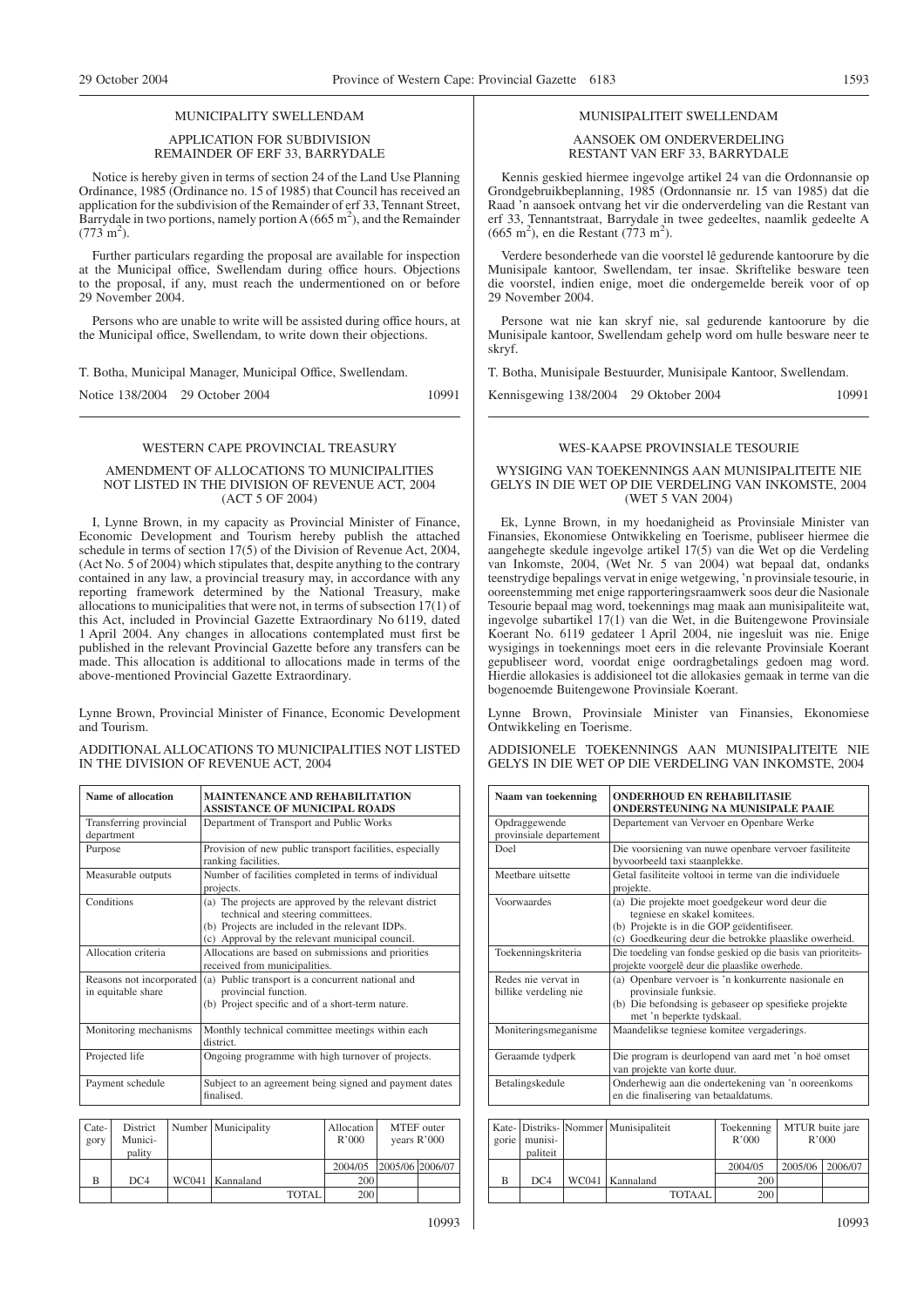## MUNICIPALITY SWELLENDAM

### APPLICATION FOR SUBDIVISION REMAINDER OF ERF 33, BARRYDALE

Notice is hereby given in terms of section 24 of the Land Use Planning Ordinance, 1985 (Ordinance no. 15 of 1985) that Council has received an application for the subdivision of the Remainder of erf 33, Tennant Street, Barrydale in two portions, namely portion A (665 $m^2$), and the Remainder (773 $m^2$).

Further particulars regarding the proposal are available for inspection at the Municipal office, Swellendam during office hours. Objections to the proposal, if any, must reach the undermentioned on or before 29 November 2004.

Persons who are unable to write will be assisted during office hours, at the Municipal office, Swellendam, to write down their objections.

T. Botha, Municipal Manager, Municipal Office, Swellendam.

Notice 138/2004 29 October 2004 10991

---

## WESTERN CAPE PROVINCIAL TREASURY

### AMENDMENT OF ALLOCATIONS TO MUNICIPALITIES NOT LISTED IN THE DIVISION OF REVENUE ACT, 2004 (ACT 5 OF 2004)

I, Lynne Brown, in my capacity as Provincial Minister of Finance, Economic Development and Tourism hereby publish the attached schedule in terms of section 17(5) of the Division of Revenue Act, 2004, (Act No. 5 of 2004) which stipulates that, despite anything to the contrary contained in any law, a provincial treasury may, in accordance with any reporting framework determined by the National Treasury, make allocations to municipalities that were not, in terms of subsection 17(1) of this Act, included in Provincial Gazette Extraordinary No 6119, dated 1 April 2004. Any changes in allocations contemplated must first be published in the relevant Provincial Gazette before any transfers can be made. This allocation is additional to allocations made in terms of the above-mentioned Provincial Gazette Extraordinary.

Lynne Brown, Provincial Minister of Finance, Economic Development and Tourism.

ADDITIONAL ALLOCATIONS TO MUNICIPALITIES NOT LISTED IN THE DIVISION OF REVENUE ACT, 2004

| Name of allocation | MAINTENANCE AND REHABILITATION ASSISTANCE OF MUNICIPAL ROADS |
|---|---|
| Transferring provincial department | Department of Transport and Public Works |
| Purpose | Provision of new public transport facilities, especially ranking facilities. |
| Measurable outputs | Number of facilities completed in terms of individual projects. |
| Conditions | (a) The projects are approved by the relevant district technical and steering committees.<br>(b) Projects are included in the relevant IDPs.<br>(c) Approval by the relevant municipal council. |
| Allocation criteria | Allocations are based on submissions and priorities received from municipalities. |
| Reasons not incorporated in equitable share | (a) Public transport is a concurrent national and provincial function.<br>(b) Project specific and of a short-term nature. |
| Monitoring mechanisms | Monthly technical committee meetings within each district. |
| Projected life | Ongoing programme with high turnover of projects. |
| Payment schedule | Subject to an agreement being signed and payment dates finalised. |

| Category | District Municipality | Number | Municipality | Allocation R'000 | MTEF outer years R'000 | |
|---|---|---|---|---|---|---|
| | | | | 2004/05 | 2005/06 | 2006/07 |
| B | DC4 | WC041 | Kannaland | 200 | | |
| | | | TOTAL | 200 | | |

10993

---

## MUNISIPALITEIT SWELLENDAM

### AANSOEK OM ONDERVERDELING RESTANT VAN ERF 33, BARRYDALE

Kennis geskied hiermee ingevolge artikel 24 van die Ordonnansie op Grondgebruikbeplanning, 1985 (Ordonnansie nr. 15 van 1985) dat die Raad 'n aansoek ontvang het vir die onderverdeling van die Restant van erf 33, Tennantstraat, Barrydale in twee gedeeltes, naamlik gedeelte A (665 $m^2$), en die Restant (773 $m^2$).

Verdere besonderhede van die voorstel lê gedurende kantoorure by die Munisipale kantoor, Swellendam, ter insae. Skriftelike besware teen die voorstel, indien enige, moet die ondergemelde bereik voor of op 29 November 2004.

Persone wat nie kan skryf nie, sal gedurende kantoorure by die Munisipale kantoor, Swellendam gehelp word om hulle besware neer te skryf.

T. Botha, Munisipale Bestuurder, Munisipale Kantoor, Swellendam.

Kennisgewing 138/2004 29 Oktober 2004 10991

---

## WES-KAAPSE PROVINSIALE TESOURIE

### WYSIGING VAN TOEKENNINGS AAN MUNISIPALITEITE NIE GELYS IN DIE WET OP DIE VERDELING VAN INKOMSTE, 2004 (WET 5 VAN 2004)

Ek, Lynne Brown, in my hoedanigheid as Provinsiale Minister van Finansies, Ekonomiese Ontwikkeling en Toerisme, publiseer hiermee die aangehegte skedule ingevolge artikel 17(5) van die Wet op die Verdeling van Inkomste, 2004, (Wet Nr. 5 van 2004) wat bepaal dat, ondanks teenstrydige bepalings vervat in enige wetgewing, 'n provinsiale tesourie, in ooreenstemming met enige rapporteringsraamwerk soos deur die Nasionale Tesourie bepaal mag word, toekennings mag maak aan munisipaliteite wat, ingevolge subartikel 17(1) van die Wet, in die Buitengewone Provinsiale Koerant No. 6119 gedateer 1 April 2004, nie ingesluit was nie. Enige wysigings in toekennings moet eers in die relevante Provinsiale Koerant gepubliseer word, voordat enige oordragbetalings gedoen mag word. Hierdie allokasies is addisioneel tot die allokasies gemaak in terme van die bogenoemde Buitengewone Provinsiale Koerant.

Lynne Brown, Provinsiale Minister van Finansies, Ekonomiese Ontwikkeling en Toerisme.

ADDISIONELE TOEKENNINGS AAN MUNISIPALITEITE NIE GELYS IN DIE WET OP DIE VERDELING VAN INKOMSTE, 2004

| Naam van toekenning | ONDERHOUD EN REHABILITASIE ONDERSTEUNING NA MUNISIPALE PAAIE |
|---|---|
| Opdraggewende provinsiale departement | Departement van Vervoer en Openbare Werke |
| Doel | Die voorsiening van nuwe openbare vervoer fasiliteite byvoorbeeld taxi staanplekke. |
| Meetbare uitsette | Getal fasiliteite voltooi in terme van die individuele projekte. |
| Voorwaardes | (a) Die projekte moet goedgekeur word deur die tegniese en skakel komitees.<br>(b) Projekte is in die GOP geïdentifiseer.<br>(c) Goedkeuring deur die betrokke plaaslike owerheid. |
| Toekenningskriteria | Die toedeling van fondse geskied op die basis van prioriteits-projekte voorgelê deur die plaaslike owerhede. |
| Redes nie vervat in billike verdeling nie | (a) Openbare vervoer is 'n konkurrente nasionale en provinsiale funksie.<br>(b) Die befondsing is gebaseer op spesifieke projekte met 'n beperkte tydskaal. |
| Moniteringsmeganisme | Maandelikse tegniese komitee vergaderings. |
| Geraamde tydperk | Die program is deurlopend van aard met 'n hoë omset van projekte van korte duur. |
| Betalingskedule | Onderhewig aan die ondertekening van 'n ooreenkoms en die finalisering van betaaldatums. |

| Kategorie | Distriksmunisipaliteit | Nommer | Munisipaliteit | Toekenning R'000 | MTUR buite jare R'000 | |
|---|---|---|---|---|---|---|
| | | | | 2004/05 | 2005/06 | 2006/07 |
| B | DC4 | WC041 | Kannaland | 200 | | |
| | | | TOTAAL | 200 | | |

10993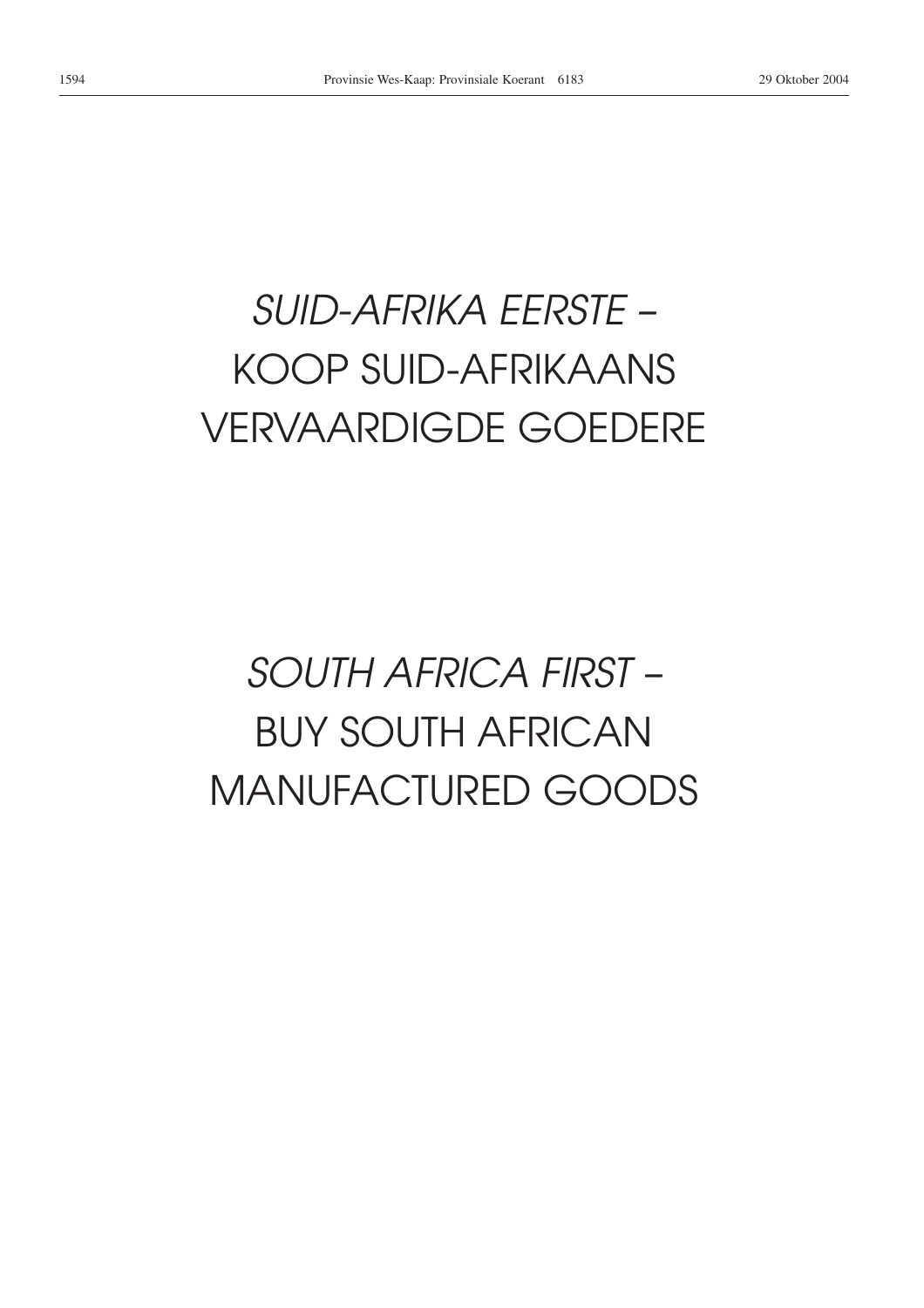*SUID-AFRIKA EERSTE –*
KOOP SUID-AFRIKAANS
VERVAARDIGDE GOEDERE

*SOUTH AFRICA FIRST –*
BUY SOUTH AFRICAN
MANUFACTURED GOODS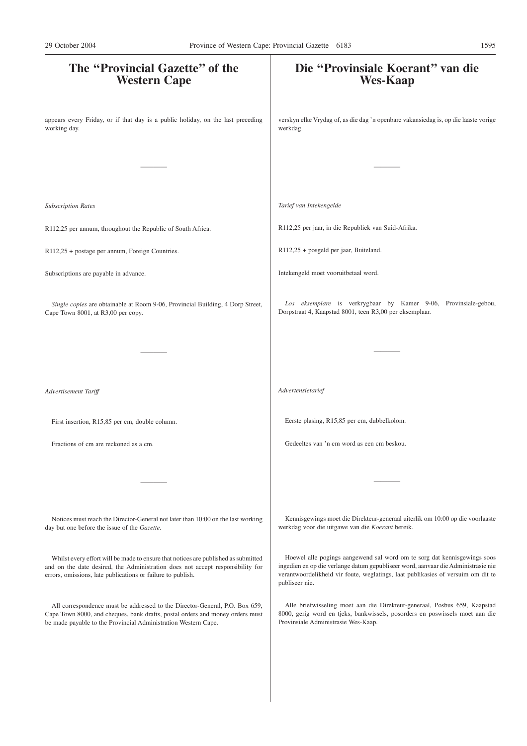# The "Provincial Gazette" of the Western Cape

appears every Friday, or if that day is a public holiday, on the last preceding working day.

---

*Subscription Rates*

R112,25 per annum, throughout the Republic of South Africa.

R112,25 + postage per annum, Foreign Countries.

Subscriptions are payable in advance.

*Single copies* are obtainable at Room 9-06, Provincial Building, 4 Dorp Street, Cape Town 8001, at R3,00 per copy.

---

*Advertisement Tariff*

First insertion, R15,85 per cm, double column.

Fractions of cm are reckoned as a cm.

---

Notices must reach the Director-General not later than 10:00 on the last working day but one before the issue of the *Gazette*.

Whilst every effort will be made to ensure that notices are published as submitted and on the date desired, the Administration does not accept responsibility for errors, omissions, late publications or failure to publish.

All correspondence must be addressed to the Director-General, P.O. Box 659, Cape Town 8000, and cheques, bank drafts, postal orders and money orders must be made payable to the Provincial Administration Western Cape.

# Die "Provinsiale Koerant" van die Wes-Kaap

verskyn elke Vrydag of, as die dag 'n openbare vakansiedag is, op die laaste vorige werkdag.

---

*Tarief van Intekengelde*

R112,25 per jaar, in die Republiek van Suid-Afrika.

R112,25 + posgeld per jaar, Buiteland.

Intekengeld moet vooruitbetaal word.

*Los eksemplare* is verkrygbaar by Kamer 9-06, Provinsiale-gebou, Dorpstraat 4, Kaapstad 8001, teen R3,00 per eksemplaar.

---

*Advertensietarief*

Eerste plasing, R15,85 per cm, dubbelkolom.

Gedeeltes van 'n cm word as een cm beskou.

---

Kennisgewings moet die Direkteur-generaal uiterlik om 10:00 op die voorlaaste werkdag voor die uitgawe van die *Koerant* bereik.

Hoewel alle pogings aangewend sal word om te sorg dat kennisgewings soos ingedien en op die verlange datum gepubliseer word, aanvaar die Administrasie nie verantwoordelikheid vir foute, weglatings, laat publikasies of versuim om dit te publiseer nie.

Alle briefwisseling moet aan die Direkteur-generaal, Posbus 659, Kaapstad 8000, gerig word en tjeks, bankwissels, posorders en poswissels moet aan die Provinsiale Administrasie Wes-Kaap.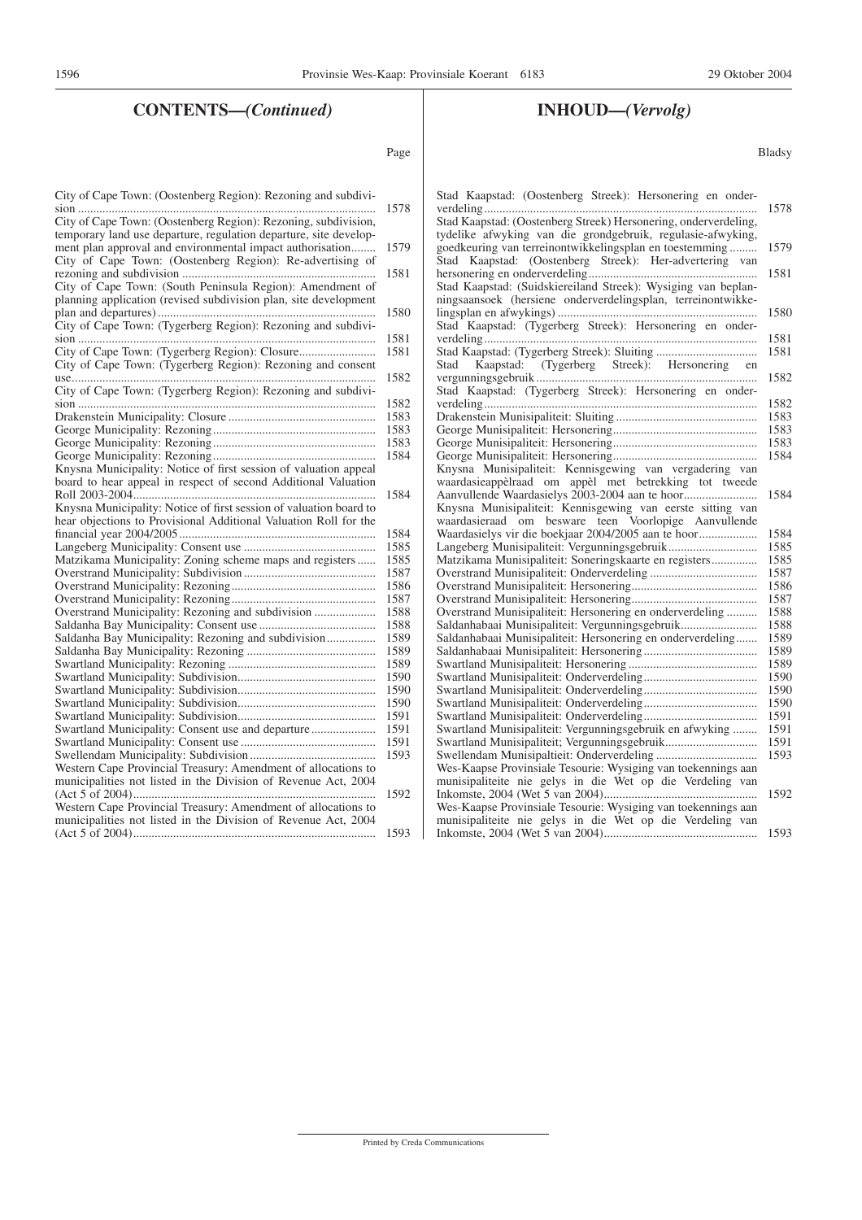## CONTENTS—*(Continued)*

| | Page |
|---|---|
| City of Cape Town: (Oostenberg Region): Rezoning and subdivision | 1578 |
| City of Cape Town: (Oostenberg Region): Rezoning, subdivision, temporary land use departure, regulation departure, site development plan approval and environmental impact authorisation | 1579 |
| City of Cape Town: (Oostenberg Region): Re-advertising of rezoning and subdivision | 1581 |
| City of Cape Town: (South Peninsula Region): Amendment of planning application (revised subdivision plan, site development plan and departures) | 1580 |
| City of Cape Town: (Tygerberg Region): Rezoning and subdivision | 1581 |
| City of Cape Town: (Tygerberg Region): Closure | 1581 |
| City of Cape Town: (Tygerberg Region): Rezoning and consent use | 1582 |
| City of Cape Town: (Tygerberg Region): Rezoning and subdivision | 1582 |
| Drakenstein Municipality: Closure | 1583 |
| George Municipality: Rezoning | 1583 |
| George Municipality: Rezoning | 1583 |
| George Municipality: Rezoning | 1584 |
| Knysna Municipality: Notice of first session of valuation appeal board to hear appeal in respect of second Additional Valuation Roll 2003-2004 | 1584 |
| Knysna Municipality: Notice of first session of valuation board to hear objections to Provisional Additional Valuation Roll for the financial year 2004/2005 | 1584 |
| Langeberg Municipality: Consent use | 1585 |
| Matzikama Municipality: Zoning scheme maps and registers | 1585 |
| Overstrand Municipality: Subdivision | 1587 |
| Overstrand Municipality: Rezoning | 1586 |
| Overstrand Municipality: Rezoning | 1587 |
| Overstrand Municipality: Rezoning and subdivision | 1588 |
| Saldanha Bay Municipality: Consent use | 1588 |
| Saldanha Bay Municipality: Rezoning and subdivision | 1589 |
| Saldanha Bay Municipality: Rezoning | 1589 |
| Swartland Municipality: Rezoning | 1589 |
| Swartland Municipality: Subdivision | 1590 |
| Swartland Municipality: Subdivision | 1590 |
| Swartland Municipality: Subdivision | 1590 |
| Swartland Municipality: Subdivision | 1591 |
| Swartland Municipality: Consent use and departure | 1591 |
| Swartland Municipality: Consent use | 1591 |
| Swellendam Municipality: Subdivision | 1593 |
| Western Cape Provincial Treasury: Amendment of allocations to municipalities not listed in the Division of Revenue Act, 2004 (Act 5 of 2004) | 1592 |
| Western Cape Provincial Treasury: Amendment of allocations to municipalities not listed in the Division of Revenue Act, 2004 (Act 5 of 2004) | 1593 |

## INHOUD—*(Vervolg)*

| | Bladsy |
|---|---|
| Stad Kaapstad: (Oostenberg Streek): Hersonering en onderverdeling | 1578 |
| Stad Kaapstad: (Oostenberg Streek) Hersonering, onderverdeling, tydelike afwyking van die grondgebruik, regulasie-afwyking, goedkeuring van terreinontwikkelingsplan en toestemming | 1579 |
| Stad Kaapstad: (Oostenberg Streek): Her-advertering van hersonering en onderverdeling | 1581 |
| Stad Kaapstad: (Suidskiereiland Streek): Wysiging van beplanningsaansoek (hersiene onderverdelingsplan, terreinontwikkelingsplan en afwykings) | 1580 |
| Stad Kaapstad: (Tygerberg Streek): Hersonering en onderverdeling | 1581 |
| Stad Kaapstad: (Tygerberg Streek): Sluiting | 1581 |
| Stad Kaapstad: (Tygerberg Streek): Hersonering en vergunningsgebruik | 1582 |
| Stad Kaapstad: (Tygerberg Streek): Hersonering en onderverdeling | 1582 |
| Drakenstein Munisipaliteit: Sluiting | 1583 |
| George Munisipaliteit: Hersonering | 1583 |
| George Munisipaliteit: Hersonering | 1583 |
| George Munisipaliteit: Hersonering | 1584 |
| Knysna Munisipaliteit: Kennisgewing van vergadering van waardasieappèlraad om appèl met betrekking tot tweede Aanvullende Waardasielys 2003-2004 aan te hoor | 1584 |
| Knysna Munisipaliteit: Kennisgewing van eerste sitting van waardasieraad om besware teen Voorlopige Aanvullende Waardasielys vir die boekjaar 2004/2005 aan te hoor | 1584 |
| Langeberg Munisipaliteit: Vergunningsgebruik | 1585 |
| Matzikama Munisipaliteit: Soneringskaarte en registers | 1585 |
| Overstrand Munisipaliteit: Onderverdeling | 1587 |
| Overstrand Munisipaliteit: Hersonering | 1586 |
| Overstrand Munisipaliteit: Hersonering | 1587 |
| Overstrand Munisipaliteit: Hersonering en onderverdeling | 1588 |
| Saldanhabaai Munisipaliteit: Vergunningsgebruik | 1588 |
| Saldanhabaai Munisipaliteit: Hersonering en onderverdeling | 1589 |
| Saldanhabaai Munisipaliteit: Hersonering | 1589 |
| Swartland Munisipaliteit: Hersonering | 1589 |
| Swartland Munisipaliteit: Onderverdeling | 1590 |
| Swartland Munisipaliteit: Onderverdeling | 1590 |
| Swartland Munisipaliteit: Onderverdeling | 1590 |
| Swartland Munisipaliteit: Onderverdeling | 1591 |
| Swartland Munisipaliteit: Vergunningsgebruik en afwyking | 1591 |
| Swartland Munisipaliteit; Vergunningsgebruik | 1591 |
| Swellendam Munisipaliteit: Onderverdeling | 1593 |
| Wes-Kaapse Provinsiale Tesourie: Wysiging van toekennings aan munisipaliteite nie gelys in die Wet op die Verdeling van Inkomste, 2004 (Wet 5 van 2004) | 1592 |
| Wes-Kaapse Provinsiale Tesourie: Wysiging van toekennings aan munisipaliteite nie gelys in die Wet op die Verdeling van Inkomste, 2004 (Wet 5 van 2004) | 1593 |

Printed by Creda Communications